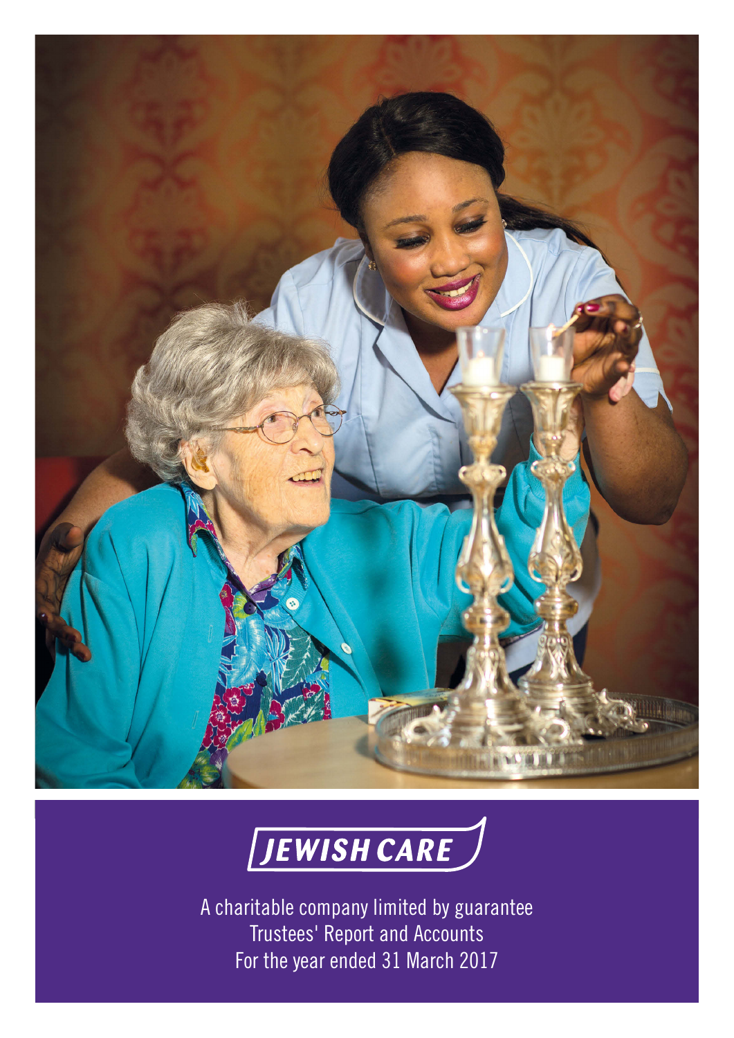JEWISH CARE

A charitable company limited by guarantee
Trustees' Report and Accounts
For the year ended 31 March 2017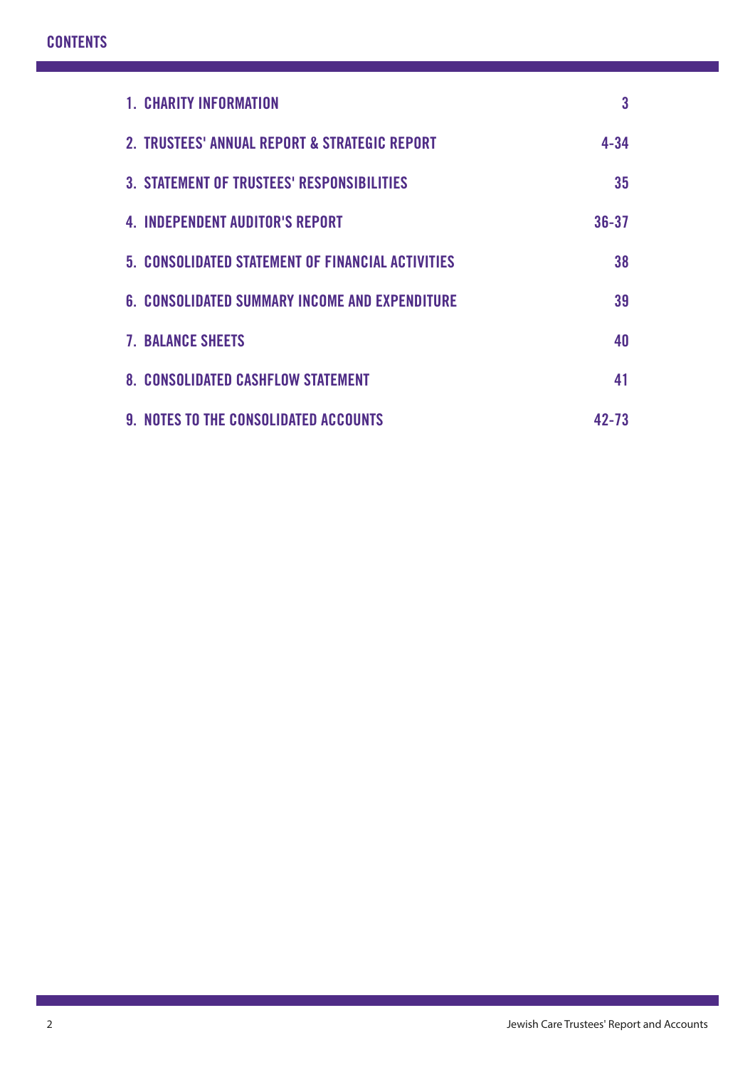# CONTENTS

| | |
|---|---|
| 1. CHARITY INFORMATION | 3 |
| 2. TRUSTEES' ANNUAL REPORT & STRATEGIC REPORT | 4-34 |
| 3. STATEMENT OF TRUSTEES' RESPONSIBILITIES | 35 |
| 4. INDEPENDENT AUDITOR'S REPORT | 36-37 |
| 5. CONSOLIDATED STATEMENT OF FINANCIAL ACTIVITIES | 38 |
| 6. CONSOLIDATED SUMMARY INCOME AND EXPENDITURE | 39 |
| 7. BALANCE SHEETS | 40 |
| 8. CONSOLIDATED CASHFLOW STATEMENT | 41 |
| 9. NOTES TO THE CONSOLIDATED ACCOUNTS | 42-73 |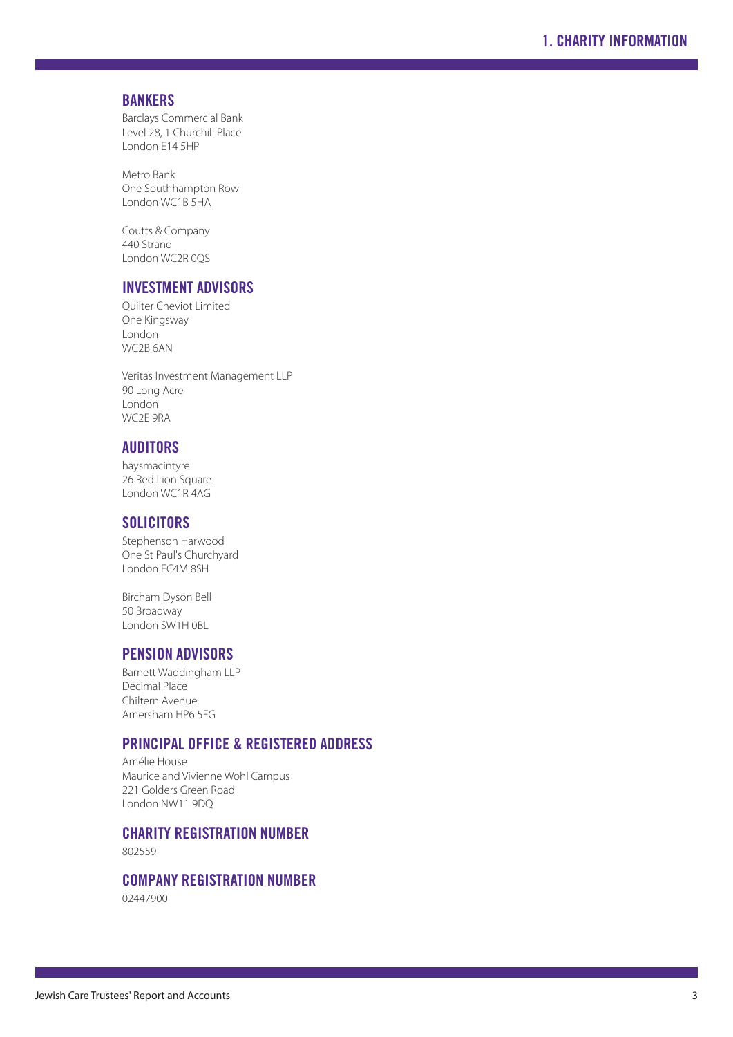# 1. CHARITY INFORMATION

## BANKERS

Barclays Commercial Bank
Level 28, 1 Churchill Place
London E14 5HP

Metro Bank
One Southhampton Row
London WC1B 5HA

Coutts & Company
440 Strand
London WC2R 0QS

## INVESTMENT ADVISORS

Quilter Cheviot Limited
One Kingsway
London
WC2B 6AN

Veritas Investment Management LLP
90 Long Acre
London
WC2E 9RA

## AUDITORS

haysmacintyre
26 Red Lion Square
London WC1R 4AG

## SOLICITORS

Stephenson Harwood
One St Paul's Churchyard
London EC4M 8SH

Bircham Dyson Bell
50 Broadway
London SW1H 0BL

## PENSION ADVISORS

Barnett Waddingham LLP
Decimal Place
Chiltern Avenue
Amersham HP6 5FG

## PRINCIPAL OFFICE & REGISTERED ADDRESS

Amélie House
Maurice and Vivienne Wohl Campus
221 Golders Green Road
London NW11 9DQ

## CHARITY REGISTRATION NUMBER

802559

## COMPANY REGISTRATION NUMBER

02447900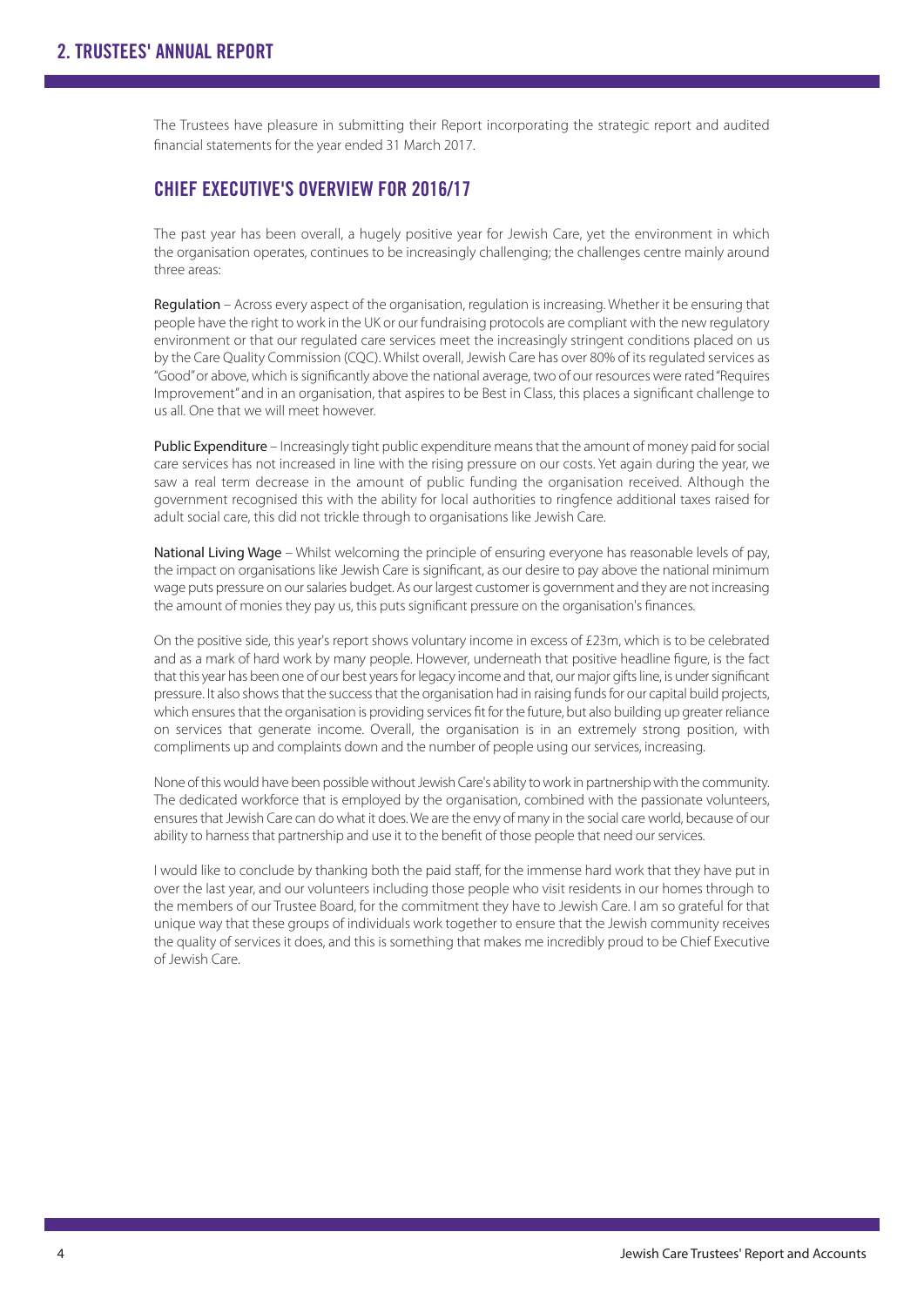# 2. TRUSTEES' ANNUAL REPORT

The Trustees have pleasure in submitting their Report incorporating the strategic report and audited financial statements for the year ended 31 March 2017.

## CHIEF EXECUTIVE'S OVERVIEW FOR 2016/17

The past year has been overall, a hugely positive year for Jewish Care, yet the environment in which the organisation operates, continues to be increasingly challenging; the challenges centre mainly around three areas:

Regulation – Across every aspect of the organisation, regulation is increasing. Whether it be ensuring that people have the right to work in the UK or our fundraising protocols are compliant with the new regulatory environment or that our regulated care services meet the increasingly stringent conditions placed on us by the Care Quality Commission (CQC). Whilst overall, Jewish Care has over 80% of its regulated services as "Good" or above, which is significantly above the national average, two of our resources were rated "Requires Improvement" and in an organisation, that aspires to be Best in Class, this places a significant challenge to us all. One that we will meet however.

Public Expenditure – Increasingly tight public expenditure means that the amount of money paid for social care services has not increased in line with the rising pressure on our costs. Yet again during the year, we saw a real term decrease in the amount of public funding the organisation received. Although the government recognised this with the ability for local authorities to ringfence additional taxes raised for adult social care, this did not trickle through to organisations like Jewish Care.

National Living Wage – Whilst welcoming the principle of ensuring everyone has reasonable levels of pay, the impact on organisations like Jewish Care is significant, as our desire to pay above the national minimum wage puts pressure on our salaries budget. As our largest customer is government and they are not increasing the amount of monies they pay us, this puts significant pressure on the organisation's finances.

On the positive side, this year's report shows voluntary income in excess of £23m, which is to be celebrated and as a mark of hard work by many people. However, underneath that positive headline figure, is the fact that this year has been one of our best years for legacy income and that, our major gifts line, is under significant pressure. It also shows that the success that the organisation had in raising funds for our capital build projects, which ensures that the organisation is providing services fit for the future, but also building up greater reliance on services that generate income. Overall, the organisation is in an extremely strong position, with compliments up and complaints down and the number of people using our services, increasing.

None of this would have been possible without Jewish Care's ability to work in partnership with the community. The dedicated workforce that is employed by the organisation, combined with the passionate volunteers, ensures that Jewish Care can do what it does. We are the envy of many in the social care world, because of our ability to harness that partnership and use it to the benefit of those people that need our services.

I would like to conclude by thanking both the paid staff, for the immense hard work that they have put in over the last year, and our volunteers including those people who visit residents in our homes through to the members of our Trustee Board, for the commitment they have to Jewish Care. I am so grateful for that unique way that these groups of individuals work together to ensure that the Jewish community receives the quality of services it does, and this is something that makes me incredibly proud to be Chief Executive of Jewish Care.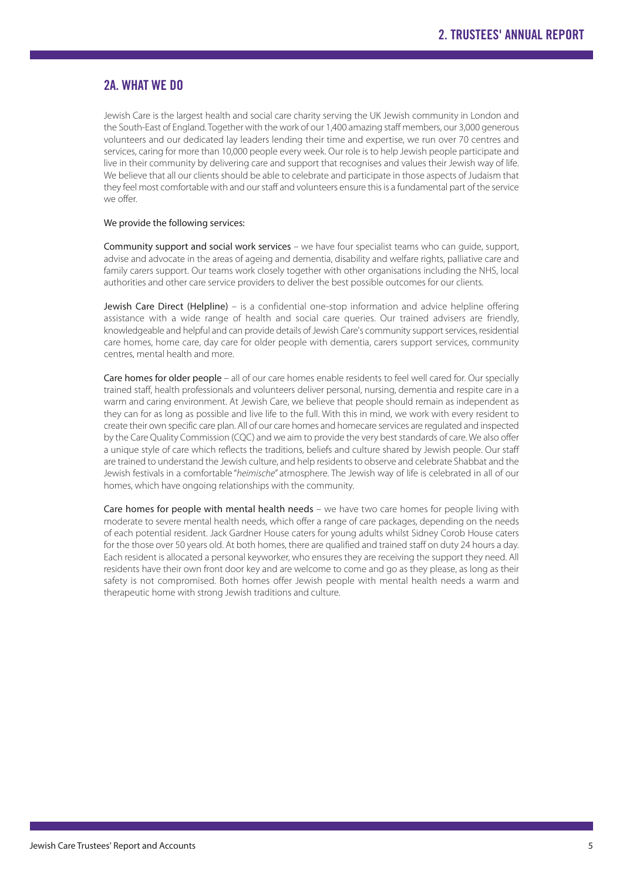## 2A. WHAT WE DO

Jewish Care is the largest health and social care charity serving the UK Jewish community in London and the South-East of England. Together with the work of our 1,400 amazing staff members, our 3,000 generous volunteers and our dedicated lay leaders lending their time and expertise, we run over 70 centres and services, caring for more than 10,000 people every week. Our role is to help Jewish people participate and live in their community by delivering care and support that recognises and values their Jewish way of life. We believe that all our clients should be able to celebrate and participate in those aspects of Judaism that they feel most comfortable with and our staff and volunteers ensure this is a fundamental part of the service we offer.

We provide the following services:

Community support and social work services – we have four specialist teams who can guide, support, advise and advocate in the areas of ageing and dementia, disability and welfare rights, palliative care and family carers support. Our teams work closely together with other organisations including the NHS, local authorities and other care service providers to deliver the best possible outcomes for our clients.

Jewish Care Direct (Helpline) – is a confidential one-stop information and advice helpline offering assistance with a wide range of health and social care queries. Our trained advisers are friendly, knowledgeable and helpful and can provide details of Jewish Care's community support services, residential care homes, home care, day care for older people with dementia, carers support services, community centres, mental health and more.

Care homes for older people – all of our care homes enable residents to feel well cared for. Our specially trained staff, health professionals and volunteers deliver personal, nursing, dementia and respite care in a warm and caring environment. At Jewish Care, we believe that people should remain as independent as they can for as long as possible and live life to the full. With this in mind, we work with every resident to create their own specific care plan. All of our care homes and homecare services are regulated and inspected by the Care Quality Commission (CQC) and we aim to provide the very best standards of care. We also offer a unique style of care which reflects the traditions, beliefs and culture shared by Jewish people. Our staff are trained to understand the Jewish culture, and help residents to observe and celebrate Shabbat and the Jewish festivals in a comfortable "*heimische*" atmosphere. The Jewish way of life is celebrated in all of our homes, which have ongoing relationships with the community.

Care homes for people with mental health needs – we have two care homes for people living with moderate to severe mental health needs, which offer a range of care packages, depending on the needs of each potential resident. Jack Gardner House caters for young adults whilst Sidney Corob House caters for the those over 50 years old. At both homes, there are qualified and trained staff on duty 24 hours a day. Each resident is allocated a personal keyworker, who ensures they are receiving the support they need. All residents have their own front door key and are welcome to come and go as they please, as long as their safety is not compromised. Both homes offer Jewish people with mental health needs a warm and therapeutic home with strong Jewish traditions and culture.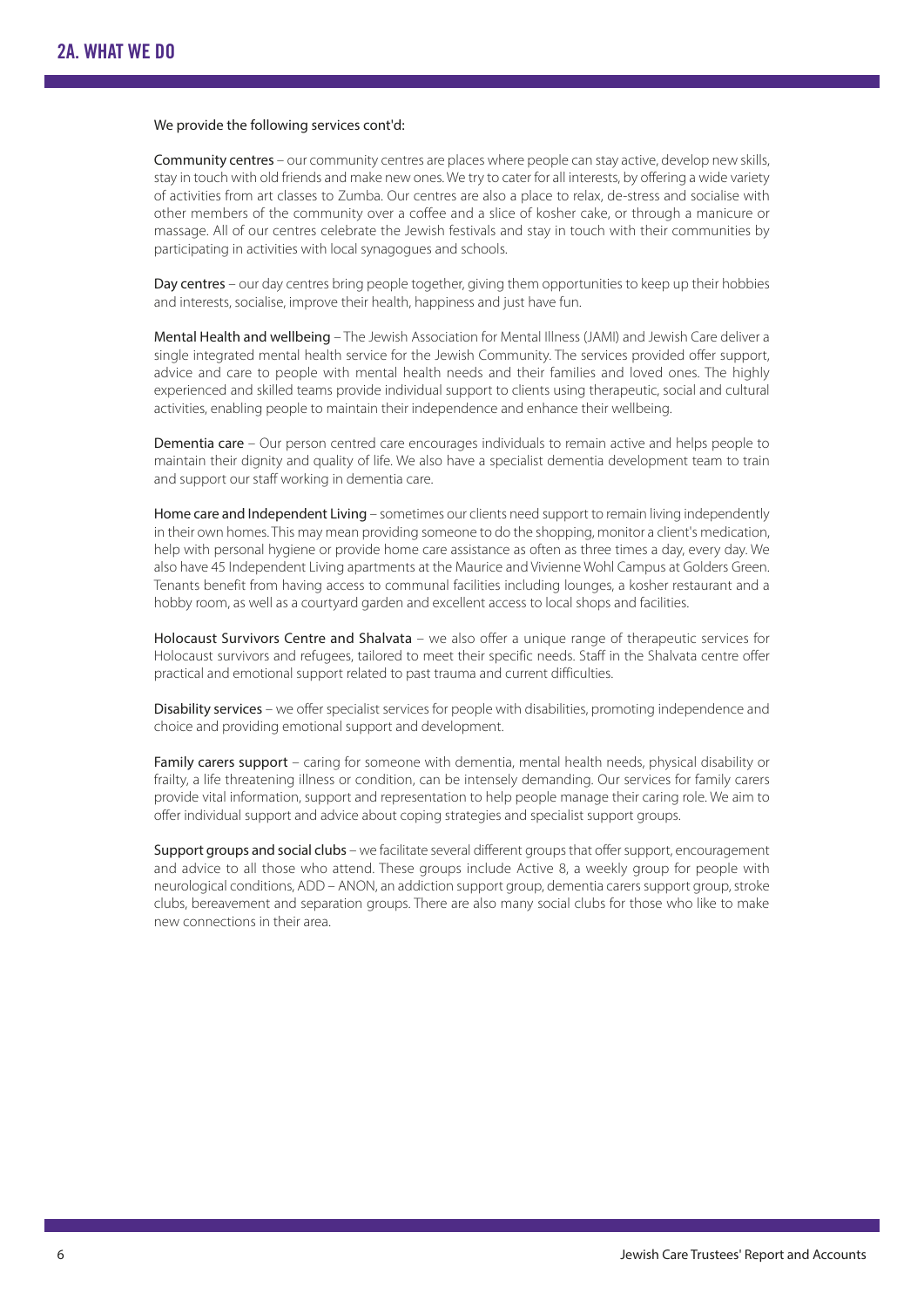## 2A. WHAT WE DO

We provide the following services cont'd:

Community centres – our community centres are places where people can stay active, develop new skills, stay in touch with old friends and make new ones. We try to cater for all interests, by offering a wide variety of activities from art classes to Zumba. Our centres are also a place to relax, de-stress and socialise with other members of the community over a coffee and a slice of kosher cake, or through a manicure or massage. All of our centres celebrate the Jewish festivals and stay in touch with their communities by participating in activities with local synagogues and schools.

Day centres – our day centres bring people together, giving them opportunities to keep up their hobbies and interests, socialise, improve their health, happiness and just have fun.

Mental Health and wellbeing – The Jewish Association for Mental Illness (JAMI) and Jewish Care deliver a single integrated mental health service for the Jewish Community. The services provided offer support, advice and care to people with mental health needs and their families and loved ones. The highly experienced and skilled teams provide individual support to clients using therapeutic, social and cultural activities, enabling people to maintain their independence and enhance their wellbeing.

Dementia care – Our person centred care encourages individuals to remain active and helps people to maintain their dignity and quality of life. We also have a specialist dementia development team to train and support our staff working in dementia care.

Home care and Independent Living – sometimes our clients need support to remain living independently in their own homes. This may mean providing someone to do the shopping, monitor a client's medication, help with personal hygiene or provide home care assistance as often as three times a day, every day. We also have 45 Independent Living apartments at the Maurice and Vivienne Wohl Campus at Golders Green. Tenants benefit from having access to communal facilities including lounges, a kosher restaurant and a hobby room, as well as a courtyard garden and excellent access to local shops and facilities.

Holocaust Survivors Centre and Shalvata – we also offer a unique range of therapeutic services for Holocaust survivors and refugees, tailored to meet their specific needs. Staff in the Shalvata centre offer practical and emotional support related to past trauma and current difficulties.

Disability services – we offer specialist services for people with disabilities, promoting independence and choice and providing emotional support and development.

Family carers support – caring for someone with dementia, mental health needs, physical disability or frailty, a life threatening illness or condition, can be intensely demanding. Our services for family carers provide vital information, support and representation to help people manage their caring role. We aim to offer individual support and advice about coping strategies and specialist support groups.

Support groups and social clubs – we facilitate several different groups that offer support, encouragement and advice to all those who attend. These groups include Active 8, a weekly group for people with neurological conditions, ADD – ANON, an addiction support group, dementia carers support group, stroke clubs, bereavement and separation groups. There are also many social clubs for those who like to make new connections in their area.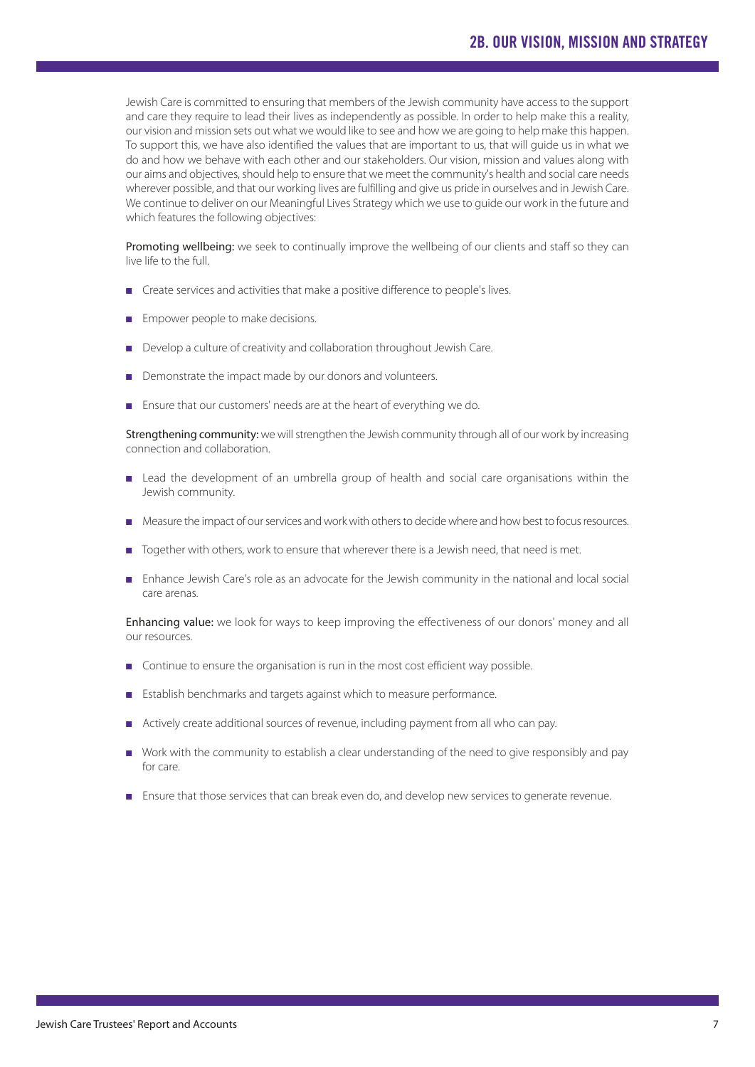## 2B. OUR VISION, MISSION AND STRATEGY

Jewish Care is committed to ensuring that members of the Jewish community have access to the support and care they require to lead their lives as independently as possible. In order to help make this a reality, our vision and mission sets out what we would like to see and how we are going to help make this happen. To support this, we have also identified the values that are important to us, that will guide us in what we do and how we behave with each other and our stakeholders. Our vision, mission and values along with our aims and objectives, should help to ensure that we meet the community's health and social care needs wherever possible, and that our working lives are fulfilling and give us pride in ourselves and in Jewish Care. We continue to deliver on our Meaningful Lives Strategy which we use to guide our work in the future and which features the following objectives:

Promoting wellbeing: we seek to continually improve the wellbeing of our clients and staff so they can live life to the full.

- Create services and activities that make a positive difference to people's lives.
- Empower people to make decisions.
- Develop a culture of creativity and collaboration throughout Jewish Care.
- Demonstrate the impact made by our donors and volunteers.
- Ensure that our customers' needs are at the heart of everything we do.

Strengthening community: we will strengthen the Jewish community through all of our work by increasing connection and collaboration.

- Lead the development of an umbrella group of health and social care organisations within the Jewish community.
- Measure the impact of our services and work with others to decide where and how best to focus resources.
- Together with others, work to ensure that wherever there is a Jewish need, that need is met.
- Enhance Jewish Care's role as an advocate for the Jewish community in the national and local social care arenas.

Enhancing value: we look for ways to keep improving the effectiveness of our donors' money and all our resources.

- Continue to ensure the organisation is run in the most cost efficient way possible.
- Establish benchmarks and targets against which to measure performance.
- Actively create additional sources of revenue, including payment from all who can pay.
- Work with the community to establish a clear understanding of the need to give responsibly and pay for care.
- Ensure that those services that can break even do, and develop new services to generate revenue.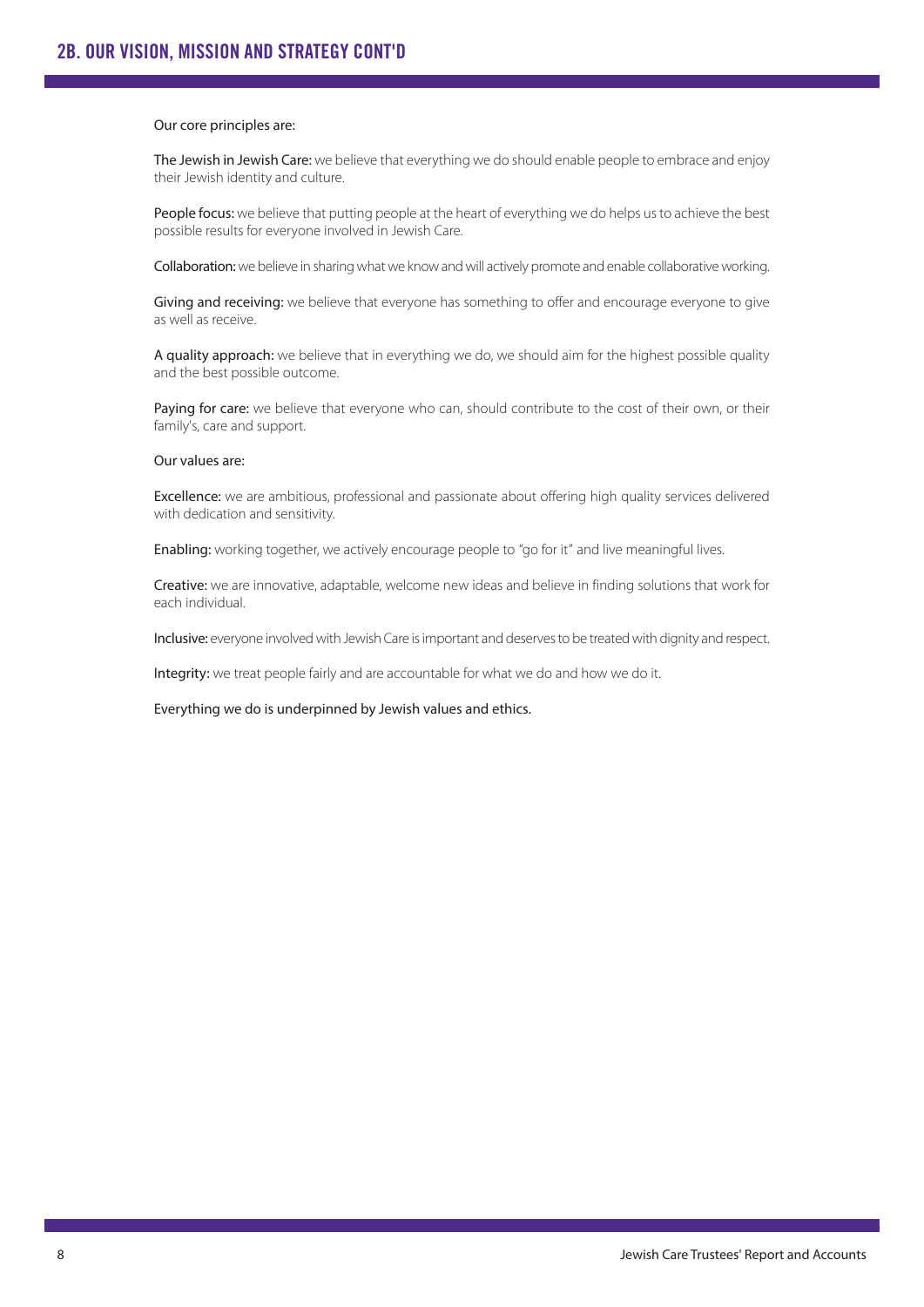## 2B. OUR VISION, MISSION AND STRATEGY CONT'D

Our core principles are:

**The Jewish in Jewish Care:** we believe that everything we do should enable people to embrace and enjoy their Jewish identity and culture.

**People focus:** we believe that putting people at the heart of everything we do helps us to achieve the best possible results for everyone involved in Jewish Care.

**Collaboration:** we believe in sharing what we know and will actively promote and enable collaborative working.

**Giving and receiving:** we believe that everyone has something to offer and encourage everyone to give as well as receive.

**A quality approach:** we believe that in everything we do, we should aim for the highest possible quality and the best possible outcome.

**Paying for care:** we believe that everyone who can, should contribute to the cost of their own, or their family's, care and support.

Our values are:

**Excellence:** we are ambitious, professional and passionate about offering high quality services delivered with dedication and sensitivity.

**Enabling:** working together, we actively encourage people to "go for it" and live meaningful lives.

**Creative:** we are innovative, adaptable, welcome new ideas and believe in finding solutions that work for each individual.

**Inclusive:** everyone involved with Jewish Care is important and deserves to be treated with dignity and respect.

**Integrity:** we treat people fairly and are accountable for what we do and how we do it.

Everything we do is underpinned by Jewish values and ethics.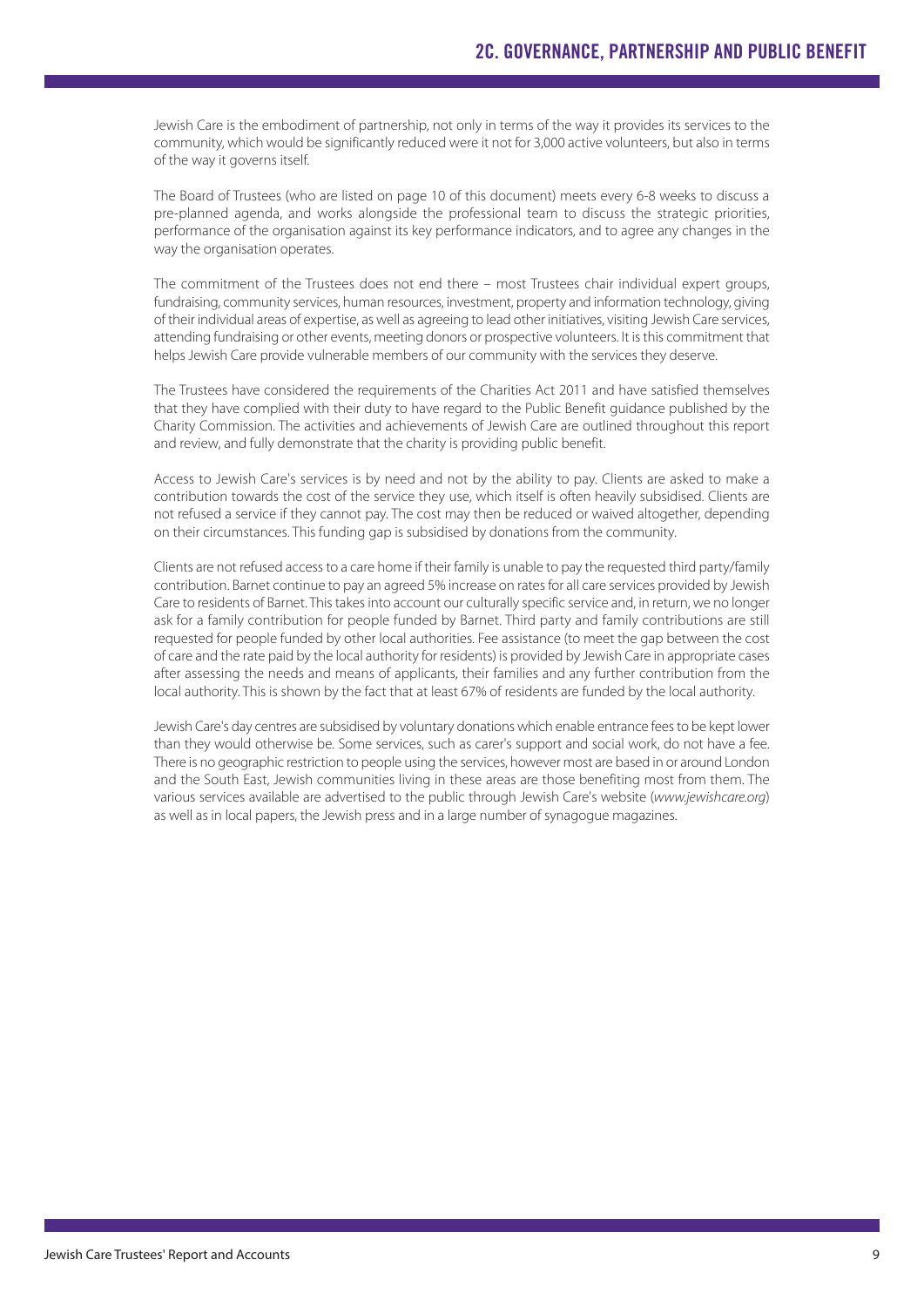## 2C. GOVERNANCE, PARTNERSHIP AND PUBLIC BENEFIT

Jewish Care is the embodiment of partnership, not only in terms of the way it provides its services to the community, which would be significantly reduced were it not for 3,000 active volunteers, but also in terms of the way it governs itself.

The Board of Trustees (who are listed on page 10 of this document) meets every 6-8 weeks to discuss a pre-planned agenda, and works alongside the professional team to discuss the strategic priorities, performance of the organisation against its key performance indicators, and to agree any changes in the way the organisation operates.

The commitment of the Trustees does not end there – most Trustees chair individual expert groups, fundraising, community services, human resources, investment, property and information technology, giving of their individual areas of expertise, as well as agreeing to lead other initiatives, visiting Jewish Care services, attending fundraising or other events, meeting donors or prospective volunteers. It is this commitment that helps Jewish Care provide vulnerable members of our community with the services they deserve.

The Trustees have considered the requirements of the Charities Act 2011 and have satisfied themselves that they have complied with their duty to have regard to the Public Benefit guidance published by the Charity Commission. The activities and achievements of Jewish Care are outlined throughout this report and review, and fully demonstrate that the charity is providing public benefit.

Access to Jewish Care's services is by need and not by the ability to pay. Clients are asked to make a contribution towards the cost of the service they use, which itself is often heavily subsidised. Clients are not refused a service if they cannot pay. The cost may then be reduced or waived altogether, depending on their circumstances. This funding gap is subsidised by donations from the community.

Clients are not refused access to a care home if their family is unable to pay the requested third party/family contribution. Barnet continue to pay an agreed 5% increase on rates for all care services provided by Jewish Care to residents of Barnet. This takes into account our culturally specific service and, in return, we no longer ask for a family contribution for people funded by Barnet. Third party and family contributions are still requested for people funded by other local authorities. Fee assistance (to meet the gap between the cost of care and the rate paid by the local authority for residents) is provided by Jewish Care in appropriate cases after assessing the needs and means of applicants, their families and any further contribution from the local authority. This is shown by the fact that at least 67% of residents are funded by the local authority.

Jewish Care's day centres are subsidised by voluntary donations which enable entrance fees to be kept lower than they would otherwise be. Some services, such as carer's support and social work, do not have a fee. There is no geographic restriction to people using the services, however most are based in or around London and the South East, Jewish communities living in these areas are those benefiting most from them. The various services available are advertised to the public through Jewish Care's website (*www.jewishcare.org*) as well as in local papers, the Jewish press and in a large number of synagogue magazines.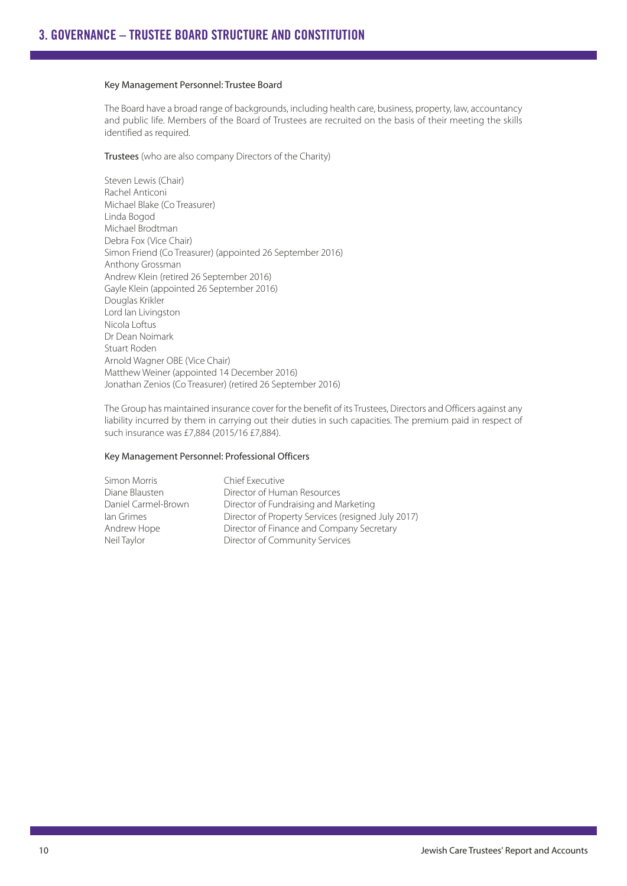## 3. GOVERNANCE – TRUSTEE BOARD STRUCTURE AND CONSTITUTION

### Key Management Personnel: Trustee Board

The Board have a broad range of backgrounds, including health care, business, property, law, accountancy and public life. Members of the Board of Trustees are recruited on the basis of their meeting the skills identified as required.

**Trustees** (who are also company Directors of the Charity)

Steven Lewis (Chair)
Rachel Anticoni
Michael Blake (Co Treasurer)
Linda Bogod
Michael Brodtman
Debra Fox (Vice Chair)
Simon Friend (Co Treasurer) (appointed 26 September 2016)
Anthony Grossman
Andrew Klein (retired 26 September 2016)
Gayle Klein (appointed 26 September 2016)
Douglas Krikler
Lord Ian Livingston
Nicola Loftus
Dr Dean Noimark
Stuart Roden
Arnold Wagner OBE (Vice Chair)
Matthew Weiner (appointed 14 December 2016)
Jonathan Zenios (Co Treasurer) (retired 26 September 2016)

The Group has maintained insurance cover for the benefit of its Trustees, Directors and Officers against any liability incurred by them in carrying out their duties in such capacities. The premium paid in respect of such insurance was £7,884 (2015/16 £7,884).

### Key Management Personnel: Professional Officers

| | |
|---|---|
| Simon Morris | Chief Executive |
| Diane Blausten | Director of Human Resources |
| Daniel Carmel-Brown | Director of Fundraising and Marketing |
| Ian Grimes | Director of Property Services (resigned July 2017) |
| Andrew Hope | Director of Finance and Company Secretary |
| Neil Taylor | Director of Community Services |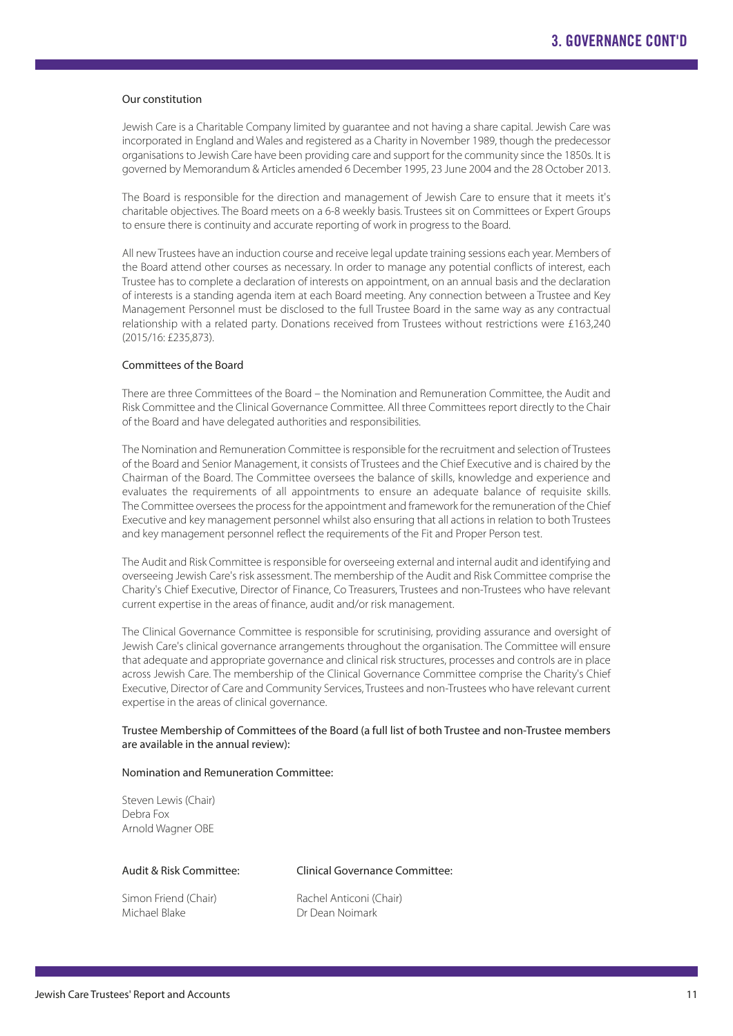## 3. GOVERNANCE CONT'D

### Our constitution

Jewish Care is a Charitable Company limited by guarantee and not having a share capital. Jewish Care was incorporated in England and Wales and registered as a Charity in November 1989, though the predecessor organisations to Jewish Care have been providing care and support for the community since the 1850s. It is governed by Memorandum & Articles amended 6 December 1995, 23 June 2004 and the 28 October 2013.

The Board is responsible for the direction and management of Jewish Care to ensure that it meets it's charitable objectives. The Board meets on a 6-8 weekly basis. Trustees sit on Committees or Expert Groups to ensure there is continuity and accurate reporting of work in progress to the Board.

All new Trustees have an induction course and receive legal update training sessions each year. Members of the Board attend other courses as necessary. In order to manage any potential conflicts of interest, each Trustee has to complete a declaration of interests on appointment, on an annual basis and the declaration of interests is a standing agenda item at each Board meeting. Any connection between a Trustee and Key Management Personnel must be disclosed to the full Trustee Board in the same way as any contractual relationship with a related party. Donations received from Trustees without restrictions were £163,240 (2015/16: £235,873).

### Committees of the Board

There are three Committees of the Board – the Nomination and Remuneration Committee, the Audit and Risk Committee and the Clinical Governance Committee. All three Committees report directly to the Chair of the Board and have delegated authorities and responsibilities.

The Nomination and Remuneration Committee is responsible for the recruitment and selection of Trustees of the Board and Senior Management, it consists of Trustees and the Chief Executive and is chaired by the Chairman of the Board. The Committee oversees the balance of skills, knowledge and experience and evaluates the requirements of all appointments to ensure an adequate balance of requisite skills. The Committee oversees the process for the appointment and framework for the remuneration of the Chief Executive and key management personnel whilst also ensuring that all actions in relation to both Trustees and key management personnel reflect the requirements of the Fit and Proper Person test.

The Audit and Risk Committee is responsible for overseeing external and internal audit and identifying and overseeing Jewish Care's risk assessment. The membership of the Audit and Risk Committee comprise the Charity's Chief Executive, Director of Finance, Co Treasurers, Trustees and non-Trustees who have relevant current expertise in the areas of finance, audit and/or risk management.

The Clinical Governance Committee is responsible for scrutinising, providing assurance and oversight of Jewish Care's clinical governance arrangements throughout the organisation. The Committee will ensure that adequate and appropriate governance and clinical risk structures, processes and controls are in place across Jewish Care. The membership of the Clinical Governance Committee comprise the Charity's Chief Executive, Director of Care and Community Services, Trustees and non-Trustees who have relevant current expertise in the areas of clinical governance.

Trustee Membership of Committees of the Board (a full list of both Trustee and non-Trustee members are available in the annual review):

Nomination and Remuneration Committee:

Steven Lewis (Chair)
Debra Fox
Arnold Wagner OBE

Audit & Risk Committee:

Simon Friend (Chair)
Michael Blake

Clinical Governance Committee:

Rachel Anticoni (Chair)
Dr Dean Noimark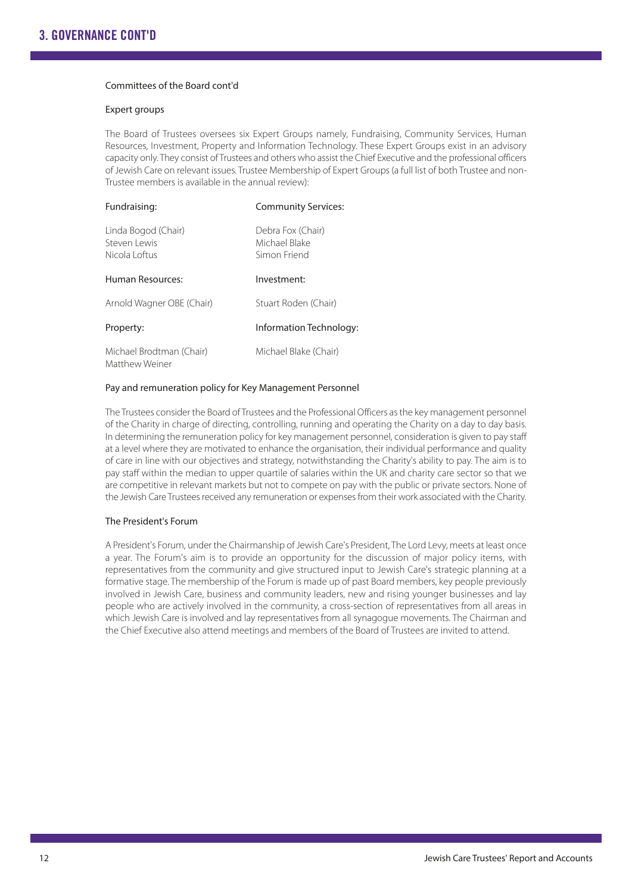# 3. GOVERNANCE CONT'D

Committees of the Board cont'd

Expert groups

The Board of Trustees oversees six Expert Groups namely, Fundraising, Community Services, Human Resources, Investment, Property and Information Technology. These Expert Groups exist in an advisory capacity only. They consist of Trustees and others who assist the Chief Executive and the professional officers of Jewish Care on relevant issues. Trustee Membership of Expert Groups (a full list of both Trustee and non-Trustee members is available in the annual review):

Fundraising:

Linda Bogod (Chair)
Steven Lewis
Nicola Loftus

Community Services:

Debra Fox (Chair)
Michael Blake
Simon Friend

Human Resources:

Arnold Wagner OBE (Chair)

Investment:

Stuart Roden (Chair)

Property:

Michael Brodtman (Chair)
Matthew Weiner

Information Technology:

Michael Blake (Chair)

Pay and remuneration policy for Key Management Personnel

The Trustees consider the Board of Trustees and the Professional Officers as the key management personnel of the Charity in charge of directing, controlling, running and operating the Charity on a day to day basis. In determining the remuneration policy for key management personnel, consideration is given to pay staff at a level where they are motivated to enhance the organisation, their individual performance and quality of care in line with our objectives and strategy, notwithstanding the Charity's ability to pay. The aim is to pay staff within the median to upper quartile of salaries within the UK and charity care sector so that we are competitive in relevant markets but not to compete on pay with the public or private sectors. None of the Jewish Care Trustees received any remuneration or expenses from their work associated with the Charity.

The President's Forum

A President's Forum, under the Chairmanship of Jewish Care's President, The Lord Levy, meets at least once a year. The Forum's aim is to provide an opportunity for the discussion of major policy items, with representatives from the community and give structured input to Jewish Care's strategic planning at a formative stage. The membership of the Forum is made up of past Board members, key people previously involved in Jewish Care, business and community leaders, new and rising younger businesses and lay people who are actively involved in the community, a cross-section of representatives from all areas in which Jewish Care is involved and lay representatives from all synagogue movements. The Chairman and the Chief Executive also attend meetings and members of the Board of Trustees are invited to attend.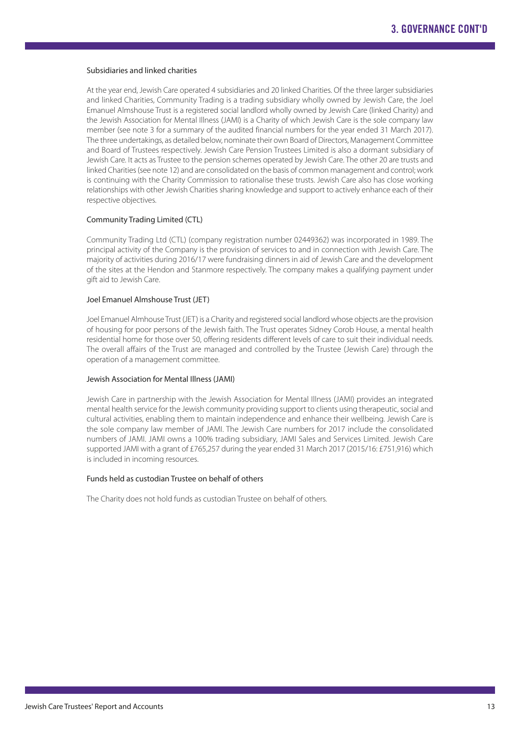## 3. GOVERNANCE CONT'D

### Subsidiaries and linked charities

At the year end, Jewish Care operated 4 subsidiaries and 20 linked Charities. Of the three larger subsidiaries and linked Charities, Community Trading is a trading subsidiary wholly owned by Jewish Care, the Joel Emanuel Almshouse Trust is a registered social landlord wholly owned by Jewish Care (linked Charity) and the Jewish Association for Mental Illness (JAMI) is a Charity of which Jewish Care is the sole company law member (see note 3 for a summary of the audited financial numbers for the year ended 31 March 2017). The three undertakings, as detailed below, nominate their own Board of Directors, Management Committee and Board of Trustees respectively. Jewish Care Pension Trustees Limited is also a dormant subsidiary of Jewish Care. It acts as Trustee to the pension schemes operated by Jewish Care. The other 20 are trusts and linked Charities (see note 12) and are consolidated on the basis of common management and control; work is continuing with the Charity Commission to rationalise these trusts. Jewish Care also has close working relationships with other Jewish Charities sharing knowledge and support to actively enhance each of their respective objectives.

### Community Trading Limited (CTL)

Community Trading Ltd (CTL) (company registration number 02449362) was incorporated in 1989. The principal activity of the Company is the provision of services to and in connection with Jewish Care. The majority of activities during 2016/17 were fundraising dinners in aid of Jewish Care and the development of the sites at the Hendon and Stanmore respectively. The company makes a qualifying payment under gift aid to Jewish Care.

### Joel Emanuel Almshouse Trust (JET)

Joel Emanuel Almhouse Trust (JET) is a Charity and registered social landlord whose objects are the provision of housing for poor persons of the Jewish faith. The Trust operates Sidney Corob House, a mental health residential home for those over 50, offering residents different levels of care to suit their individual needs. The overall affairs of the Trust are managed and controlled by the Trustee (Jewish Care) through the operation of a management committee.

### Jewish Association for Mental Illness (JAMI)

Jewish Care in partnership with the Jewish Association for Mental Illness (JAMI) provides an integrated mental health service for the Jewish community providing support to clients using therapeutic, social and cultural activities, enabling them to maintain independence and enhance their wellbeing. Jewish Care is the sole company law member of JAMI. The Jewish Care numbers for 2017 include the consolidated numbers of JAMI. JAMI owns a 100% trading subsidiary, JAMI Sales and Services Limited. Jewish Care supported JAMI with a grant of £765,257 during the year ended 31 March 2017 (2015/16: £751,916) which is included in incoming resources.

### Funds held as custodian Trustee on behalf of others

The Charity does not hold funds as custodian Trustee on behalf of others.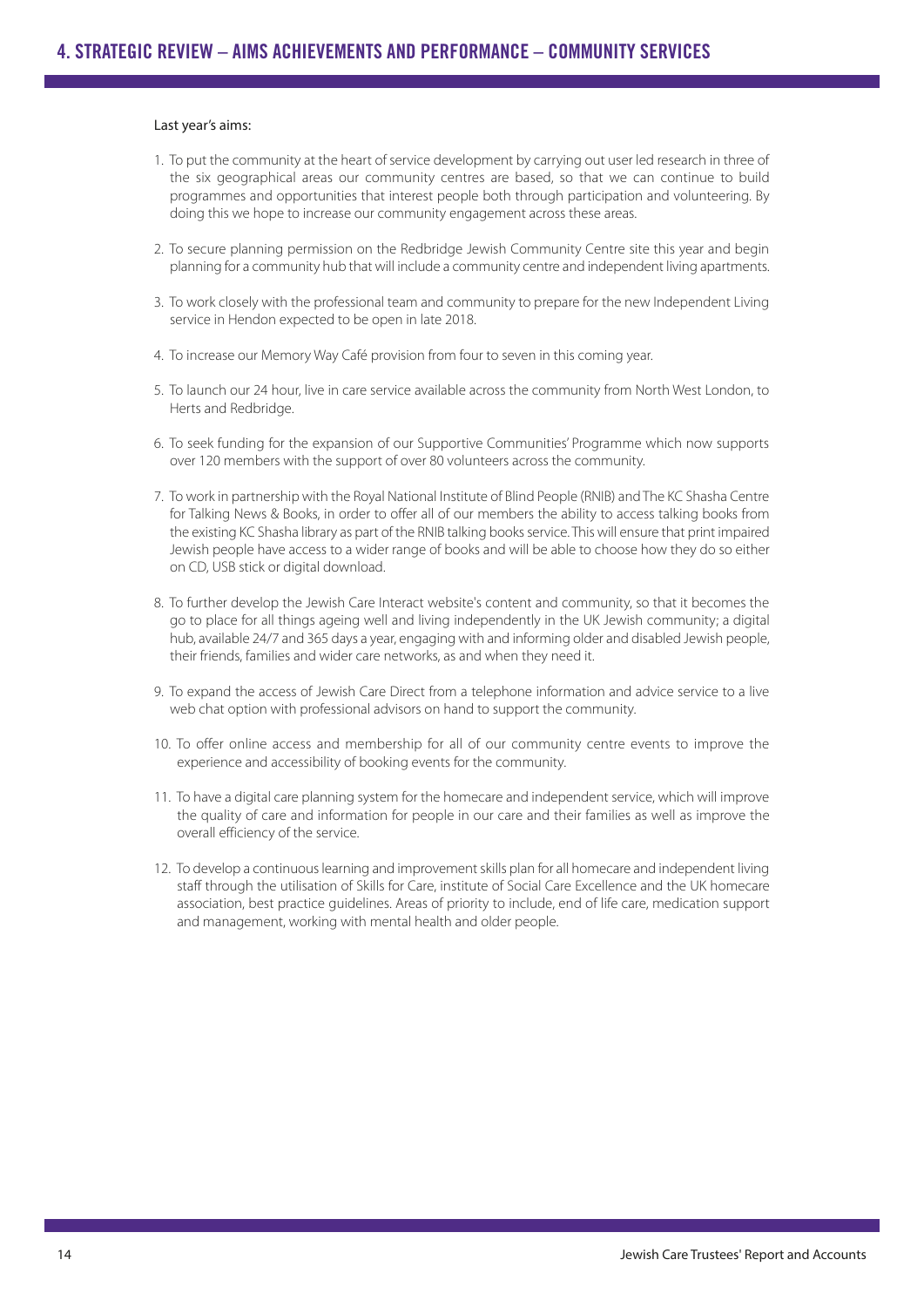# 4. STRATEGIC REVIEW – AIMS ACHIEVEMENTS AND PERFORMANCE – COMMUNITY SERVICES

Last year's aims:

1. To put the community at the heart of service development by carrying out user led research in three of the six geographical areas our community centres are based, so that we can continue to build programmes and opportunities that interest people both through participation and volunteering. By doing this we hope to increase our community engagement across these areas.
2. To secure planning permission on the Redbridge Jewish Community Centre site this year and begin planning for a community hub that will include a community centre and independent living apartments.
3. To work closely with the professional team and community to prepare for the new Independent Living service in Hendon expected to be open in late 2018.
4. To increase our Memory Way Café provision from four to seven in this coming year.
5. To launch our 24 hour, live in care service available across the community from North West London, to Herts and Redbridge.
6. To seek funding for the expansion of our Supportive Communities' Programme which now supports over 120 members with the support of over 80 volunteers across the community.
7. To work in partnership with the Royal National Institute of Blind People (RNIB) and The KC Shasha Centre for Talking News & Books, in order to offer all of our members the ability to access talking books from the existing KC Shasha library as part of the RNIB talking books service. This will ensure that print impaired Jewish people have access to a wider range of books and will be able to choose how they do so either on CD, USB stick or digital download.
8. To further develop the Jewish Care Interact website's content and community, so that it becomes the go to place for all things ageing well and living independently in the UK Jewish community; a digital hub, available 24/7 and 365 days a year, engaging with and informing older and disabled Jewish people, their friends, families and wider care networks, as and when they need it.
9. To expand the access of Jewish Care Direct from a telephone information and advice service to a live web chat option with professional advisors on hand to support the community.
10. To offer online access and membership for all of our community centre events to improve the experience and accessibility of booking events for the community.
11. To have a digital care planning system for the homecare and independent service, which will improve the quality of care and information for people in our care and their families as well as improve the overall efficiency of the service.
12. To develop a continuous learning and improvement skills plan for all homecare and independent living staff through the utilisation of Skills for Care, institute of Social Care Excellence and the UK homecare association, best practice guidelines. Areas of priority to include, end of life care, medication support and management, working with mental health and older people.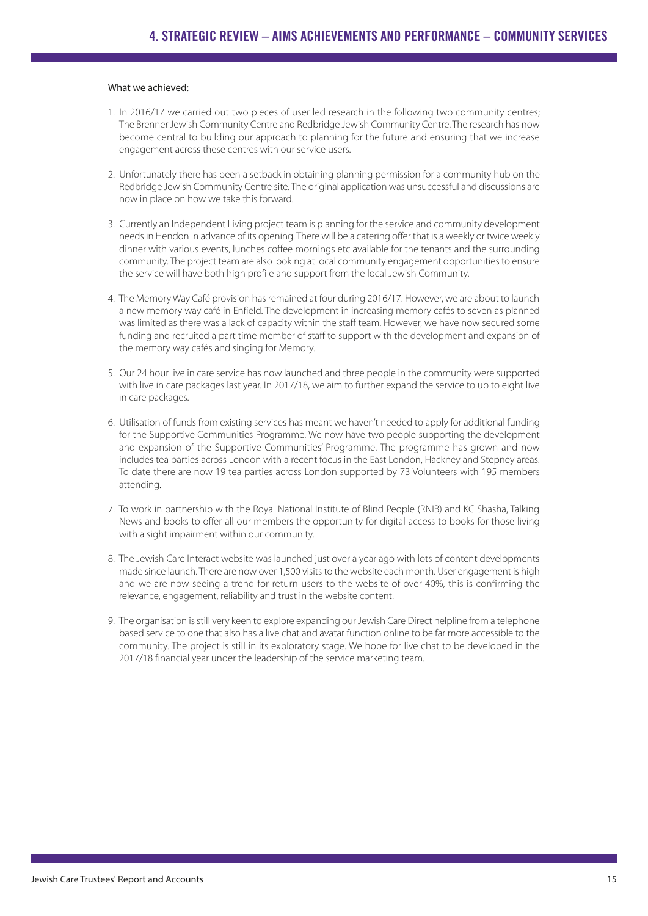What we achieved:

1. In 2016/17 we carried out two pieces of user led research in the following two community centres; The Brenner Jewish Community Centre and Redbridge Jewish Community Centre. The research has now become central to building our approach to planning for the future and ensuring that we increase engagement across these centres with our service users.

2. Unfortunately there has been a setback in obtaining planning permission for a community hub on the Redbridge Jewish Community Centre site. The original application was unsuccessful and discussions are now in place on how we take this forward.

3. Currently an Independent Living project team is planning for the service and community development needs in Hendon in advance of its opening. There will be a catering offer that is a weekly or twice weekly dinner with various events, lunches coffee mornings etc available for the tenants and the surrounding community. The project team are also looking at local community engagement opportunities to ensure the service will have both high profile and support from the local Jewish Community.

4. The Memory Way Café provision has remained at four during 2016/17. However, we are about to launch a new memory way café in Enfield. The development in increasing memory cafés to seven as planned was limited as there was a lack of capacity within the staff team. However, we have now secured some funding and recruited a part time member of staff to support with the development and expansion of the memory way cafés and singing for Memory.

5. Our 24 hour live in care service has now launched and three people in the community were supported with live in care packages last year. In 2017/18, we aim to further expand the service to up to eight live in care packages.

6. Utilisation of funds from existing services has meant we haven't needed to apply for additional funding for the Supportive Communities Programme. We now have two people supporting the development and expansion of the Supportive Communities' Programme. The programme has grown and now includes tea parties across London with a recent focus in the East London, Hackney and Stepney areas. To date there are now 19 tea parties across London supported by 73 Volunteers with 195 members attending.

7. To work in partnership with the Royal National Institute of Blind People (RNIB) and KC Shasha, Talking News and books to offer all our members the opportunity for digital access to books for those living with a sight impairment within our community.

8. The Jewish Care Interact website was launched just over a year ago with lots of content developments made since launch. There are now over 1,500 visits to the website each month. User engagement is high and we are now seeing a trend for return users to the website of over 40%, this is confirming the relevance, engagement, reliability and trust in the website content.

9. The organisation is still very keen to explore expanding our Jewish Care Direct helpline from a telephone based service to one that also has a live chat and avatar function online to be far more accessible to the community. The project is still in its exploratory stage. We hope for live chat to be developed in the 2017/18 financial year under the leadership of the service marketing team.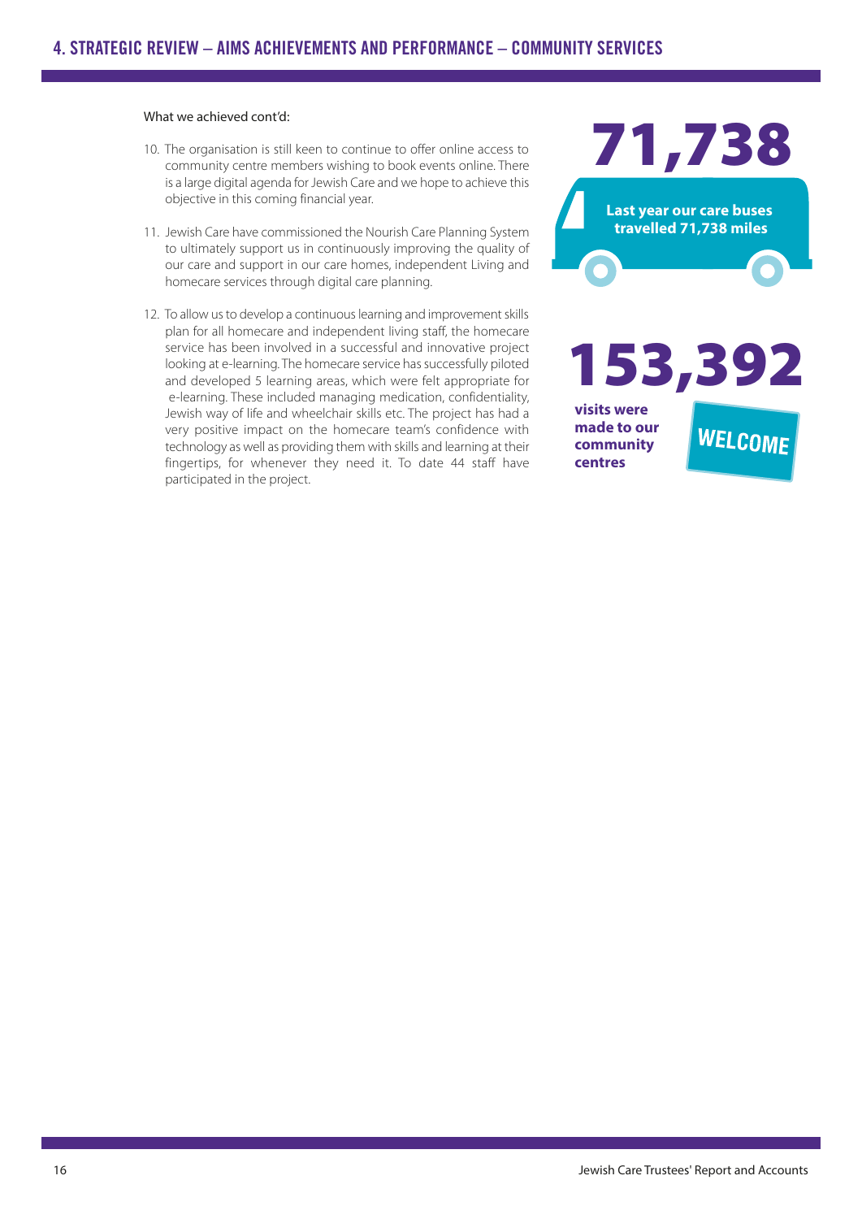## 4. STRATEGIC REVIEW – AIMS ACHIEVEMENTS AND PERFORMANCE – COMMUNITY SERVICES

What we achieved cont'd:

10. The organisation is still keen to continue to offer online access to community centre members wishing to book events online. There is a large digital agenda for Jewish Care and we hope to achieve this objective in this coming financial year.

11. Jewish Care have commissioned the Nourish Care Planning System to ultimately support us in continuously improving the quality of our care and support in our care homes, independent Living and homecare services through digital care planning.

12. To allow us to develop a continuous learning and improvement skills plan for all homecare and independent living staff, the homecare service has been involved in a successful and innovative project looking at e-learning. The homecare service has successfully piloted and developed 5 learning areas, which were felt appropriate for e-learning. These included managing medication, confidentiality, Jewish way of life and wheelchair skills etc. The project has had a very positive impact on the homecare team's confidence with technology as well as providing them with skills and learning at their fingertips, for whenever they need it. To date 44 staff have participated in the project.

**71,738**

**Last year our care buses travelled 71,738 miles**

**153,392**

**visits were made to our community centres**

WELCOME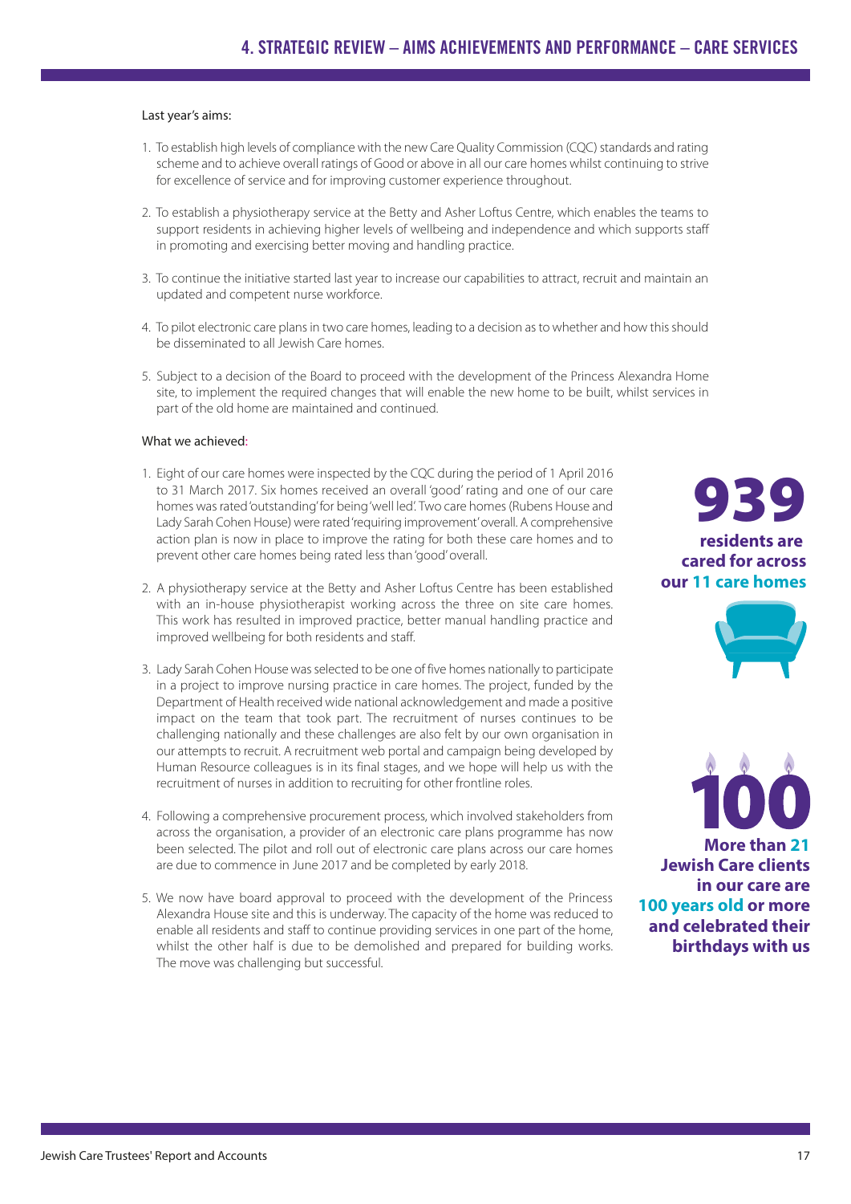# 4. STRATEGIC REVIEW – AIMS ACHIEVEMENTS AND PERFORMANCE – CARE SERVICES

Last year's aims:

1. To establish high levels of compliance with the new Care Quality Commission (CQC) standards and rating scheme and to achieve overall ratings of Good or above in all our care homes whilst continuing to strive for excellence of service and for improving customer experience throughout.

2. To establish a physiotherapy service at the Betty and Asher Loftus Centre, which enables the teams to support residents in achieving higher levels of wellbeing and independence and which supports staff in promoting and exercising better moving and handling practice.

3. To continue the initiative started last year to increase our capabilities to attract, recruit and maintain an updated and competent nurse workforce.

4. To pilot electronic care plans in two care homes, leading to a decision as to whether and how this should be disseminated to all Jewish Care homes.

5. Subject to a decision of the Board to proceed with the development of the Princess Alexandra Home site, to implement the required changes that will enable the new home to be built, whilst services in part of the old home are maintained and continued.

What we achieved:

1. Eight of our care homes were inspected by the CQC during the period of 1 April 2016 to 31 March 2017. Six homes received an overall 'good' rating and one of our care homes was rated 'outstanding' for being 'well led'. Two care homes (Rubens House and Lady Sarah Cohen House) were rated 'requiring improvement' overall. A comprehensive action plan is now in place to improve the rating for both these care homes and to prevent other care homes being rated less than 'good' overall.

2. A physiotherapy service at the Betty and Asher Loftus Centre has been established with an in-house physiotherapist working across the three on site care homes. This work has resulted in improved practice, better manual handling practice and improved wellbeing for both residents and staff.

3. Lady Sarah Cohen House was selected to be one of five homes nationally to participate in a project to improve nursing practice in care homes. The project, funded by the Department of Health received wide national acknowledgement and made a positive impact on the team that took part. The recruitment of nurses continues to be challenging nationally and these challenges are also felt by our own organisation in our attempts to recruit. A recruitment web portal and campaign being developed by Human Resource colleagues is in its final stages, and we hope will help us with the recruitment of nurses in addition to recruiting for other frontline roles.

4. Following a comprehensive procurement process, which involved stakeholders from across the organisation, a provider of an electronic care plans programme has now been selected. The pilot and roll out of electronic care plans across our care homes are due to commence in June 2017 and be completed by early 2018.

5. We now have board approval to proceed with the development of the Princess Alexandra House site and this is underway. The capacity of the home was reduced to enable all residents and staff to continue providing services in one part of the home, whilst the other half is due to be demolished and prepared for building works. The move was challenging but successful.

**939**

**residents are cared for across our 11 care homes**

**100**

**More than 21 Jewish Care clients in our care are 100 years old or more and celebrated their birthdays with us**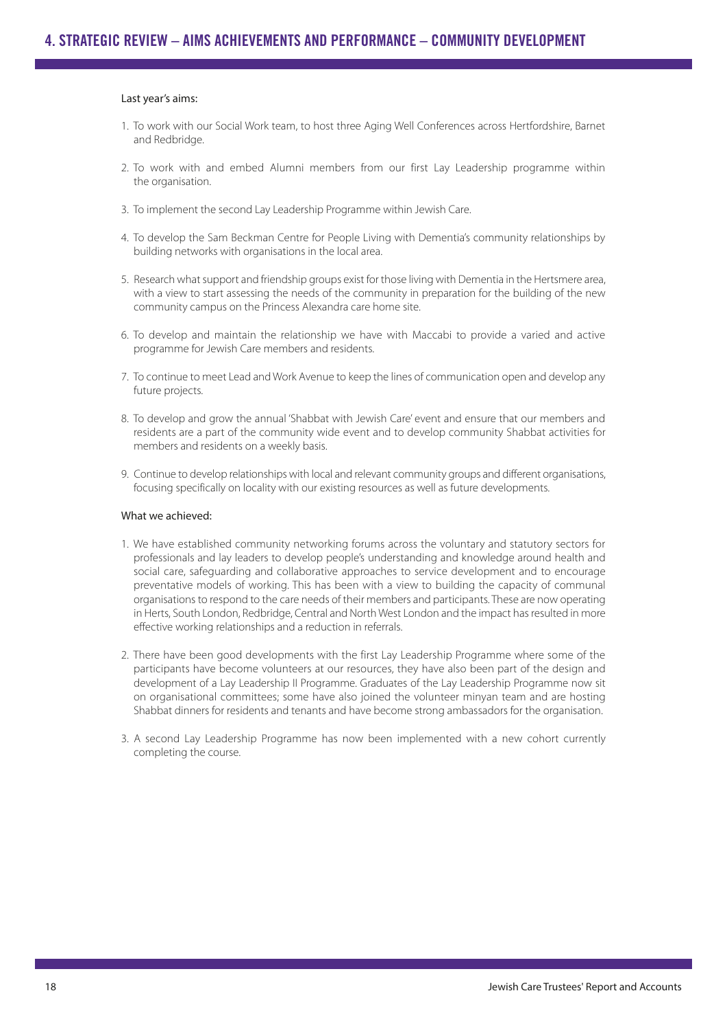## 4. STRATEGIC REVIEW – AIMS ACHIEVEMENTS AND PERFORMANCE – COMMUNITY DEVELOPMENT

Last year's aims:

1. To work with our Social Work team, to host three Aging Well Conferences across Hertfordshire, Barnet and Redbridge.
2. To work with and embed Alumni members from our first Lay Leadership programme within the organisation.
3. To implement the second Lay Leadership Programme within Jewish Care.
4. To develop the Sam Beckman Centre for People Living with Dementia's community relationships by building networks with organisations in the local area.
5. Research what support and friendship groups exist for those living with Dementia in the Hertsmere area, with a view to start assessing the needs of the community in preparation for the building of the new community campus on the Princess Alexandra care home site.
6. To develop and maintain the relationship we have with Maccabi to provide a varied and active programme for Jewish Care members and residents.
7. To continue to meet Lead and Work Avenue to keep the lines of communication open and develop any future projects.
8. To develop and grow the annual 'Shabbat with Jewish Care' event and ensure that our members and residents are a part of the community wide event and to develop community Shabbat activities for members and residents on a weekly basis.
9. Continue to develop relationships with local and relevant community groups and different organisations, focusing specifically on locality with our existing resources as well as future developments.

What we achieved:

1. We have established community networking forums across the voluntary and statutory sectors for professionals and lay leaders to develop people's understanding and knowledge around health and social care, safeguarding and collaborative approaches to service development and to encourage preventative models of working. This has been with a view to building the capacity of communal organisations to respond to the care needs of their members and participants. These are now operating in Herts, South London, Redbridge, Central and North West London and the impact has resulted in more effective working relationships and a reduction in referrals.
2. There have been good developments with the first Lay Leadership Programme where some of the participants have become volunteers at our resources, they have also been part of the design and development of a Lay Leadership II Programme. Graduates of the Lay Leadership Programme now sit on organisational committees; some have also joined the volunteer minyan team and are hosting Shabbat dinners for residents and tenants and have become strong ambassadors for the organisation.
3. A second Lay Leadership Programme has now been implemented with a new cohort currently completing the course.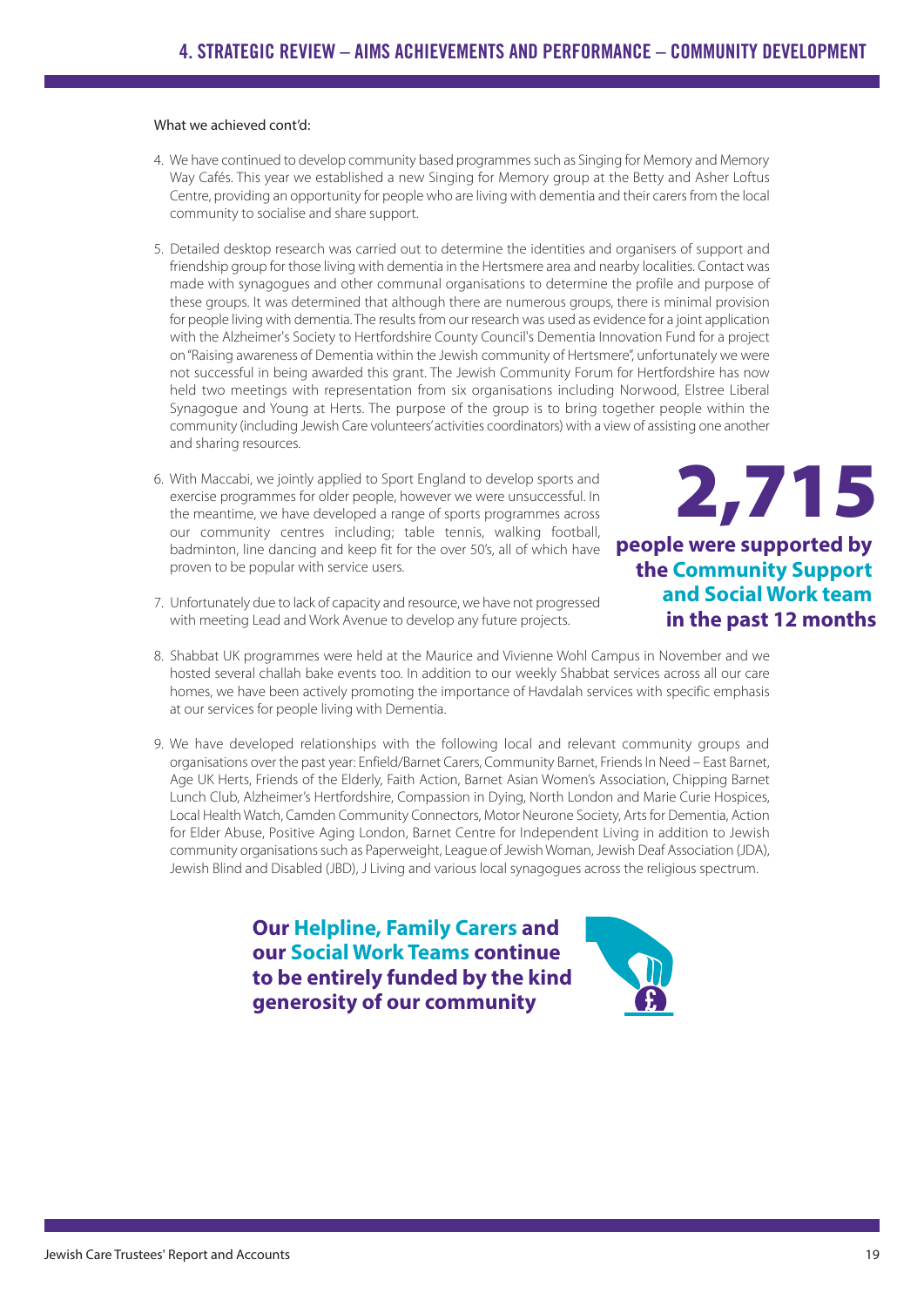## 4. STRATEGIC REVIEW – AIMS ACHIEVEMENTS AND PERFORMANCE – COMMUNITY DEVELOPMENT

What we achieved cont'd:

4. We have continued to develop community based programmes such as Singing for Memory and Memory Way Cafés. This year we established a new Singing for Memory group at the Betty and Asher Loftus Centre, providing an opportunity for people who are living with dementia and their carers from the local community to socialise and share support.

5. Detailed desktop research was carried out to determine the identities and organisers of support and friendship group for those living with dementia in the Hertsmere area and nearby localities. Contact was made with synagogues and other communal organisations to determine the profile and purpose of these groups. It was determined that although there are numerous groups, there is minimal provision for people living with dementia. The results from our research was used as evidence for a joint application with the Alzheimer's Society to Hertfordshire County Council's Dementia Innovation Fund for a project on "Raising awareness of Dementia within the Jewish community of Hertsmere", unfortunately we were not successful in being awarded this grant. The Jewish Community Forum for Hertfordshire has now held two meetings with representation from six organisations including Norwood, Elstree Liberal Synagogue and Young at Herts. The purpose of the group is to bring together people within the community (including Jewish Care volunteers' activities coordinators) with a view of assisting one another and sharing resources.

6. With Maccabi, we jointly applied to Sport England to develop sports and exercise programmes for older people, however we were unsuccessful. In the meantime, we have developed a range of sports programmes across our community centres including; table tennis, walking football, badminton, line dancing and keep fit for the over 50's, all of which have proven to be popular with service users.

7. Unfortunately due to lack of capacity and resource, we have not progressed with meeting Lead and Work Avenue to develop any future projects.

**2,715**

**people were supported by the Community Support and Social Work team in the past 12 months**

8. Shabbat UK programmes were held at the Maurice and Vivienne Wohl Campus in November and we hosted several challah bake events too. In addition to our weekly Shabbat services across all our care homes, we have been actively promoting the importance of Havdalah services with specific emphasis at our services for people living with Dementia.

9. We have developed relationships with the following local and relevant community groups and organisations over the past year: Enfield/Barnet Carers, Community Barnet, Friends In Need – East Barnet, Age UK Herts, Friends of the Elderly, Faith Action, Barnet Asian Women's Association, Chipping Barnet Lunch Club, Alzheimer's Hertfordshire, Compassion in Dying, North London and Marie Curie Hospices, Local Health Watch, Camden Community Connectors, Motor Neurone Society, Arts for Dementia, Action for Elder Abuse, Positive Aging London, Barnet Centre for Independent Living in addition to Jewish community organisations such as Paperweight, League of Jewish Woman, Jewish Deaf Association (JDA), Jewish Blind and Disabled (JBD), J Living and various local synagogues across the religious spectrum.

**Our Helpline, Family Carers and our Social Work Teams continue to be entirely funded by the kind generosity of our community**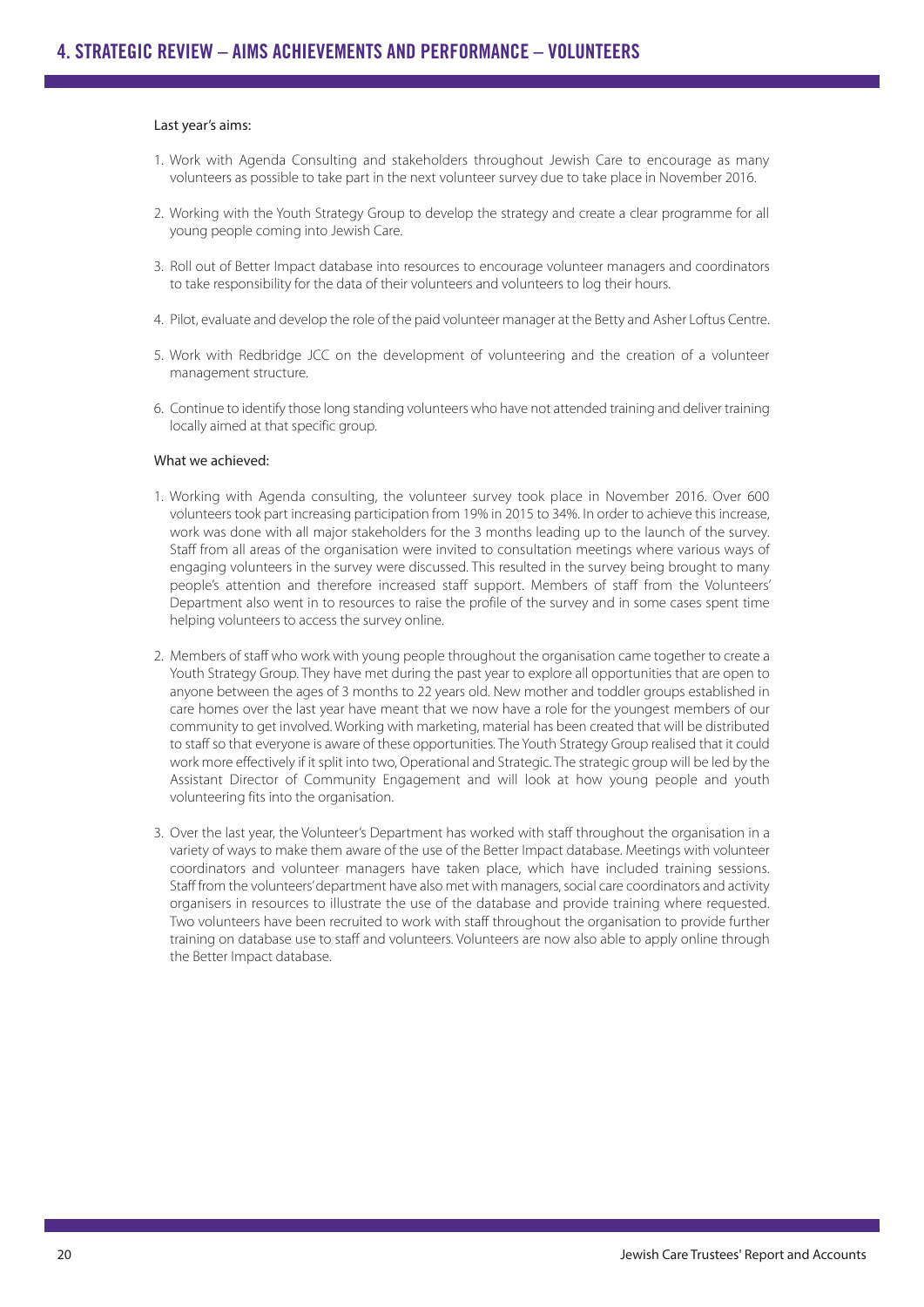# 4. STRATEGIC REVIEW – AIMS ACHIEVEMENTS AND PERFORMANCE – VOLUNTEERS

Last year's aims:

1. Work with Agenda Consulting and stakeholders throughout Jewish Care to encourage as many volunteers as possible to take part in the next volunteer survey due to take place in November 2016.

2. Working with the Youth Strategy Group to develop the strategy and create a clear programme for all young people coming into Jewish Care.

3. Roll out of Better Impact database into resources to encourage volunteer managers and coordinators to take responsibility for the data of their volunteers and volunteers to log their hours.

4. Pilot, evaluate and develop the role of the paid volunteer manager at the Betty and Asher Loftus Centre.

5. Work with Redbridge JCC on the development of volunteering and the creation of a volunteer management structure.

6. Continue to identify those long standing volunteers who have not attended training and deliver training locally aimed at that specific group.

What we achieved:

1. Working with Agenda consulting, the volunteer survey took place in November 2016. Over 600 volunteers took part increasing participation from 19% in 2015 to 34%. In order to achieve this increase, work was done with all major stakeholders for the 3 months leading up to the launch of the survey. Staff from all areas of the organisation were invited to consultation meetings where various ways of engaging volunteers in the survey were discussed. This resulted in the survey being brought to many people's attention and therefore increased staff support. Members of staff from the Volunteers' Department also went in to resources to raise the profile of the survey and in some cases spent time helping volunteers to access the survey online.

2. Members of staff who work with young people throughout the organisation came together to create a Youth Strategy Group. They have met during the past year to explore all opportunities that are open to anyone between the ages of 3 months to 22 years old. New mother and toddler groups established in care homes over the last year have meant that we now have a role for the youngest members of our community to get involved. Working with marketing, material has been created that will be distributed to staff so that everyone is aware of these opportunities. The Youth Strategy Group realised that it could work more effectively if it split into two, Operational and Strategic. The strategic group will be led by the Assistant Director of Community Engagement and will look at how young people and youth volunteering fits into the organisation.

3. Over the last year, the Volunteer's Department has worked with staff throughout the organisation in a variety of ways to make them aware of the use of the Better Impact database. Meetings with volunteer coordinators and volunteer managers have taken place, which have included training sessions. Staff from the volunteers' department have also met with managers, social care coordinators and activity organisers in resources to illustrate the use of the database and provide training where requested. Two volunteers have been recruited to work with staff throughout the organisation to provide further training on database use to staff and volunteers. Volunteers are now also able to apply online through the Better Impact database.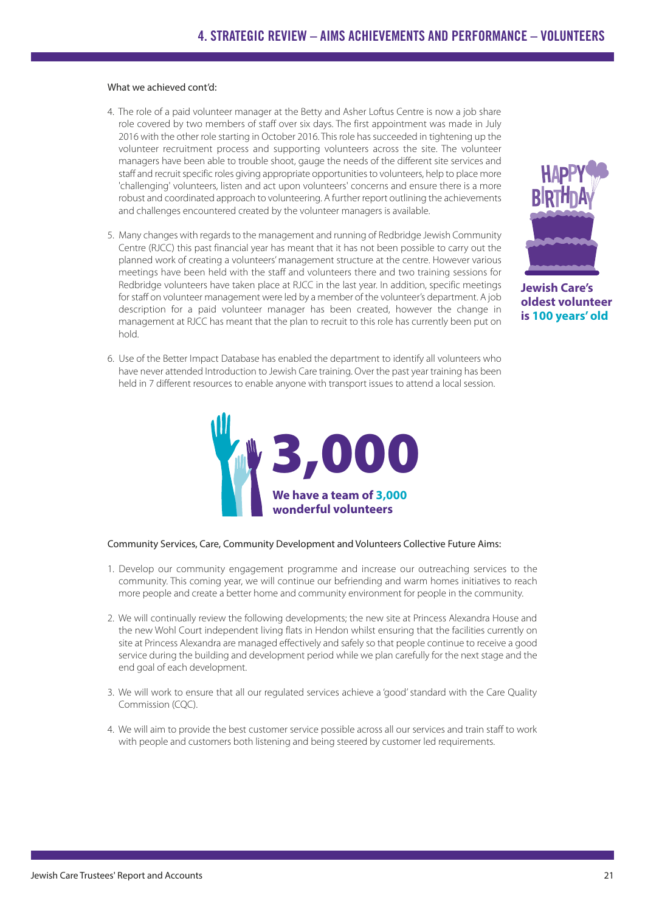What we achieved cont'd:

4. The role of a paid volunteer manager at the Betty and Asher Loftus Centre is now a job share role covered by two members of staff over six days. The first appointment was made in July 2016 with the other role starting in October 2016. This role has succeeded in tightening up the volunteer recruitment process and supporting volunteers across the site. The volunteer managers have been able to trouble shoot, gauge the needs of the different site services and staff and recruit specific roles giving appropriate opportunities to volunteers, help to place more 'challenging' volunteers, listen and act upon volunteers' concerns and ensure there is a more robust and coordinated approach to volunteering. A further report outlining the achievements and challenges encountered created by the volunteer managers is available.

5. Many changes with regards to the management and running of Redbridge Jewish Community Centre (RJCC) this past financial year has meant that it has not been possible to carry out the planned work of creating a volunteers' management structure at the centre. However various meetings have been held with the staff and volunteers there and two training sessions for Redbridge volunteers have taken place at RJCC in the last year. In addition, specific meetings for staff on volunteer management were led by a member of the volunteer's department. A job description for a paid volunteer manager has been created, however the change in management at RJCC has meant that the plan to recruit to this role has currently been put on hold.

6. Use of the Better Impact Database has enabled the department to identify all volunteers who have never attended Introduction to Jewish Care training. Over the past year training has been held in 7 different resources to enable anyone with transport issues to attend a local session.

HAPPY BIRTHDAY

**Jewish Care's oldest volunteer is 100 years' old**

**3,000**

**We have a team of 3,000 wonderful volunteers**

Community Services, Care, Community Development and Volunteers Collective Future Aims:

1. Develop our community engagement programme and increase our outreaching services to the community. This coming year, we will continue our befriending and warm homes initiatives to reach more people and create a better home and community environment for people in the community.

2. We will continually review the following developments; the new site at Princess Alexandra House and the new Wohl Court independent living flats in Hendon whilst ensuring that the facilities currently on site at Princess Alexandra are managed effectively and safely so that people continue to receive a good service during the building and development period while we plan carefully for the next stage and the end goal of each development.

3. We will work to ensure that all our regulated services achieve a 'good' standard with the Care Quality Commission (CQC).

4. We will aim to provide the best customer service possible across all our services and train staff to work with people and customers both listening and being steered by customer led requirements.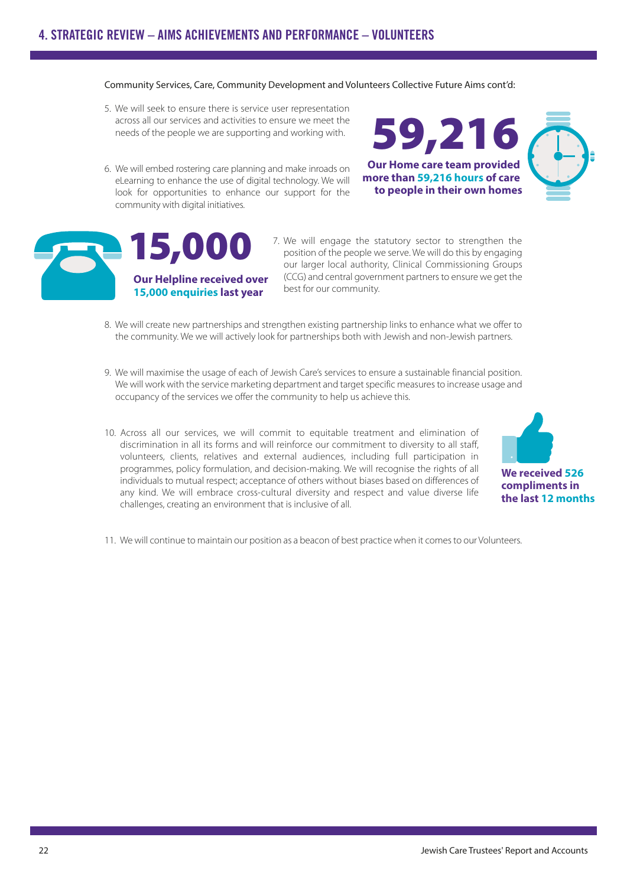## 4. STRATEGIC REVIEW – AIMS ACHIEVEMENTS AND PERFORMANCE – VOLUNTEERS

Community Services, Care, Community Development and Volunteers Collective Future Aims cont'd:

5. We will seek to ensure there is service user representation across all our services and activities to ensure we meet the needs of the people we are supporting and working with.

6. We will embed rostering care planning and make inroads on eLearning to enhance the use of digital technology. We will look for opportunities to enhance our support for the community with digital initiatives.

**59,216**

**Our Home care team provided more than 59,216 hours of care to people in their own homes**

**15,000**

**Our Helpline received over 15,000 enquiries last year**

7. We will engage the statutory sector to strengthen the position of the people we serve. We will do this by engaging our larger local authority, Clinical Commissioning Groups (CCG) and central government partners to ensure we get the best for our community.

8. We will create new partnerships and strengthen existing partnership links to enhance what we offer to the community. We we will actively look for partnerships both with Jewish and non-Jewish partners.

9. We will maximise the usage of each of Jewish Care's services to ensure a sustainable financial position. We will work with the service marketing department and target specific measures to increase usage and occupancy of the services we offer the community to help us achieve this.

10. Across all our services, we will commit to equitable treatment and elimination of discrimination in all its forms and will reinforce our commitment to diversity to all staff, volunteers, clients, relatives and external audiences, including full participation in programmes, policy formulation, and decision-making. We will recognise the rights of all individuals to mutual respect; acceptance of others without biases based on differences of any kind. We will embrace cross-cultural diversity and respect and value diverse life challenges, creating an environment that is inclusive of all.

**We received 526 compliments in the last 12 months**

11. We will continue to maintain our position as a beacon of best practice when it comes to our Volunteers.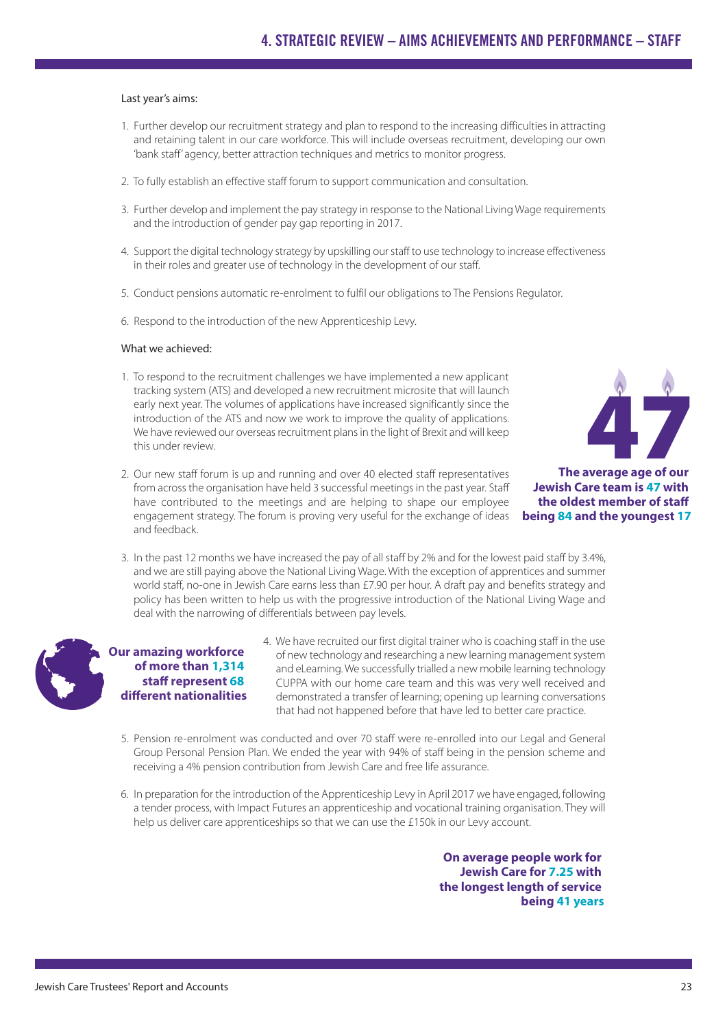# 4. STRATEGIC REVIEW – AIMS ACHIEVEMENTS AND PERFORMANCE – STAFF

Last year's aims:

1. Further develop our recruitment strategy and plan to respond to the increasing difficulties in attracting and retaining talent in our care workforce. This will include overseas recruitment, developing our own 'bank staff' agency, better attraction techniques and metrics to monitor progress.
2. To fully establish an effective staff forum to support communication and consultation.
3. Further develop and implement the pay strategy in response to the National Living Wage requirements and the introduction of gender pay gap reporting in 2017.
4. Support the digital technology strategy by upskilling our staff to use technology to increase effectiveness in their roles and greater use of technology in the development of our staff.
5. Conduct pensions automatic re-enrolment to fulfil our obligations to The Pensions Regulator.
6. Respond to the introduction of the new Apprenticeship Levy.

What we achieved:

1. To respond to the recruitment challenges we have implemented a new applicant tracking system (ATS) and developed a new recruitment microsite that will launch early next year. The volumes of applications have increased significantly since the introduction of the ATS and now we work to improve the quality of applications. We have reviewed our overseas recruitment plans in the light of Brexit and will keep this under review.
2. Our new staff forum is up and running and over 40 elected staff representatives from across the organisation have held 3 successful meetings in the past year. Staff have contributed to the meetings and are helping to shape our employee engagement strategy. The forum is proving very useful for the exchange of ideas and feedback.
3. In the past 12 months we have increased the pay of all staff by 2% and for the lowest paid staff by 3.4%, and we are still paying above the National Living Wage. With the exception of apprentices and summer world staff, no-one in Jewish Care earns less than £7.90 per hour. A draft pay and benefits strategy and policy has been written to help us with the progressive introduction of the National Living Wage and deal with the narrowing of differentials between pay levels.
4. We have recruited our first digital trainer who is coaching staff in the use of new technology and researching a new learning management system and eLearning. We successfully trialled a new mobile learning technology CUPPA with our home care team and this was very well received and demonstrated a transfer of learning; opening up learning conversations that had not happened before that have led to better care practice.
5. Pension re-enrolment was conducted and over 70 staff were re-enrolled into our Legal and General Group Personal Pension Plan. We ended the year with 94% of staff being in the pension scheme and receiving a 4% pension contribution from Jewish Care and free life assurance.
6. In preparation for the introduction of the Apprenticeship Levy in April 2017 we have engaged, following a tender process, with Impact Futures an apprenticeship and vocational training organisation. They will help us deliver care apprenticeships so that we can use the £150k in our Levy account.

**47**

**The average age of our Jewish Care team is 47 with the oldest member of staff being 84 and the youngest 17**

**Our amazing workforce of more than 1,314 staff represent 68 different nationalities**

**On average people work for Jewish Care for 7.25 with the longest length of service being 41 years**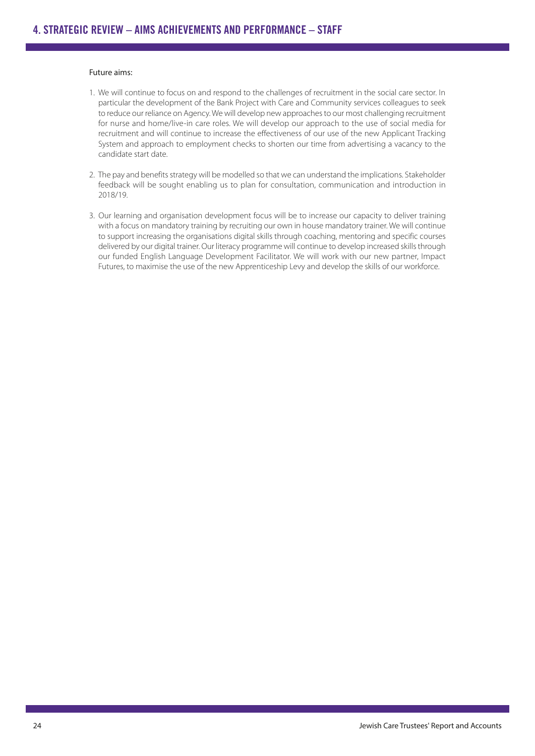# 4. STRATEGIC REVIEW – AIMS ACHIEVEMENTS AND PERFORMANCE – STAFF

Future aims:

1. We will continue to focus on and respond to the challenges of recruitment in the social care sector. In particular the development of the Bank Project with Care and Community services colleagues to seek to reduce our reliance on Agency. We will develop new approaches to our most challenging recruitment for nurse and home/live-in care roles. We will develop our approach to the use of social media for recruitment and will continue to increase the effectiveness of our use of the new Applicant Tracking System and approach to employment checks to shorten our time from advertising a vacancy to the candidate start date.

2. The pay and benefits strategy will be modelled so that we can understand the implications. Stakeholder feedback will be sought enabling us to plan for consultation, communication and introduction in 2018/19.

3. Our learning and organisation development focus will be to increase our capacity to deliver training with a focus on mandatory training by recruiting our own in house mandatory trainer. We will continue to support increasing the organisations digital skills through coaching, mentoring and specific courses delivered by our digital trainer. Our literacy programme will continue to develop increased skills through our funded English Language Development Facilitator. We will work with our new partner, Impact Futures, to maximise the use of the new Apprenticeship Levy and develop the skills of our workforce.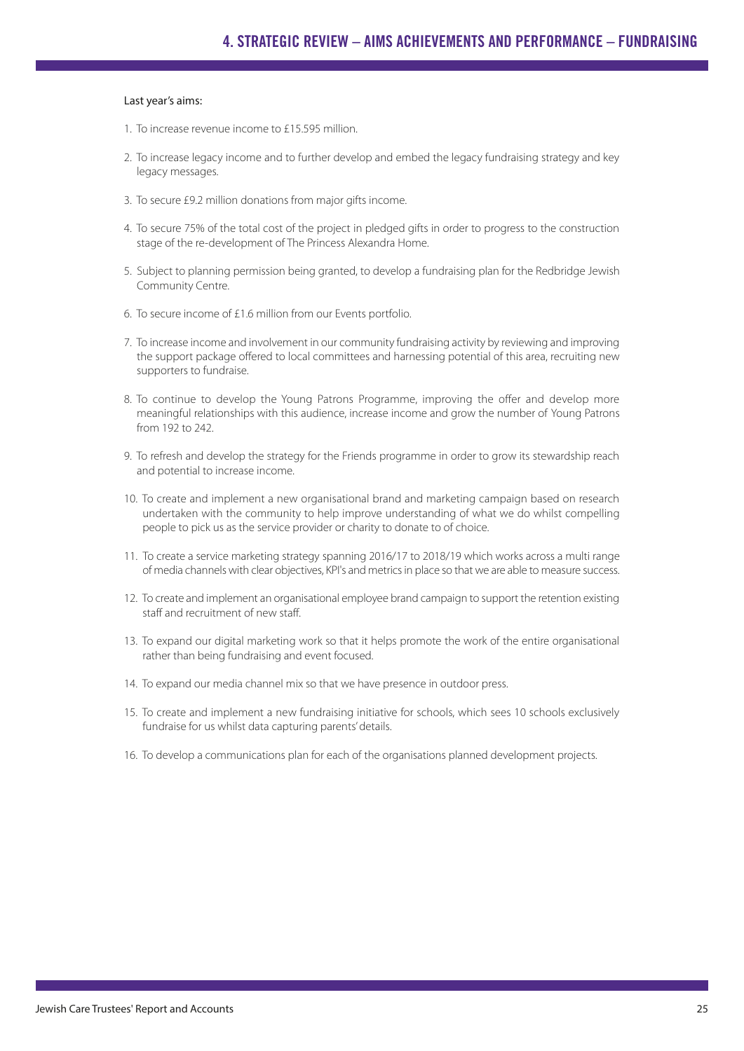# 4. STRATEGIC REVIEW – AIMS ACHIEVEMENTS AND PERFORMANCE – FUNDRAISING

Last year's aims:

1. To increase revenue income to £15.595 million.
2. To increase legacy income and to further develop and embed the legacy fundraising strategy and key legacy messages.
3. To secure £9.2 million donations from major gifts income.
4. To secure 75% of the total cost of the project in pledged gifts in order to progress to the construction stage of the re-development of The Princess Alexandra Home.
5. Subject to planning permission being granted, to develop a fundraising plan for the Redbridge Jewish Community Centre.
6. To secure income of £1.6 million from our Events portfolio.
7. To increase income and involvement in our community fundraising activity by reviewing and improving the support package offered to local committees and harnessing potential of this area, recruiting new supporters to fundraise.
8. To continue to develop the Young Patrons Programme, improving the offer and develop more meaningful relationships with this audience, increase income and grow the number of Young Patrons from 192 to 242.
9. To refresh and develop the strategy for the Friends programme in order to grow its stewardship reach and potential to increase income.
10. To create and implement a new organisational brand and marketing campaign based on research undertaken with the community to help improve understanding of what we do whilst compelling people to pick us as the service provider or charity to donate to of choice.
11. To create a service marketing strategy spanning 2016/17 to 2018/19 which works across a multi range of media channels with clear objectives, KPI's and metrics in place so that we are able to measure success.
12. To create and implement an organisational employee brand campaign to support the retention existing staff and recruitment of new staff.
13. To expand our digital marketing work so that it helps promote the work of the entire organisational rather than being fundraising and event focused.
14. To expand our media channel mix so that we have presence in outdoor press.
15. To create and implement a new fundraising initiative for schools, which sees 10 schools exclusively fundraise for us whilst data capturing parents' details.
16. To develop a communications plan for each of the organisations planned development projects.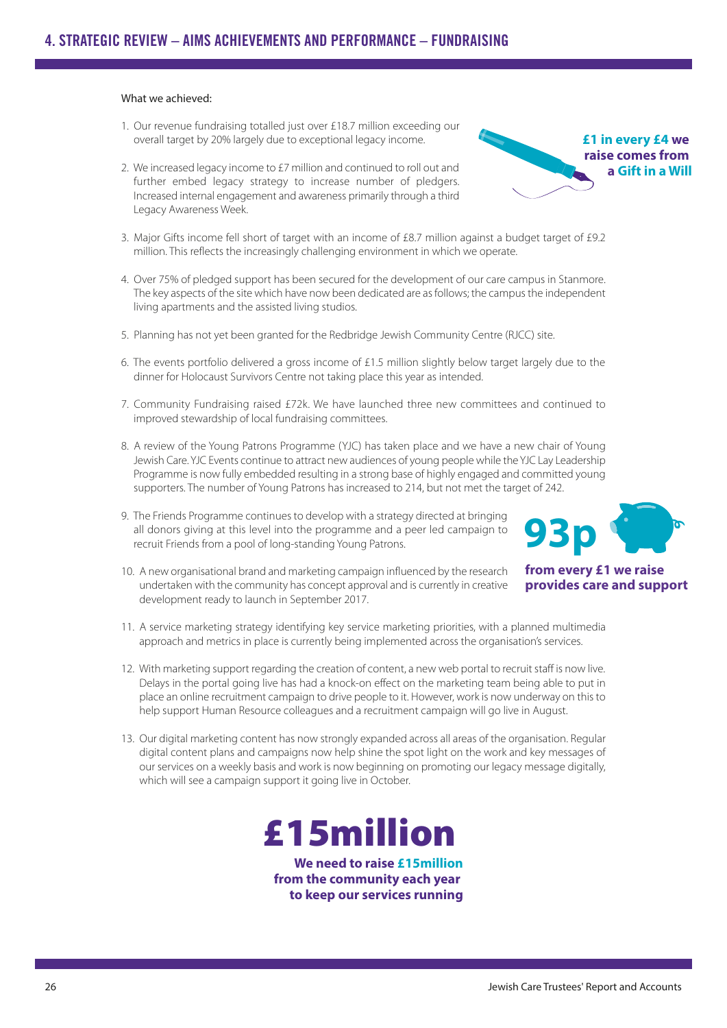## 4. STRATEGIC REVIEW – AIMS ACHIEVEMENTS AND PERFORMANCE – FUNDRAISING

What we achieved:

1. Our revenue fundraising totalled just over £18.7 million exceeding our overall target by 20% largely due to exceptional legacy income.

2. We increased legacy income to £7 million and continued to roll out and further embed legacy strategy to increase number of pledgers. Increased internal engagement and awareness primarily through a third Legacy Awareness Week.

**£1 in every £4 we raise comes from a Gift in a Will**

3. Major Gifts income fell short of target with an income of £8.7 million against a budget target of £9.2 million. This reflects the increasingly challenging environment in which we operate.

4. Over 75% of pledged support has been secured for the development of our care campus in Stanmore. The key aspects of the site which have now been dedicated are as follows; the campus the independent living apartments and the assisted living studios.

5. Planning has not yet been granted for the Redbridge Jewish Community Centre (RJCC) site.

6. The events portfolio delivered a gross income of £1.5 million slightly below target largely due to the dinner for Holocaust Survivors Centre not taking place this year as intended.

7. Community Fundraising raised £72k. We have launched three new committees and continued to improved stewardship of local fundraising committees.

8. A review of the Young Patrons Programme (YJC) has taken place and we have a new chair of Young Jewish Care. YJC Events continue to attract new audiences of young people while the YJC Lay Leadership Programme is now fully embedded resulting in a strong base of highly engaged and committed young supporters. The number of Young Patrons has increased to 214, but not met the target of 242.

9. The Friends Programme continues to develop with a strategy directed at bringing all donors giving at this level into the programme and a peer led campaign to recruit Friends from a pool of long-standing Young Patrons.

10. A new organisational brand and marketing campaign influenced by the research undertaken with the community has concept approval and is currently in creative development ready to launch in September 2017.

**93p from every £1 we raise provides care and support**

11. A service marketing strategy identifying key service marketing priorities, with a planned multimedia approach and metrics in place is currently being implemented across the organisation's services.

12. With marketing support regarding the creation of content, a new web portal to recruit staff is now live. Delays in the portal going live has had a knock-on effect on the marketing team being able to put in place an online recruitment campaign to drive people to it. However, work is now underway on this to help support Human Resource colleagues and a recruitment campaign will go live in August.

13. Our digital marketing content has now strongly expanded across all areas of the organisation. Regular digital content plans and campaigns now help shine the spot light on the work and key messages of our services on a weekly basis and work is now beginning on promoting our legacy message digitally, which will see a campaign support it going live in October.

**£15million**

**We need to raise £15million from the community each year to keep our services running**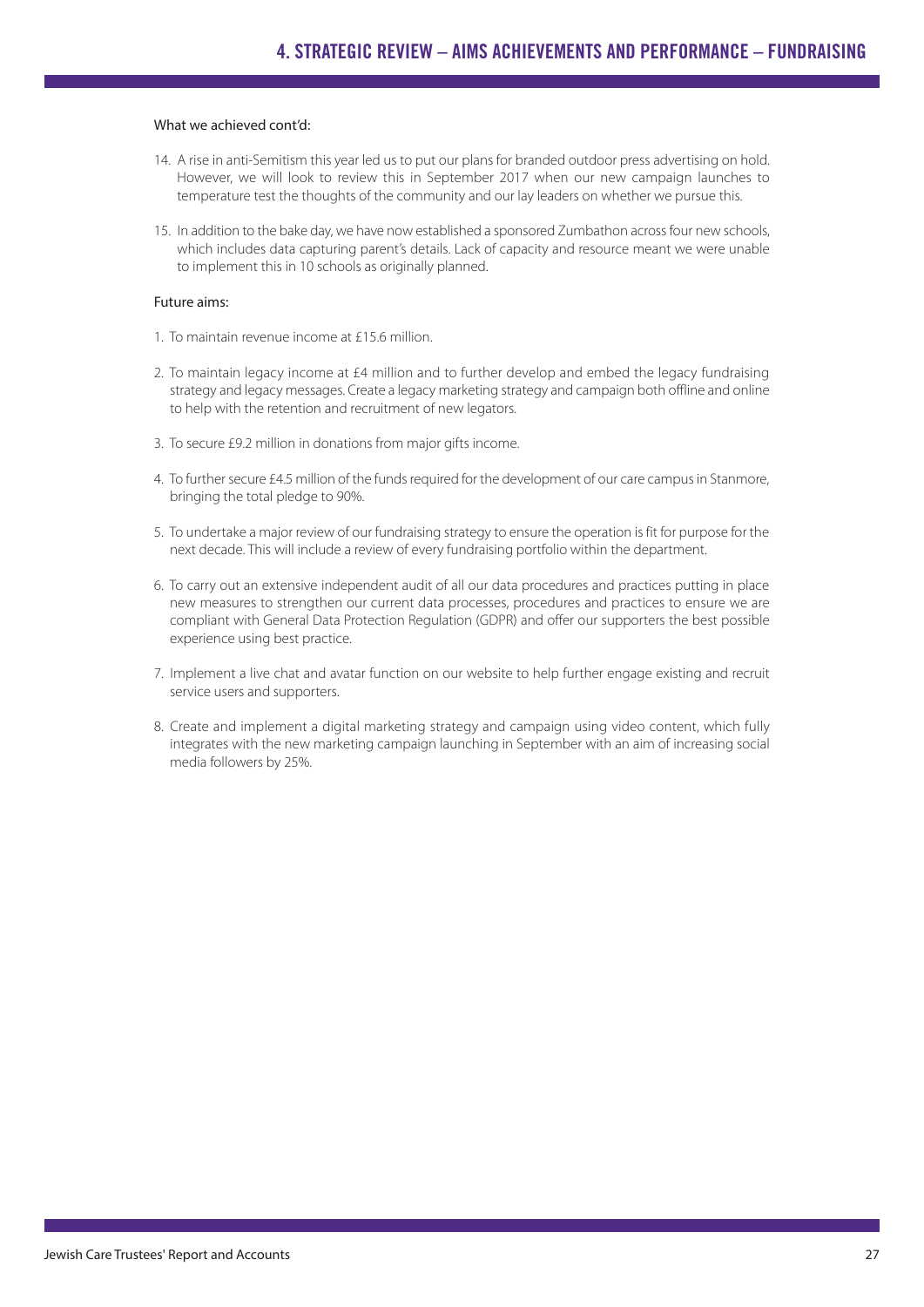# 4. STRATEGIC REVIEW – AIMS ACHIEVEMENTS AND PERFORMANCE – FUNDRAISING

What we achieved cont'd:

14. A rise in anti-Semitism this year led us to put our plans for branded outdoor press advertising on hold. However, we will look to review this in September 2017 when our new campaign launches to temperature test the thoughts of the community and our lay leaders on whether we pursue this.

15. In addition to the bake day, we have now established a sponsored Zumbathon across four new schools, which includes data capturing parent's details. Lack of capacity and resource meant we were unable to implement this in 10 schools as originally planned.

Future aims:

1. To maintain revenue income at £15.6 million.

2. To maintain legacy income at £4 million and to further develop and embed the legacy fundraising strategy and legacy messages. Create a legacy marketing strategy and campaign both offline and online to help with the retention and recruitment of new legators.

3. To secure £9.2 million in donations from major gifts income.

4. To further secure £4.5 million of the funds required for the development of our care campus in Stanmore, bringing the total pledge to 90%.

5. To undertake a major review of our fundraising strategy to ensure the operation is fit for purpose for the next decade. This will include a review of every fundraising portfolio within the department.

6. To carry out an extensive independent audit of all our data procedures and practices putting in place new measures to strengthen our current data processes, procedures and practices to ensure we are compliant with General Data Protection Regulation (GDPR) and offer our supporters the best possible experience using best practice.

7. Implement a live chat and avatar function on our website to help further engage existing and recruit service users and supporters.

8. Create and implement a digital marketing strategy and campaign using video content, which fully integrates with the new marketing campaign launching in September with an aim of increasing social media followers by 25%.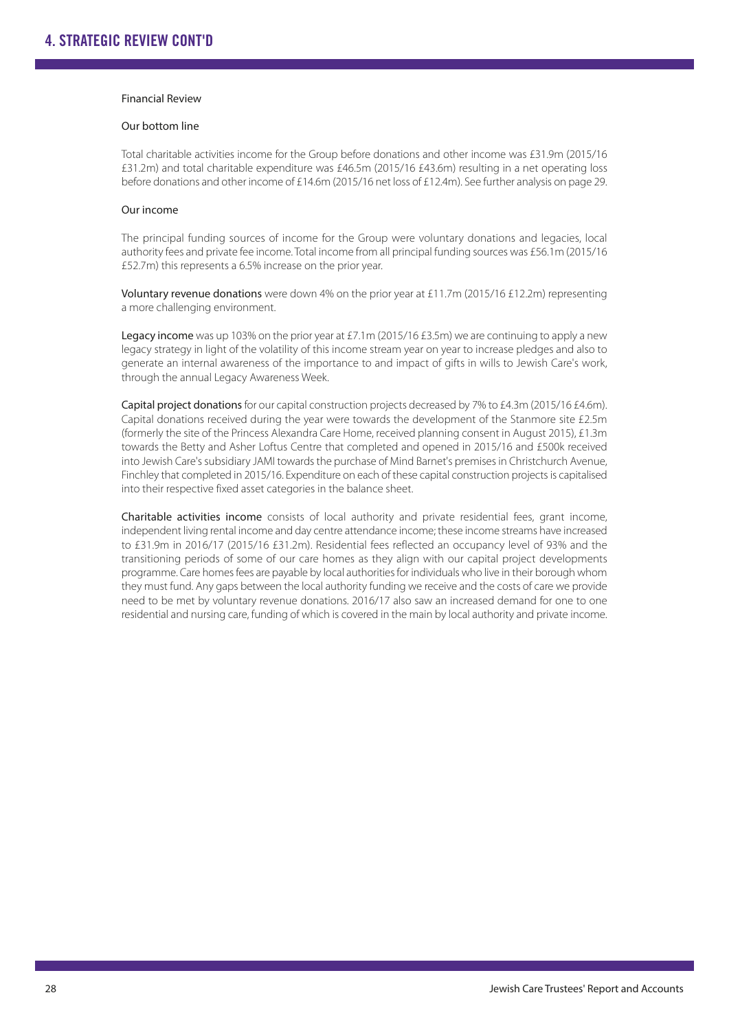# 4. STRATEGIC REVIEW CONT'D

## Financial Review

### Our bottom line

Total charitable activities income for the Group before donations and other income was £31.9m (2015/16 £31.2m) and total charitable expenditure was £46.5m (2015/16 £43.6m) resulting in a net operating loss before donations and other income of £14.6m (2015/16 net loss of £12.4m). See further analysis on page 29.

### Our income

The principal funding sources of income for the Group were voluntary donations and legacies, local authority fees and private fee income. Total income from all principal funding sources was £56.1m (2015/16 £52.7m) this represents a 6.5% increase on the prior year.

**Voluntary revenue donations** were down 4% on the prior year at £11.7m (2015/16 £12.2m) representing a more challenging environment.

**Legacy income** was up 103% on the prior year at £7.1m (2015/16 £3.5m) we are continuing to apply a new legacy strategy in light of the volatility of this income stream year on year to increase pledges and also to generate an internal awareness of the importance to and impact of gifts in wills to Jewish Care's work, through the annual Legacy Awareness Week.

**Capital project donations** for our capital construction projects decreased by 7% to £4.3m (2015/16 £4.6m). Capital donations received during the year were towards the development of the Stanmore site £2.5m (formerly the site of the Princess Alexandra Care Home, received planning consent in August 2015), £1.3m towards the Betty and Asher Loftus Centre that completed and opened in 2015/16 and £500k received into Jewish Care's subsidiary JAMI towards the purchase of Mind Barnet's premises in Christchurch Avenue, Finchley that completed in 2015/16. Expenditure on each of these capital construction projects is capitalised into their respective fixed asset categories in the balance sheet.

**Charitable activities income** consists of local authority and private residential fees, grant income, independent living rental income and day centre attendance income; these income streams have increased to £31.9m in 2016/17 (2015/16 £31.2m). Residential fees reflected an occupancy level of 93% and the transitioning periods of some of our care homes as they align with our capital project developments programme. Care homes fees are payable by local authorities for individuals who live in their borough whom they must fund. Any gaps between the local authority funding we receive and the costs of care we provide need to be met by voluntary revenue donations. 2016/17 also saw an increased demand for one to one residential and nursing care, funding of which is covered in the main by local authority and private income.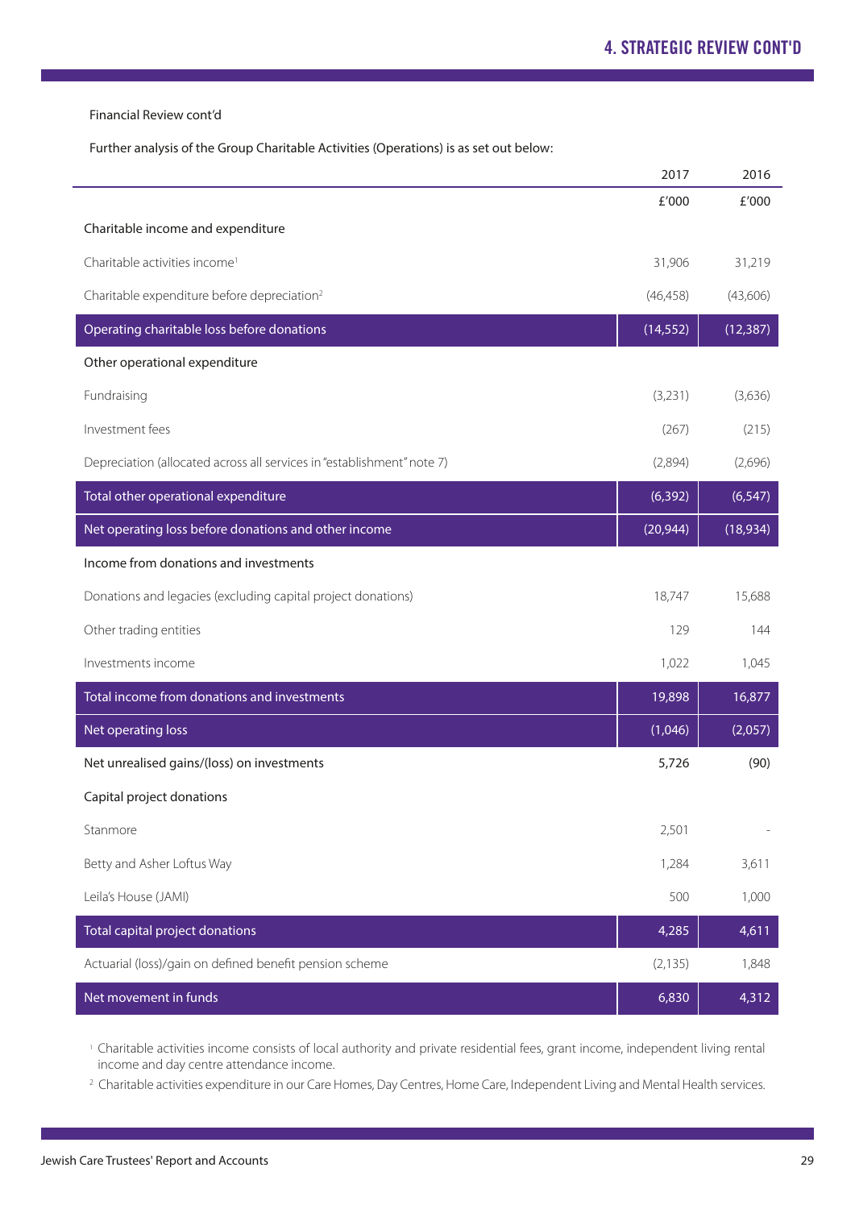Financial Review cont'd

Further analysis of the Group Charitable Activities (Operations) is as set out below:

| | 2017 | 2016 |
|---|---|---|
| | £'000 | £'000 |
| **Charitable income and expenditure** | | |
| Charitable activities income[1] | 31,906 | 31,219 |
| Charitable expenditure before depreciation[2] | (46,458) | (43,606) |
| **Operating charitable loss before donations** | **(14,552)** | **(12,387)** |
| **Other operational expenditure** | | |
| Fundraising | (3,231) | (3,636) |
| Investment fees | (267) | (215) |
| Depreciation (allocated across all services in "establishment" note 7) | (2,894) | (2,696) |
| **Total other operational expenditure** | **(6,392)** | **(6,547)** |
| **Net operating loss before donations and other income** | **(20,944)** | **(18,934)** |
| **Income from donations and investments** | | |
| Donations and legacies (excluding capital project donations) | 18,747 | 15,688 |
| Other trading entities | 129 | 144 |
| Investments income | 1,022 | 1,045 |
| **Total income from donations and investments** | **19,898** | **16,877** |
| **Net operating loss** | **(1,046)** | **(2,057)** |
| Net unrealised gains/(loss) on investments | 5,726 | (90) |
| **Capital project donations** | | |
| Stanmore | 2,501 | - |
| Betty and Asher Loftus Way | 1,284 | 3,611 |
| Leila's House (JAMI) | 500 | 1,000 |
| **Total capital project donations** | **4,285** | **4,611** |
| Actuarial (loss)/gain on defined benefit pension scheme | (2,135) | 1,848 |
| **Net movement in funds** | **6,830** | **4,312** |

[1] Charitable activities income consists of local authority and private residential fees, grant income, independent living rental income and day centre attendance income.

[2] Charitable activities expenditure in our Care Homes, Day Centres, Home Care, Independent Living and Mental Health services.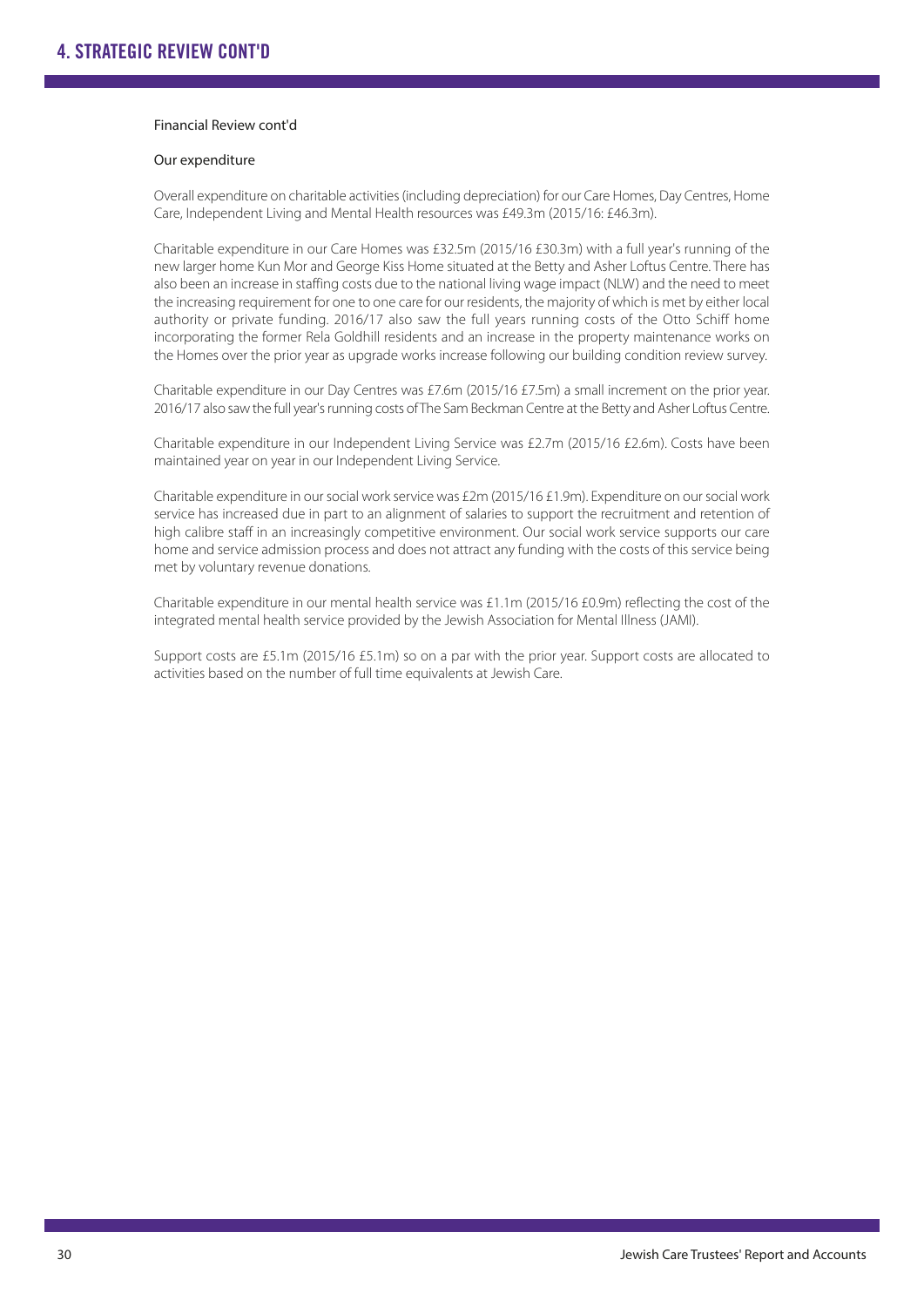# 4. STRATEGIC REVIEW CONT'D

Financial Review cont'd

Our expenditure

Overall expenditure on charitable activities (including depreciation) for our Care Homes, Day Centres, Home Care, Independent Living and Mental Health resources was £49.3m (2015/16: £46.3m).

Charitable expenditure in our Care Homes was £32.5m (2015/16 £30.3m) with a full year's running of the new larger home Kun Mor and George Kiss Home situated at the Betty and Asher Loftus Centre. There has also been an increase in staffing costs due to the national living wage impact (NLW) and the need to meet the increasing requirement for one to one care for our residents, the majority of which is met by either local authority or private funding. 2016/17 also saw the full years running costs of the Otto Schiff home incorporating the former Rela Goldhill residents and an increase in the property maintenance works on the Homes over the prior year as upgrade works increase following our building condition review survey.

Charitable expenditure in our Day Centres was £7.6m (2015/16 £7.5m) a small increment on the prior year. 2016/17 also saw the full year's running costs of The Sam Beckman Centre at the Betty and Asher Loftus Centre.

Charitable expenditure in our Independent Living Service was £2.7m (2015/16 £2.6m). Costs have been maintained year on year in our Independent Living Service.

Charitable expenditure in our social work service was £2m (2015/16 £1.9m). Expenditure on our social work service has increased due in part to an alignment of salaries to support the recruitment and retention of high calibre staff in an increasingly competitive environment. Our social work service supports our care home and service admission process and does not attract any funding with the costs of this service being met by voluntary revenue donations.

Charitable expenditure in our mental health service was £1.1m (2015/16 £0.9m) reflecting the cost of the integrated mental health service provided by the Jewish Association for Mental Illness (JAMI).

Support costs are £5.1m (2015/16 £5.1m) so on a par with the prior year. Support costs are allocated to activities based on the number of full time equivalents at Jewish Care.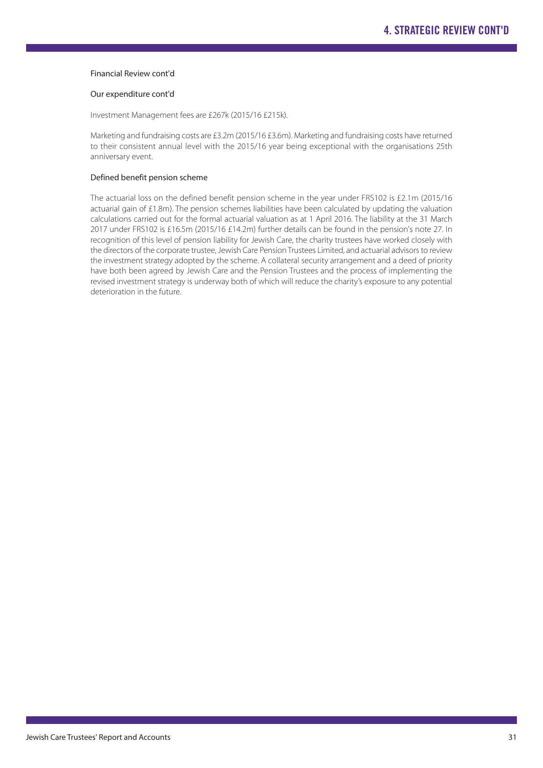## 4. STRATEGIC REVIEW CONT'D

### Financial Review cont'd

#### Our expenditure cont'd

Investment Management fees are £267k (2015/16 £215k).

Marketing and fundraising costs are £3.2m (2015/16 £3.6m). Marketing and fundraising costs have returned to their consistent annual level with the 2015/16 year being exceptional with the organisations 25th anniversary event.

#### Defined benefit pension scheme

The actuarial loss on the defined benefit pension scheme in the year under FRS102 is £2.1m (2015/16 actuarial gain of £1.8m). The pension schemes liabilities have been calculated by updating the valuation calculations carried out for the formal actuarial valuation as at 1 April 2016. The liability at the 31 March 2017 under FRS102 is £16.5m (2015/16 £14.2m) further details can be found in the pension's note 27. In recognition of this level of pension liability for Jewish Care, the charity trustees have worked closely with the directors of the corporate trustee, Jewish Care Pension Trustees Limited, and actuarial advisors to review the investment strategy adopted by the scheme. A collateral security arrangement and a deed of priority have both been agreed by Jewish Care and the Pension Trustees and the process of implementing the revised investment strategy is underway both of which will reduce the charity's exposure to any potential deterioration in the future.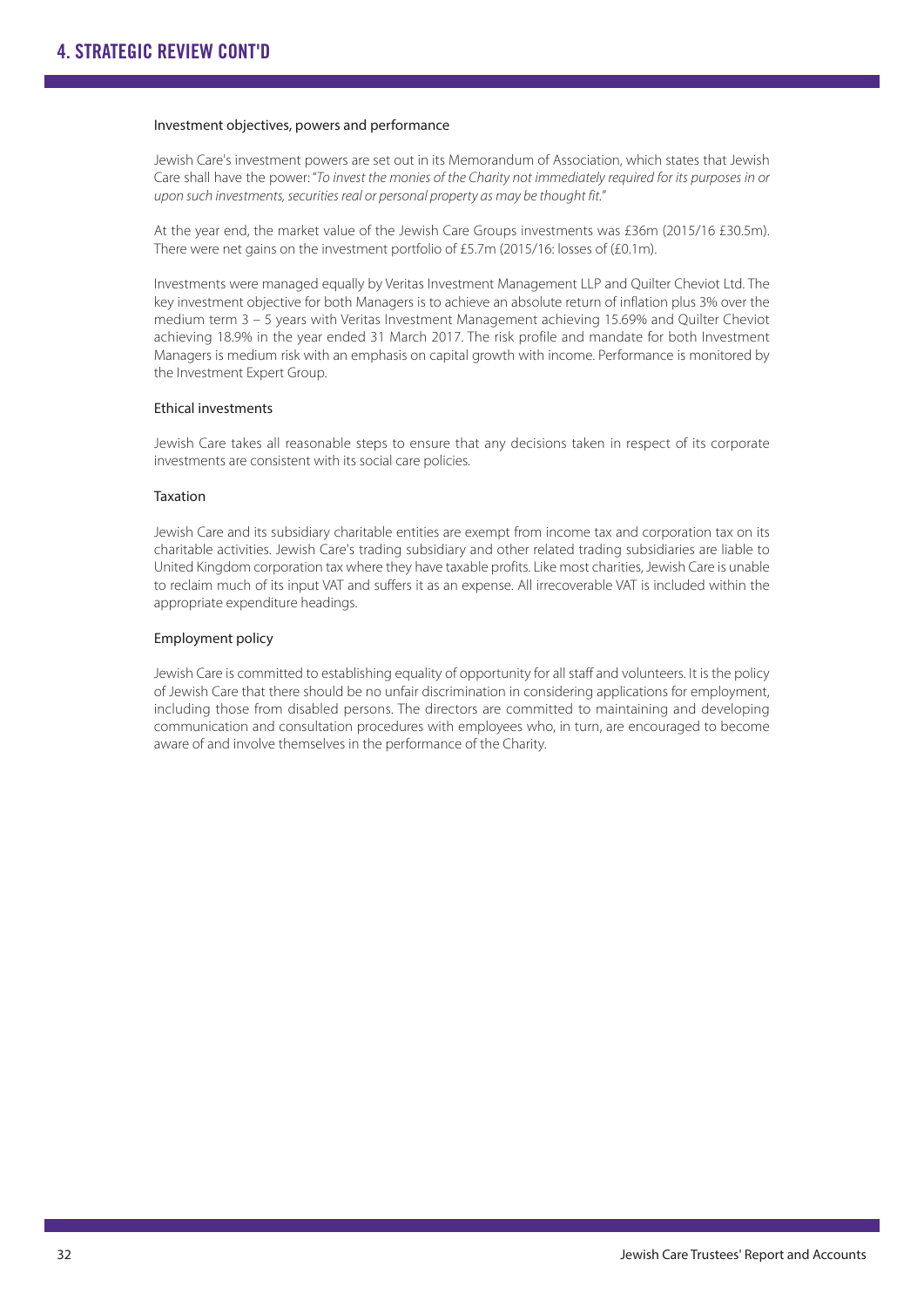## 4. STRATEGIC REVIEW CONT'D

### Investment objectives, powers and performance

Jewish Care's investment powers are set out in its Memorandum of Association, which states that Jewish Care shall have the power: "*To invest the monies of the Charity not immediately required for its purposes in or upon such investments, securities real or personal property as may be thought fit.*"

At the year end, the market value of the Jewish Care Groups investments was £36m (2015/16 £30.5m). There were net gains on the investment portfolio of £5.7m (2015/16: losses of (£0.1m).

Investments were managed equally by Veritas Investment Management LLP and Quilter Cheviot Ltd. The key investment objective for both Managers is to achieve an absolute return of inflation plus 3% over the medium term 3 – 5 years with Veritas Investment Management achieving 15.69% and Quilter Cheviot achieving 18.9% in the year ended 31 March 2017. The risk profile and mandate for both Investment Managers is medium risk with an emphasis on capital growth with income. Performance is monitored by the Investment Expert Group.

### Ethical investments

Jewish Care takes all reasonable steps to ensure that any decisions taken in respect of its corporate investments are consistent with its social care policies.

### Taxation

Jewish Care and its subsidiary charitable entities are exempt from income tax and corporation tax on its charitable activities. Jewish Care's trading subsidiary and other related trading subsidiaries are liable to United Kingdom corporation tax where they have taxable profits. Like most charities, Jewish Care is unable to reclaim much of its input VAT and suffers it as an expense. All irrecoverable VAT is included within the appropriate expenditure headings.

### Employment policy

Jewish Care is committed to establishing equality of opportunity for all staff and volunteers. It is the policy of Jewish Care that there should be no unfair discrimination in considering applications for employment, including those from disabled persons. The directors are committed to maintaining and developing communication and consultation procedures with employees who, in turn, are encouraged to become aware of and involve themselves in the performance of the Charity.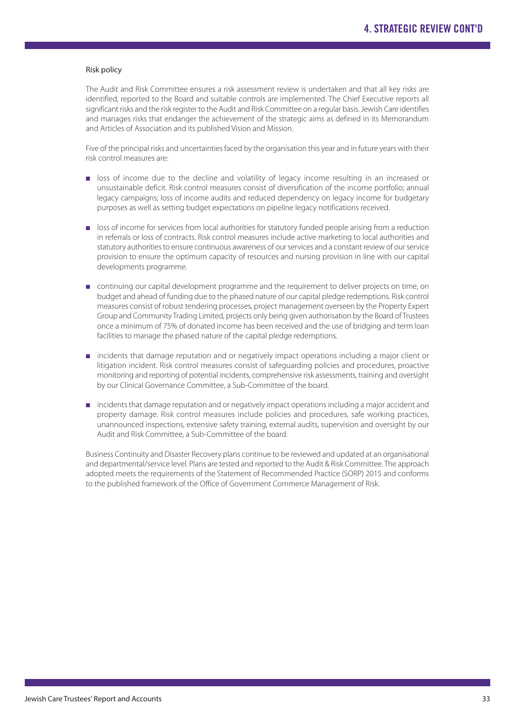## Risk policy

The Audit and Risk Committee ensures a risk assessment review is undertaken and that all key risks are identified, reported to the Board and suitable controls are implemented. The Chief Executive reports all significant risks and the risk register to the Audit and Risk Committee on a regular basis. Jewish Care identifies and manages risks that endanger the achievement of the strategic aims as defined in its Memorandum and Articles of Association and its published Vision and Mission.

Five of the principal risks and uncertainties faced by the organisation this year and in future years with their risk control measures are:

- loss of income due to the decline and volatility of legacy income resulting in an increased or unsustainable deficit. Risk control measures consist of diversification of the income portfolio; annual legacy campaigns; loss of income audits and reduced dependency on legacy income for budgetary purposes as well as setting budget expectations on pipeline legacy notifications received.
- loss of income for services from local authorities for statutory funded people arising from a reduction in referrals or loss of contracts. Risk control measures include active marketing to local authorities and statutory authorities to ensure continuous awareness of our services and a constant review of our service provision to ensure the optimum capacity of resources and nursing provision in line with our capital developments programme.
- continuing our capital development programme and the requirement to deliver projects on time, on budget and ahead of funding due to the phased nature of our capital pledge redemptions. Risk control measures consist of robust tendering processes, project management overseen by the Property Expert Group and Community Trading Limited, projects only being given authorisation by the Board of Trustees once a minimum of 75% of donated income has been received and the use of bridging and term loan facilities to manage the phased nature of the capital pledge redemptions.
- incidents that damage reputation and or negatively impact operations including a major client or litigation incident. Risk control measures consist of safeguarding policies and procedures, proactive monitoring and reporting of potential incidents, comprehensive risk assessments, training and oversight by our Clinical Governance Committee, a Sub-Committee of the board.
- incidents that damage reputation and or negatively impact operations including a major accident and property damage. Risk control measures include policies and procedures, safe working practices, unannounced inspections, extensive safety training, external audits, supervision and oversight by our Audit and Risk Committee, a Sub-Committee of the board.

Business Continuity and Disaster Recovery plans continue to be reviewed and updated at an organisational and departmental/service level. Plans are tested and reported to the Audit & Risk Committee. The approach adopted meets the requirements of the Statement of Recommended Practice (SORP) 2015 and conforms to the published framework of the Office of Government Commerce Management of Risk.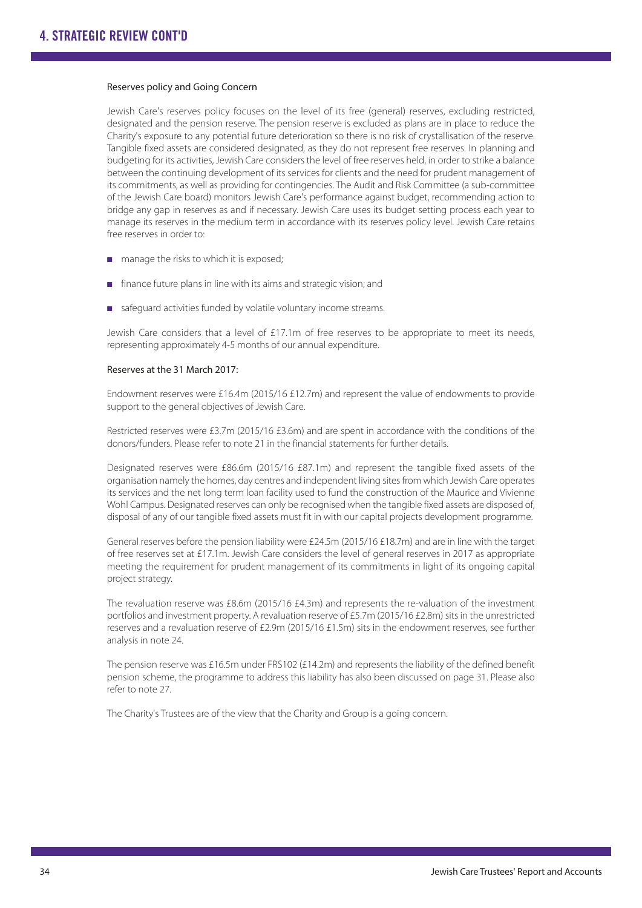# 4. STRATEGIC REVIEW CONT'D

## Reserves policy and Going Concern

Jewish Care's reserves policy focuses on the level of its free (general) reserves, excluding restricted, designated and the pension reserve. The pension reserve is excluded as plans are in place to reduce the Charity's exposure to any potential future deterioration so there is no risk of crystallisation of the reserve. Tangible fixed assets are considered designated, as they do not represent free reserves. In planning and budgeting for its activities, Jewish Care considers the level of free reserves held, in order to strike a balance between the continuing development of its services for clients and the need for prudent management of its commitments, as well as providing for contingencies. The Audit and Risk Committee (a sub-committee of the Jewish Care board) monitors Jewish Care's performance against budget, recommending action to bridge any gap in reserves as and if necessary. Jewish Care uses its budget setting process each year to manage its reserves in the medium term in accordance with its reserves policy level. Jewish Care retains free reserves in order to:

- manage the risks to which it is exposed;
- finance future plans in line with its aims and strategic vision; and
- safeguard activities funded by volatile voluntary income streams.

Jewish Care considers that a level of £17.1m of free reserves to be appropriate to meet its needs, representing approximately 4-5 months of our annual expenditure.

## Reserves at the 31 March 2017:

Endowment reserves were £16.4m (2015/16 £12.7m) and represent the value of endowments to provide support to the general objectives of Jewish Care.

Restricted reserves were £3.7m (2015/16 £3.6m) and are spent in accordance with the conditions of the donors/funders. Please refer to note 21 in the financial statements for further details.

Designated reserves were £86.6m (2015/16 £87.1m) and represent the tangible fixed assets of the organisation namely the homes, day centres and independent living sites from which Jewish Care operates its services and the net long term loan facility used to fund the construction of the Maurice and Vivienne Wohl Campus. Designated reserves can only be recognised when the tangible fixed assets are disposed of, disposal of any of our tangible fixed assets must fit in with our capital projects development programme.

General reserves before the pension liability were £24.5m (2015/16 £18.7m) and are in line with the target of free reserves set at £17.1m. Jewish Care considers the level of general reserves in 2017 as appropriate meeting the requirement for prudent management of its commitments in light of its ongoing capital project strategy.

The revaluation reserve was £8.6m (2015/16 £4.3m) and represents the re-valuation of the investment portfolios and investment property. A revaluation reserve of £5.7m (2015/16 £2.8m) sits in the unrestricted reserves and a revaluation reserve of £2.9m (2015/16 £1.5m) sits in the endowment reserves, see further analysis in note 24.

The pension reserve was £16.5m under FRS102 (£14.2m) and represents the liability of the defined benefit pension scheme, the programme to address this liability has also been discussed on page 31. Please also refer to note 27.

The Charity's Trustees are of the view that the Charity and Group is a going concern.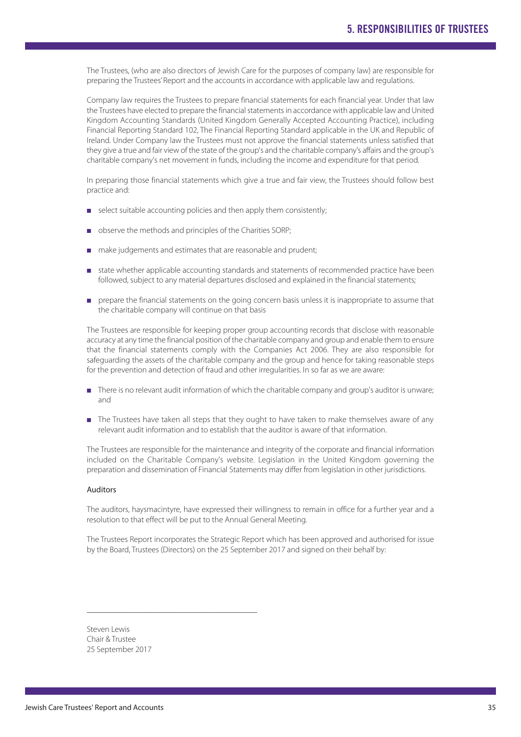# 5. RESPONSIBILITIES OF TRUSTEES

The Trustees, (who are also directors of Jewish Care for the purposes of company law) are responsible for preparing the Trustees' Report and the accounts in accordance with applicable law and regulations.

Company law requires the Trustees to prepare financial statements for each financial year. Under that law the Trustees have elected to prepare the financial statements in accordance with applicable law and United Kingdom Accounting Standards (United Kingdom Generally Accepted Accounting Practice), including Financial Reporting Standard 102, The Financial Reporting Standard applicable in the UK and Republic of Ireland. Under Company law the Trustees must not approve the financial statements unless satisfied that they give a true and fair view of the state of the group's and the charitable company's affairs and the group's charitable company's net movement in funds, including the income and expenditure for that period.

In preparing those financial statements which give a true and fair view, the Trustees should follow best practice and:

- select suitable accounting policies and then apply them consistently;
- observe the methods and principles of the Charities SORP;
- make judgements and estimates that are reasonable and prudent;
- state whether applicable accounting standards and statements of recommended practice have been followed, subject to any material departures disclosed and explained in the financial statements;
- prepare the financial statements on the going concern basis unless it is inappropriate to assume that the charitable company will continue on that basis

The Trustees are responsible for keeping proper group accounting records that disclose with reasonable accuracy at any time the financial position of the charitable company and group and enable them to ensure that the financial statements comply with the Companies Act 2006. They are also responsible for safeguarding the assets of the charitable company and the group and hence for taking reasonable steps for the prevention and detection of fraud and other irregularities. In so far as we are aware:

- There is no relevant audit information of which the charitable company and group's auditor is unware; and
- The Trustees have taken all steps that they ought to have taken to make themselves aware of any relevant audit information and to establish that the auditor is aware of that information.

The Trustees are responsible for the maintenance and integrity of the corporate and financial information included on the Charitable Company's website. Legislation in the United Kingdom governing the preparation and dissemination of Financial Statements may differ from legislation in other jurisdictions.

## Auditors

The auditors, haysmacintyre, have expressed their willingness to remain in office for a further year and a resolution to that effect will be put to the Annual General Meeting.

The Trustees Report incorporates the Strategic Report which has been approved and authorised for issue by the Board, Trustees (Directors) on the 25 September 2017 and signed on their behalf by:

\_\_\_\_\_\_\_\_\_\_\_\_\_\_\_\_\_\_\_\_\_\_\_\_\_\_\_\_\_\_\_\_\_\_\_\_\_\_\_\_

Steven Lewis  
Chair & Trustee  
25 September 2017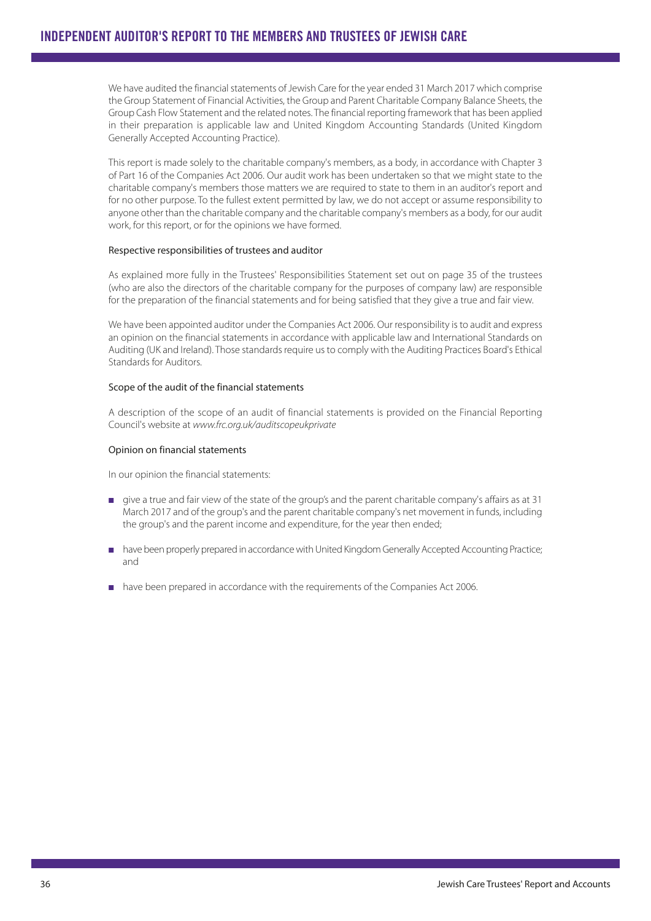# INDEPENDENT AUDITOR'S REPORT TO THE MEMBERS AND TRUSTEES OF JEWISH CARE

We have audited the financial statements of Jewish Care for the year ended 31 March 2017 which comprise the Group Statement of Financial Activities, the Group and Parent Charitable Company Balance Sheets, the Group Cash Flow Statement and the related notes. The financial reporting framework that has been applied in their preparation is applicable law and United Kingdom Accounting Standards (United Kingdom Generally Accepted Accounting Practice).

This report is made solely to the charitable company's members, as a body, in accordance with Chapter 3 of Part 16 of the Companies Act 2006. Our audit work has been undertaken so that we might state to the charitable company's members those matters we are required to state to them in an auditor's report and for no other purpose. To the fullest extent permitted by law, we do not accept or assume responsibility to anyone other than the charitable company and the charitable company's members as a body, for our audit work, for this report, or for the opinions we have formed.

## Respective responsibilities of trustees and auditor

As explained more fully in the Trustees' Responsibilities Statement set out on page 35 of the trustees (who are also the directors of the charitable company for the purposes of company law) are responsible for the preparation of the financial statements and for being satisfied that they give a true and fair view.

We have been appointed auditor under the Companies Act 2006. Our responsibility is to audit and express an opinion on the financial statements in accordance with applicable law and International Standards on Auditing (UK and Ireland). Those standards require us to comply with the Auditing Practices Board's Ethical Standards for Auditors.

## Scope of the audit of the financial statements

A description of the scope of an audit of financial statements is provided on the Financial Reporting Council's website at *www.frc.org.uk/auditscopeukprivate*

## Opinion on financial statements

In our opinion the financial statements:

- give a true and fair view of the state of the group's and the parent charitable company's affairs as at 31 March 2017 and of the group's and the parent charitable company's net movement in funds, including the group's and the parent income and expenditure, for the year then ended;
- have been properly prepared in accordance with United Kingdom Generally Accepted Accounting Practice; and
- have been prepared in accordance with the requirements of the Companies Act 2006.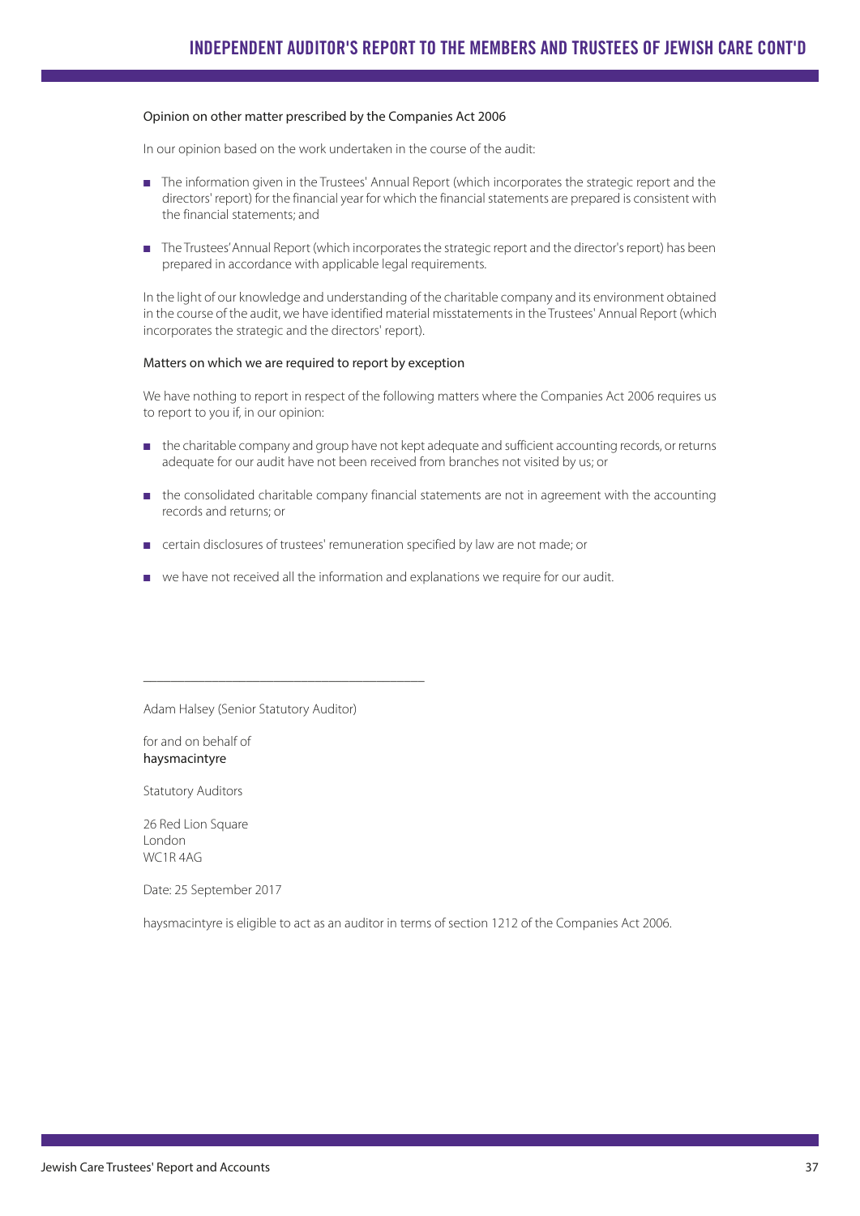## Opinion on other matter prescribed by the Companies Act 2006

In our opinion based on the work undertaken in the course of the audit:

- The information given in the Trustees' Annual Report (which incorporates the strategic report and the directors' report) for the financial year for which the financial statements are prepared is consistent with the financial statements; and
- The Trustees' Annual Report (which incorporates the strategic report and the director's report) has been prepared in accordance with applicable legal requirements.

In the light of our knowledge and understanding of the charitable company and its environment obtained in the course of the audit, we have identified material misstatements in the Trustees' Annual Report (which incorporates the strategic and the directors' report).

## Matters on which we are required to report by exception

We have nothing to report in respect of the following matters where the Companies Act 2006 requires us to report to you if, in our opinion:

- the charitable company and group have not kept adequate and sufficient accounting records, or returns adequate for our audit have not been received from branches not visited by us; or
- the consolidated charitable company financial statements are not in agreement with the accounting records and returns; or
- certain disclosures of trustees' remuneration specified by law are not made; or
- we have not received all the information and explanations we require for our audit.

\_\_\_\_\_\_\_\_\_\_\_\_\_\_\_\_\_\_\_\_\_\_\_\_\_\_\_\_\_\_\_\_\_\_\_\_\_\_\_\_

Adam Halsey (Senior Statutory Auditor)

for and on behalf of
haysmacintyre

Statutory Auditors

26 Red Lion Square
London
WC1R 4AG

Date: 25 September 2017

haysmacintyre is eligible to act as an auditor in terms of section 1212 of the Companies Act 2006.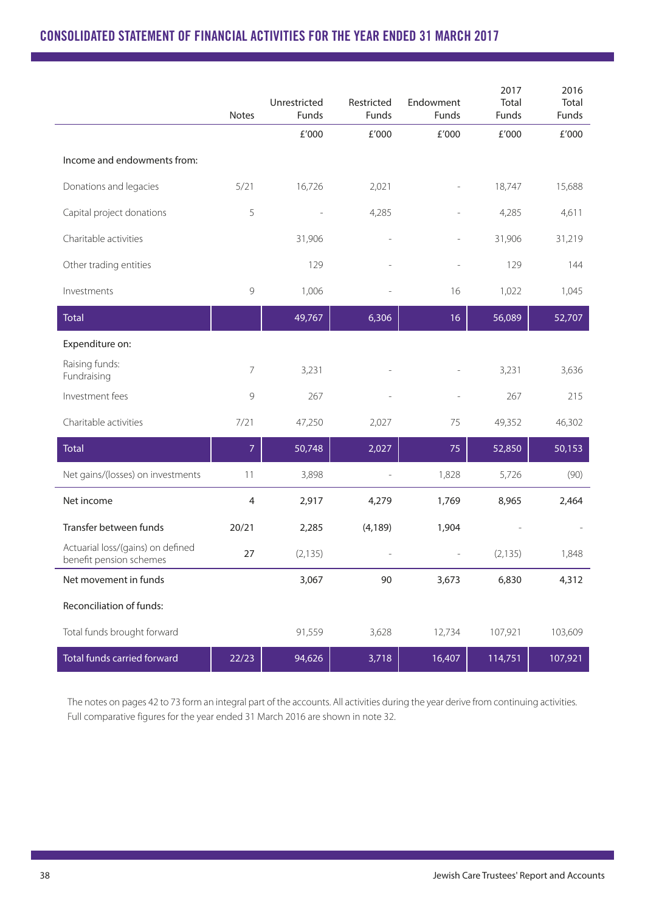# CONSOLIDATED STATEMENT OF FINANCIAL ACTIVITIES FOR THE YEAR ENDED 31 MARCH 2017

| | Notes | Unrestricted Funds | Restricted Funds | Endowment Funds | 2017 Total Funds | 2016 Total Funds |
|---|---|---|---|---|---|---|
| | | £'000 | £'000 | £'000 | £'000 | £'000 |
| Income and endowments from: | | | | | | |
| Donations and legacies | 5/21 | 16,726 | 2,021 | - | 18,747 | 15,688 |
| Capital project donations | 5 | - | 4,285 | - | 4,285 | 4,611 |
| Charitable activities | | 31,906 | - | - | 31,906 | 31,219 |
| Other trading entities | | 129 | - | - | 129 | 144 |
| Investments | 9 | 1,006 | - | 16 | 1,022 | 1,045 |
| Total | | 49,767 | 6,306 | 16 | 56,089 | 52,707 |
| Expenditure on: | | | | | | |
| Raising funds: Fundraising | 7 | 3,231 | - | - | 3,231 | 3,636 |
| Investment fees | 9 | 267 | - | - | 267 | 215 |
| Charitable activities | 7/21 | 47,250 | 2,027 | 75 | 49,352 | 46,302 |
| Total | 7 | 50,748 | 2,027 | 75 | 52,850 | 50,153 |
| Net gains/(losses) on investments | 11 | 3,898 | - | 1,828 | 5,726 | (90) |
| Net income | 4 | 2,917 | 4,279 | 1,769 | 8,965 | 2,464 |
| Transfer between funds | 20/21 | 2,285 | (4,189) | 1,904 | - | - |
| Actuarial loss/(gains) on defined benefit pension schemes | 27 | (2,135) | - | - | (2,135) | 1,848 |
| Net movement in funds | | 3,067 | 90 | 3,673 | 6,830 | 4,312 |
| Reconciliation of funds: | | | | | | |
| Total funds brought forward | | 91,559 | 3,628 | 12,734 | 107,921 | 103,609 |
| Total funds carried forward | 22/23 | 94,626 | 3,718 | 16,407 | 114,751 | 107,921 |

The notes on pages 42 to 73 form an integral part of the accounts. All activities during the year derive from continuing activities. Full comparative figures for the year ended 31 March 2016 are shown in note 32.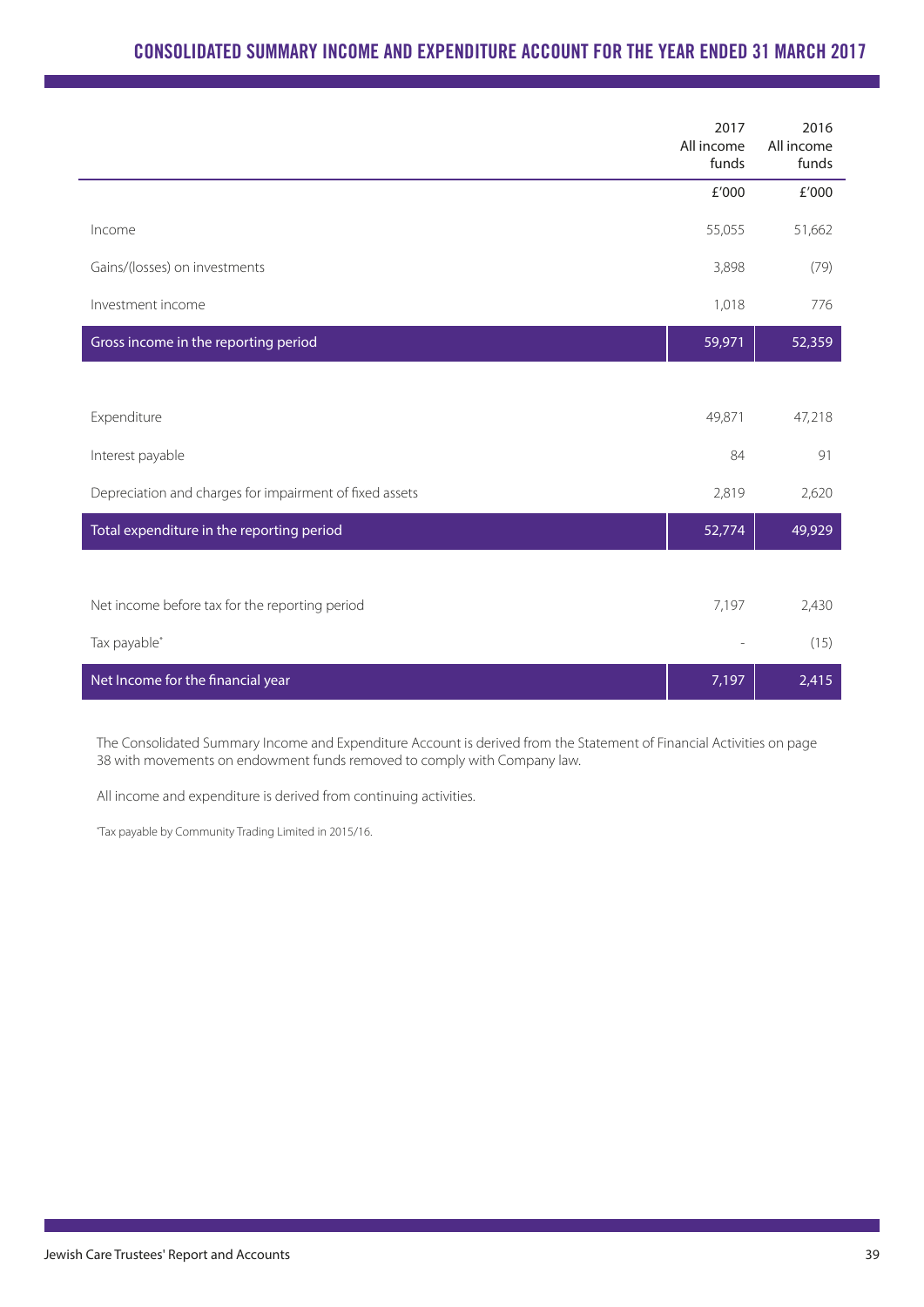## CONSOLIDATED SUMMARY INCOME AND EXPENDITURE ACCOUNT FOR THE YEAR ENDED 31 MARCH 2017

| | 2017 All income funds | 2016 All income funds |
|---|---|---|
| | £'000 | £'000 |
| Income | 55,055 | 51,662 |
| Gains/(losses) on investments | 3,898 | (79) |
| Investment income | 1,018 | 776 |
| **Gross income in the reporting period** | **59,971** | **52,359** |
| | | |
| Expenditure | 49,871 | 47,218 |
| Interest payable | 84 | 91 |
| Depreciation and charges for impairment of fixed assets | 2,819 | 2,620 |
| **Total expenditure in the reporting period** | **52,774** | **49,929** |
| | | |
| Net income before tax for the reporting period | 7,197 | 2,430 |
| Tax payable* | - | (15) |
| **Net Income for the financial year** | **7,197** | **2,415** |

The Consolidated Summary Income and Expenditure Account is derived from the Statement of Financial Activities on page 38 with movements on endowment funds removed to comply with Company law.

All income and expenditure is derived from continuing activities.

*Tax payable by Community Trading Limited in 2015/16.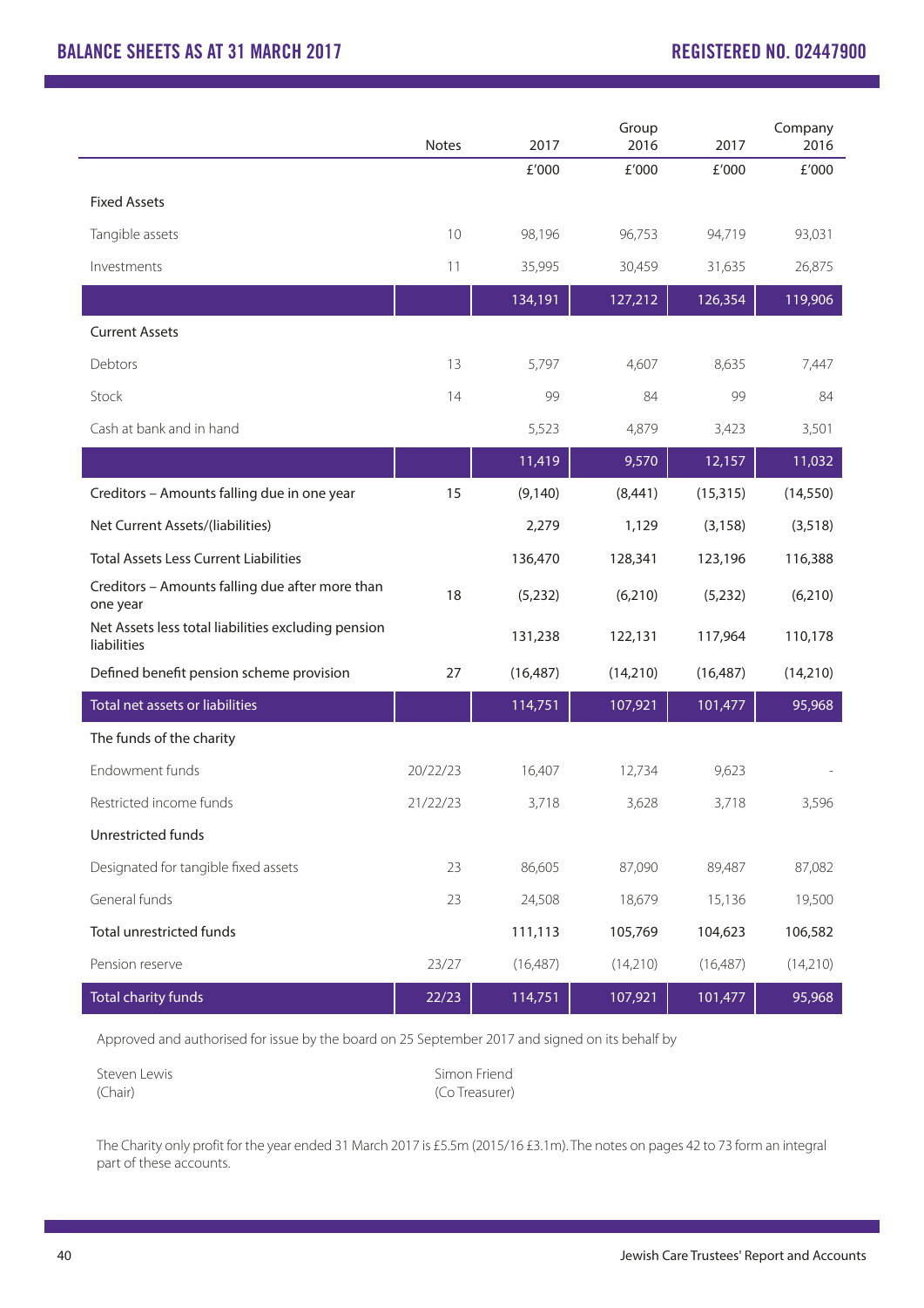## BALANCE SHEETS AS AT 31 MARCH 2017

## REGISTERED NO. 02447900

| | Notes | Group 2017 | Group 2016 | Company 2017 | Company 2016 |
|---|---|---|---|---|---|
| | | £'000 | £'000 | £'000 | £'000 |
| **Fixed Assets** | | | | | |
| Tangible assets | 10 | 98,196 | 96,753 | 94,719 | 93,031 |
| Investments | 11 | 35,995 | 30,459 | 31,635 | 26,875 |
| | | 134,191 | 127,212 | 126,354 | 119,906 |
| **Current Assets** | | | | | |
| Debtors | 13 | 5,797 | 4,607 | 8,635 | 7,447 |
| Stock | 14 | 99 | 84 | 99 | 84 |
| Cash at bank and in hand | | 5,523 | 4,879 | 3,423 | 3,501 |
| | | 11,419 | 9,570 | 12,157 | 11,032 |
| Creditors – Amounts falling due in one year | 15 | (9,140) | (8,441) | (15,315) | (14,550) |
| Net Current Assets/(liabilities) | | 2,279 | 1,129 | (3,158) | (3,518) |
| Total Assets Less Current Liabilities | | 136,470 | 128,341 | 123,196 | 116,388 |
| Creditors – Amounts falling due after more than one year | 18 | (5,232) | (6,210) | (5,232) | (6,210) |
| Net Assets less total liabilities excluding pension liabilities | | 131,238 | 122,131 | 117,964 | 110,178 |
| Defined benefit pension scheme provision | 27 | (16,487) | (14,210) | (16,487) | (14,210) |
| **Total net assets or liabilities** | | 114,751 | 107,921 | 101,477 | 95,968 |
| **The funds of the charity** | | | | | |
| Endowment funds | 20/22/23 | 16,407 | 12,734 | 9,623 | - |
| Restricted income funds | 21/22/23 | 3,718 | 3,628 | 3,718 | 3,596 |
| **Unrestricted funds** | | | | | |
| Designated for tangible fixed assets | 23 | 86,605 | 87,090 | 89,487 | 87,082 |
| General funds | 23 | 24,508 | 18,679 | 15,136 | 19,500 |
| Total unrestricted funds | | 111,113 | 105,769 | 104,623 | 106,582 |
| Pension reserve | 23/27 | (16,487) | (14,210) | (16,487) | (14,210) |
| **Total charity funds** | 22/23 | 114,751 | 107,921 | 101,477 | 95,968 |

Approved and authorised for issue by the board on 25 September 2017 and signed on its behalf by

Steven Lewis
(Chair)

Simon Friend
(Co Treasurer)

The Charity only profit for the year ended 31 March 2017 is £5.5m (2015/16 £3.1m). The notes on pages 42 to 73 form an integral part of these accounts.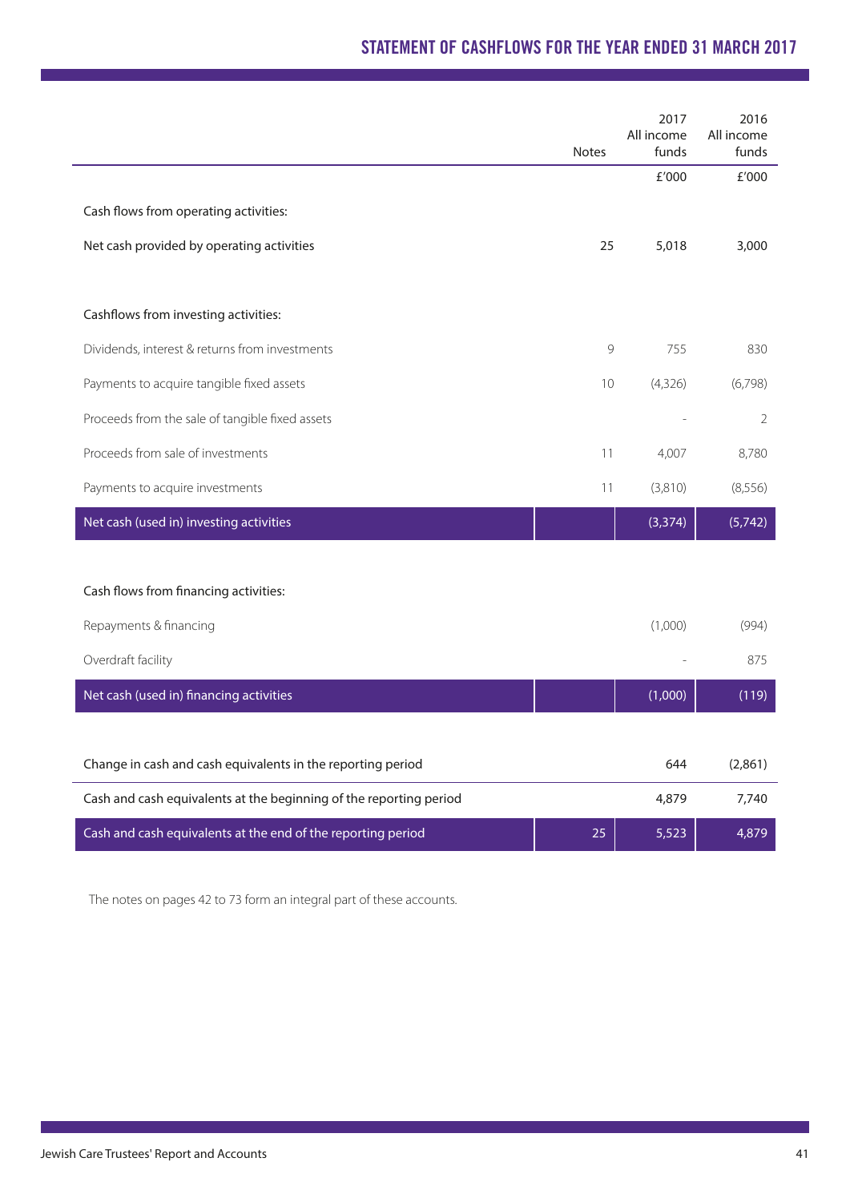# STATEMENT OF CASHFLOWS FOR THE YEAR ENDED 31 MARCH 2017

| | Notes | 2017 All income funds | 2016 All income funds |
|---|---|---|---|
| | | £'000 | £'000 |
| Cash flows from operating activities: | | | |
| Net cash provided by operating activities | 25 | 5,018 | 3,000 |
| | | | |
| Cashflows from investing activities: | | | |
| Dividends, interest & returns from investments | 9 | 755 | 830 |
| Payments to acquire tangible fixed assets | 10 | (4,326) | (6,798) |
| Proceeds from the sale of tangible fixed assets | | - | 2 |
| Proceeds from sale of investments | 11 | 4,007 | 8,780 |
| Payments to acquire investments | 11 | (3,810) | (8,556) |
| **Net cash (used in) investing activities** | | **(3,374)** | **(5,742)** |
| | | | |
| Cash flows from financing activities: | | | |
| Repayments & financing | | (1,000) | (994) |
| Overdraft facility | | - | 875 |
| **Net cash (used in) financing activities** | | **(1,000)** | **(119)** |
| | | | |
| Change in cash and cash equivalents in the reporting period | | 644 | (2,861) |
| Cash and cash equivalents at the beginning of the reporting period | | 4,879 | 7,740 |
| **Cash and cash equivalents at the end of the reporting period** | 25 | **5,523** | **4,879** |

The notes on pages 42 to 73 form an integral part of these accounts.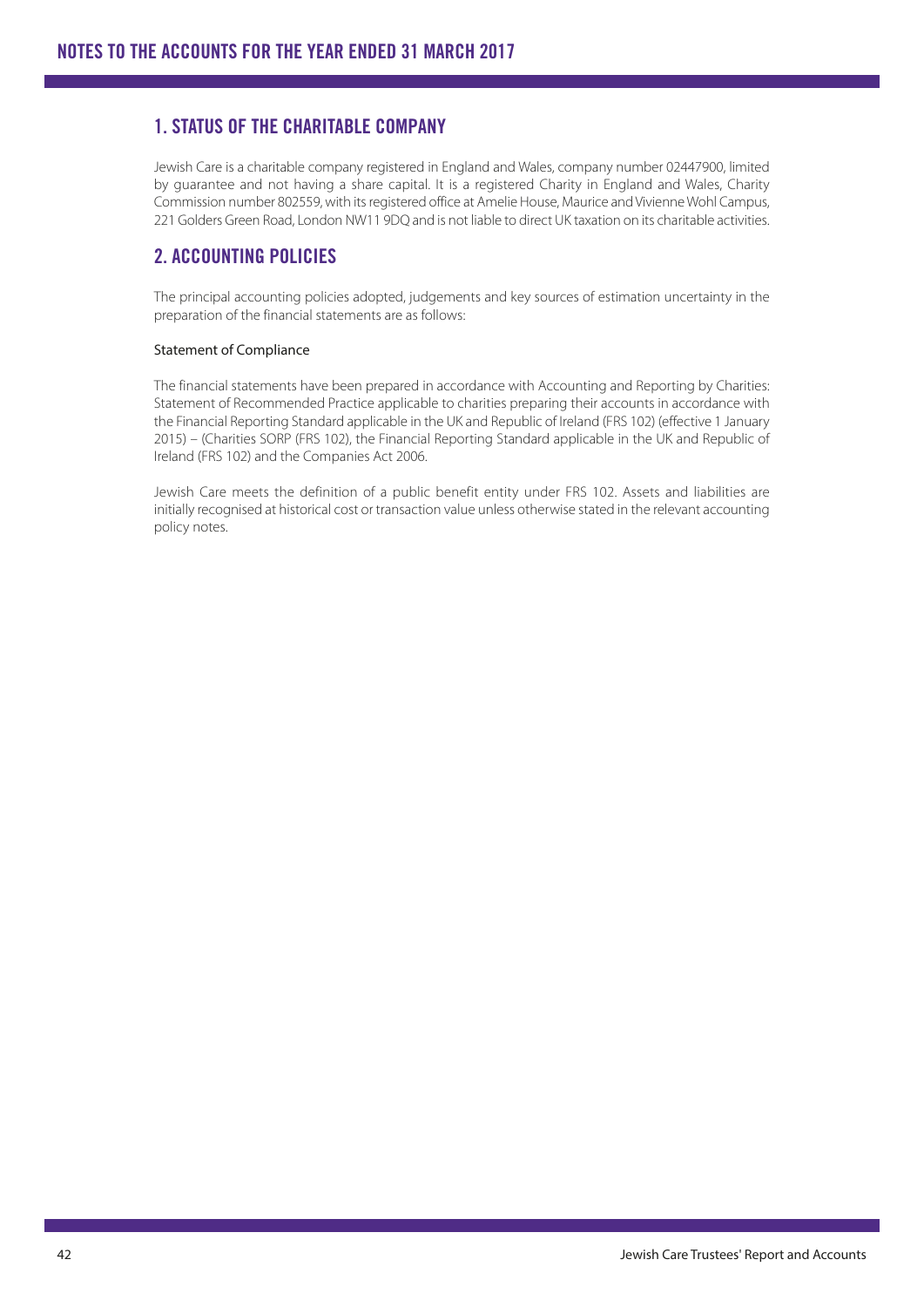# NOTES TO THE ACCOUNTS FOR THE YEAR ENDED 31 MARCH 2017

## 1. STATUS OF THE CHARITABLE COMPANY

Jewish Care is a charitable company registered in England and Wales, company number 02447900, limited by guarantee and not having a share capital. It is a registered Charity in England and Wales, Charity Commission number 802559, with its registered office at Amelie House, Maurice and Vivienne Wohl Campus, 221 Golders Green Road, London NW11 9DQ and is not liable to direct UK taxation on its charitable activities.

## 2. ACCOUNTING POLICIES

The principal accounting policies adopted, judgements and key sources of estimation uncertainty in the preparation of the financial statements are as follows:

### Statement of Compliance

The financial statements have been prepared in accordance with Accounting and Reporting by Charities: Statement of Recommended Practice applicable to charities preparing their accounts in accordance with the Financial Reporting Standard applicable in the UK and Republic of Ireland (FRS 102) (effective 1 January 2015) – (Charities SORP (FRS 102), the Financial Reporting Standard applicable in the UK and Republic of Ireland (FRS 102) and the Companies Act 2006.

Jewish Care meets the definition of a public benefit entity under FRS 102. Assets and liabilities are initially recognised at historical cost or transaction value unless otherwise stated in the relevant accounting policy notes.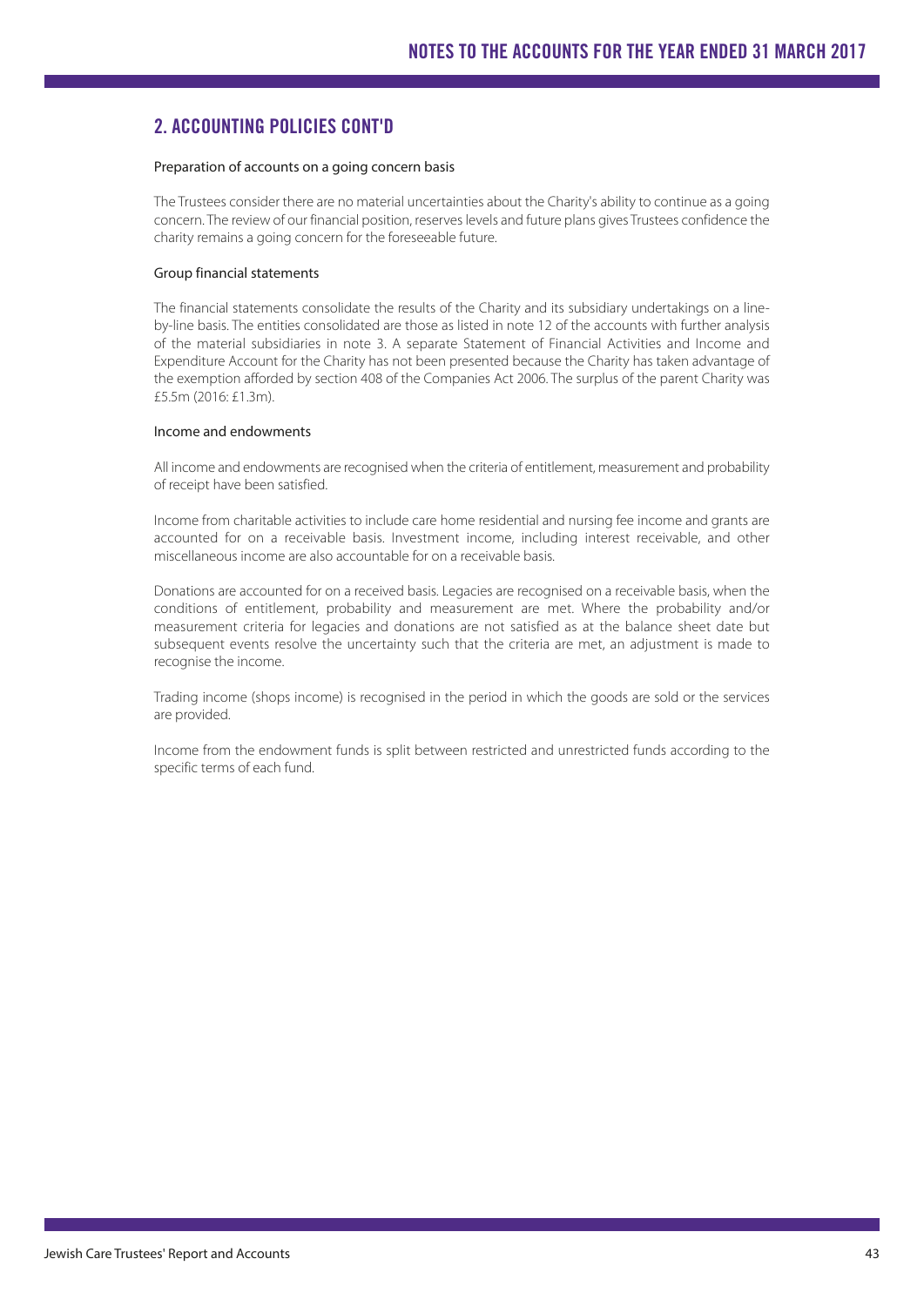## 2. ACCOUNTING POLICIES CONT'D

Preparation of accounts on a going concern basis

The Trustees consider there are no material uncertainties about the Charity's ability to continue as a going concern. The review of our financial position, reserves levels and future plans gives Trustees confidence the charity remains a going concern for the foreseeable future.

Group financial statements

The financial statements consolidate the results of the Charity and its subsidiary undertakings on a line-by-line basis. The entities consolidated are those as listed in note 12 of the accounts with further analysis of the material subsidiaries in note 3. A separate Statement of Financial Activities and Income and Expenditure Account for the Charity has not been presented because the Charity has taken advantage of the exemption afforded by section 408 of the Companies Act 2006. The surplus of the parent Charity was £5.5m (2016: £1.3m).

Income and endowments

All income and endowments are recognised when the criteria of entitlement, measurement and probability of receipt have been satisfied.

Income from charitable activities to include care home residential and nursing fee income and grants are accounted for on a receivable basis. Investment income, including interest receivable, and other miscellaneous income are also accountable for on a receivable basis.

Donations are accounted for on a received basis. Legacies are recognised on a receivable basis, when the conditions of entitlement, probability and measurement are met. Where the probability and/or measurement criteria for legacies and donations are not satisfied as at the balance sheet date but subsequent events resolve the uncertainty such that the criteria are met, an adjustment is made to recognise the income.

Trading income (shops income) is recognised in the period in which the goods are sold or the services are provided.

Income from the endowment funds is split between restricted and unrestricted funds according to the specific terms of each fund.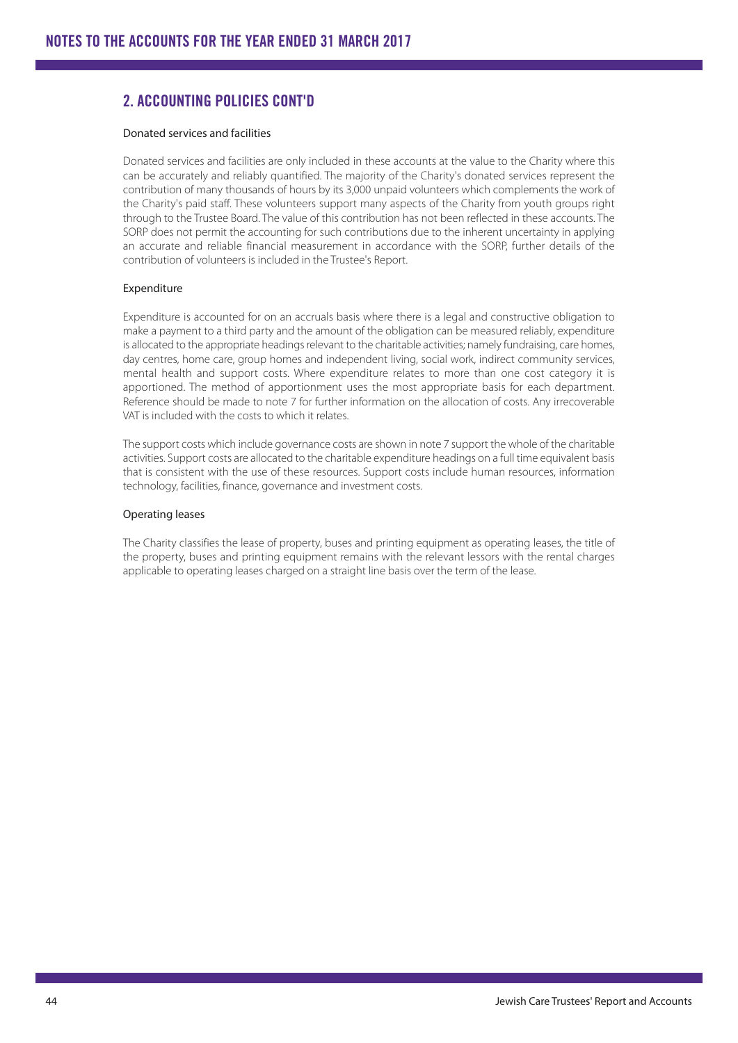# NOTES TO THE ACCOUNTS FOR THE YEAR ENDED 31 MARCH 2017

## 2. ACCOUNTING POLICIES CONT'D

### Donated services and facilities

Donated services and facilities are only included in these accounts at the value to the Charity where this can be accurately and reliably quantified. The majority of the Charity's donated services represent the contribution of many thousands of hours by its 3,000 unpaid volunteers which complements the work of the Charity's paid staff. These volunteers support many aspects of the Charity from youth groups right through to the Trustee Board. The value of this contribution has not been reflected in these accounts. The SORP does not permit the accounting for such contributions due to the inherent uncertainty in applying an accurate and reliable financial measurement in accordance with the SORP, further details of the contribution of volunteers is included in the Trustee's Report.

### Expenditure

Expenditure is accounted for on an accruals basis where there is a legal and constructive obligation to make a payment to a third party and the amount of the obligation can be measured reliably, expenditure is allocated to the appropriate headings relevant to the charitable activities; namely fundraising, care homes, day centres, home care, group homes and independent living, social work, indirect community services, mental health and support costs. Where expenditure relates to more than one cost category it is apportioned. The method of apportionment uses the most appropriate basis for each department. Reference should be made to note 7 for further information on the allocation of costs. Any irrecoverable VAT is included with the costs to which it relates.

The support costs which include governance costs are shown in note 7 support the whole of the charitable activities. Support costs are allocated to the charitable expenditure headings on a full time equivalent basis that is consistent with the use of these resources. Support costs include human resources, information technology, facilities, finance, governance and investment costs.

### Operating leases

The Charity classifies the lease of property, buses and printing equipment as operating leases, the title of the property, buses and printing equipment remains with the relevant lessors with the rental charges applicable to operating leases charged on a straight line basis over the term of the lease.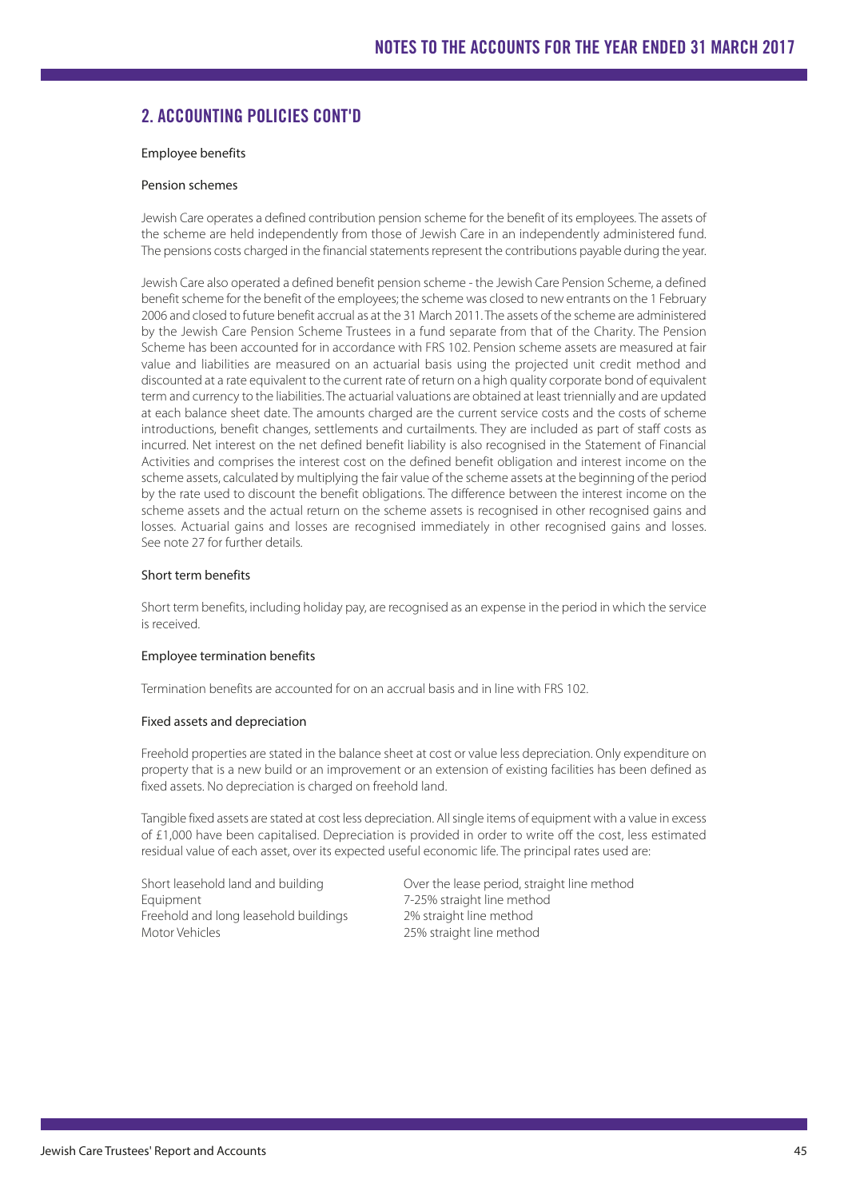## 2. ACCOUNTING POLICIES CONT'D

Employee benefits

Pension schemes

Jewish Care operates a defined contribution pension scheme for the benefit of its employees. The assets of the scheme are held independently from those of Jewish Care in an independently administered fund. The pensions costs charged in the financial statements represent the contributions payable during the year.

Jewish Care also operated a defined benefit pension scheme - the Jewish Care Pension Scheme, a defined benefit scheme for the benefit of the employees; the scheme was closed to new entrants on the 1 February 2006 and closed to future benefit accrual as at the 31 March 2011. The assets of the scheme are administered by the Jewish Care Pension Scheme Trustees in a fund separate from that of the Charity. The Pension Scheme has been accounted for in accordance with FRS 102. Pension scheme assets are measured at fair value and liabilities are measured on an actuarial basis using the projected unit credit method and discounted at a rate equivalent to the current rate of return on a high quality corporate bond of equivalent term and currency to the liabilities. The actuarial valuations are obtained at least triennially and are updated at each balance sheet date. The amounts charged are the current service costs and the costs of scheme introductions, benefit changes, settlements and curtailments. They are included as part of staff costs as incurred. Net interest on the net defined benefit liability is also recognised in the Statement of Financial Activities and comprises the interest cost on the defined benefit obligation and interest income on the scheme assets, calculated by multiplying the fair value of the scheme assets at the beginning of the period by the rate used to discount the benefit obligations. The difference between the interest income on the scheme assets and the actual return on the scheme assets is recognised in other recognised gains and losses. Actuarial gains and losses are recognised immediately in other recognised gains and losses. See note 27 for further details.

Short term benefits

Short term benefits, including holiday pay, are recognised as an expense in the period in which the service is received.

Employee termination benefits

Termination benefits are accounted for on an accrual basis and in line with FRS 102.

Fixed assets and depreciation

Freehold properties are stated in the balance sheet at cost or value less depreciation. Only expenditure on property that is a new build or an improvement or an extension of existing facilities has been defined as fixed assets. No depreciation is charged on freehold land.

Tangible fixed assets are stated at cost less depreciation. All single items of equipment with a value in excess of £1,000 have been capitalised. Depreciation is provided in order to write off the cost, less estimated residual value of each asset, over its expected useful economic life. The principal rates used are:

| | |
|---|---|
| Short leasehold land and building | Over the lease period, straight line method |
| Equipment | 7-25% straight line method |
| Freehold and long leasehold buildings | 2% straight line method |
| Motor Vehicles | 25% straight line method |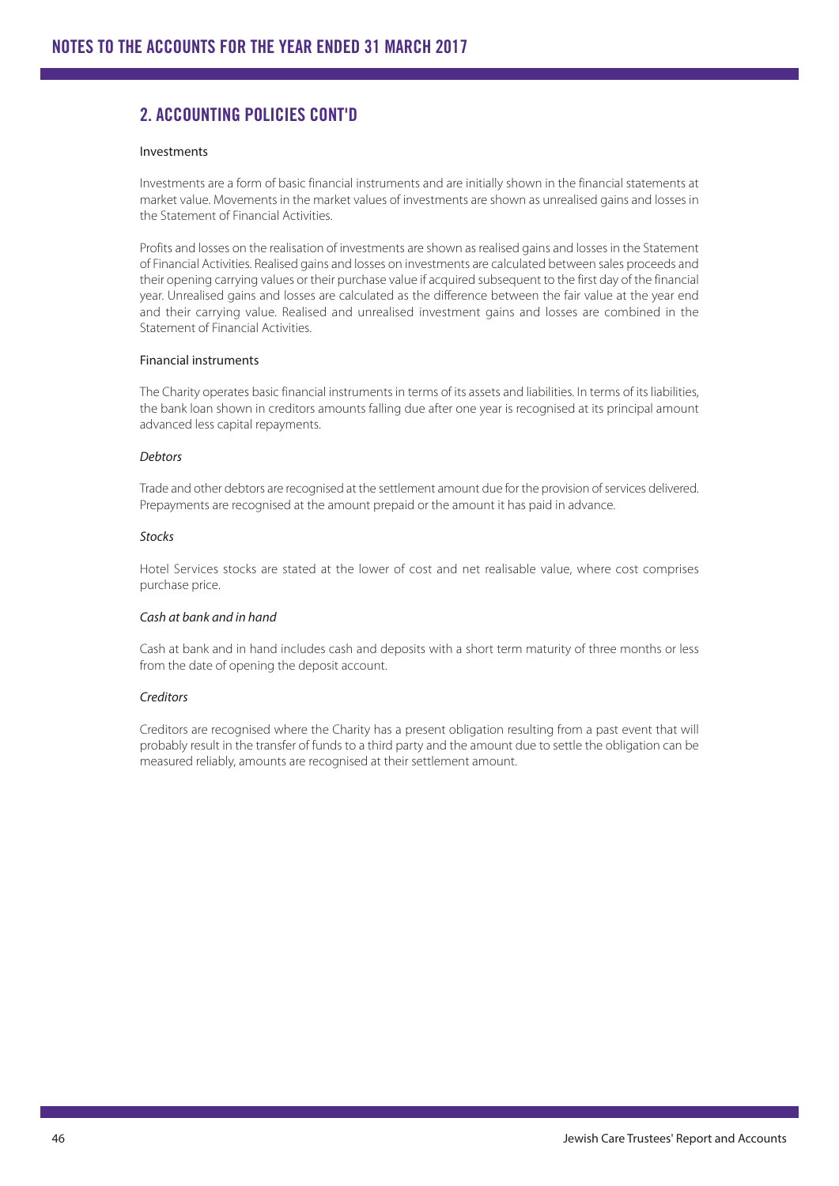## 2. ACCOUNTING POLICIES CONT'D

Investments

Investments are a form of basic financial instruments and are initially shown in the financial statements at market value. Movements in the market values of investments are shown as unrealised gains and losses in the Statement of Financial Activities.

Profits and losses on the realisation of investments are shown as realised gains and losses in the Statement of Financial Activities. Realised gains and losses on investments are calculated between sales proceeds and their opening carrying values or their purchase value if acquired subsequent to the first day of the financial year. Unrealised gains and losses are calculated as the difference between the fair value at the year end and their carrying value. Realised and unrealised investment gains and losses are combined in the Statement of Financial Activities.

Financial instruments

The Charity operates basic financial instruments in terms of its assets and liabilities. In terms of its liabilities, the bank loan shown in creditors amounts falling due after one year is recognised at its principal amount advanced less capital repayments.

*Debtors*

Trade and other debtors are recognised at the settlement amount due for the provision of services delivered. Prepayments are recognised at the amount prepaid or the amount it has paid in advance.

*Stocks*

Hotel Services stocks are stated at the lower of cost and net realisable value, where cost comprises purchase price.

*Cash at bank and in hand*

Cash at bank and in hand includes cash and deposits with a short term maturity of three months or less from the date of opening the deposit account.

*Creditors*

Creditors are recognised where the Charity has a present obligation resulting from a past event that will probably result in the transfer of funds to a third party and the amount due to settle the obligation can be measured reliably, amounts are recognised at their settlement amount.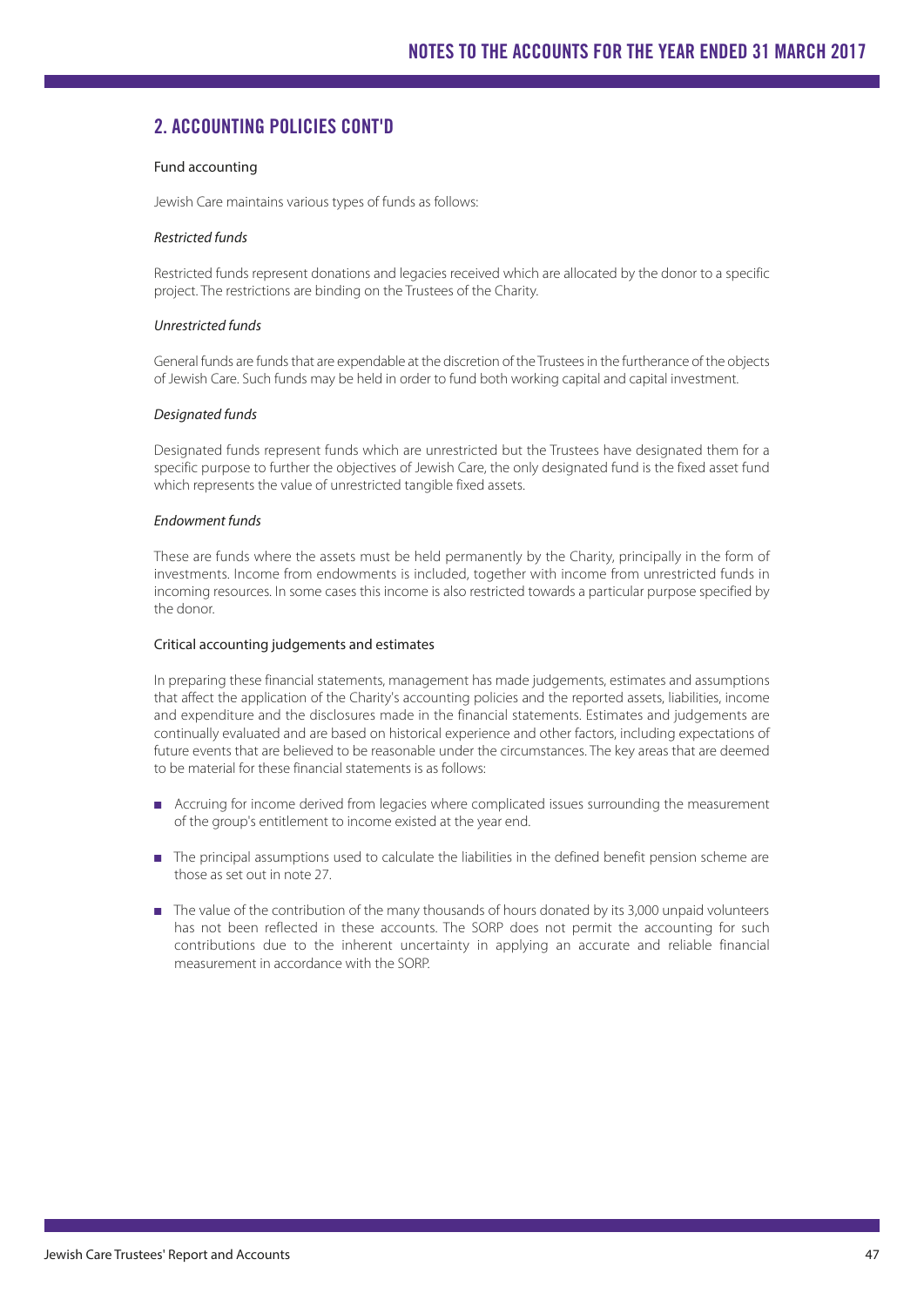## 2. ACCOUNTING POLICIES CONT'D

### Fund accounting

Jewish Care maintains various types of funds as follows:

*Restricted funds*

Restricted funds represent donations and legacies received which are allocated by the donor to a specific project. The restrictions are binding on the Trustees of the Charity.

*Unrestricted funds*

General funds are funds that are expendable at the discretion of the Trustees in the furtherance of the objects of Jewish Care. Such funds may be held in order to fund both working capital and capital investment.

*Designated funds*

Designated funds represent funds which are unrestricted but the Trustees have designated them for a specific purpose to further the objectives of Jewish Care, the only designated fund is the fixed asset fund which represents the value of unrestricted tangible fixed assets.

*Endowment funds*

These are funds where the assets must be held permanently by the Charity, principally in the form of investments. Income from endowments is included, together with income from unrestricted funds in incoming resources. In some cases this income is also restricted towards a particular purpose specified by the donor.

### Critical accounting judgements and estimates

In preparing these financial statements, management has made judgements, estimates and assumptions that affect the application of the Charity's accounting policies and the reported assets, liabilities, income and expenditure and the disclosures made in the financial statements. Estimates and judgements are continually evaluated and are based on historical experience and other factors, including expectations of future events that are believed to be reasonable under the circumstances. The key areas that are deemed to be material for these financial statements is as follows:

- Accruing for income derived from legacies where complicated issues surrounding the measurement of the group's entitlement to income existed at the year end.
- The principal assumptions used to calculate the liabilities in the defined benefit pension scheme are those as set out in note 27.
- The value of the contribution of the many thousands of hours donated by its 3,000 unpaid volunteers has not been reflected in these accounts. The SORP does not permit the accounting for such contributions due to the inherent uncertainty in applying an accurate and reliable financial measurement in accordance with the SORP.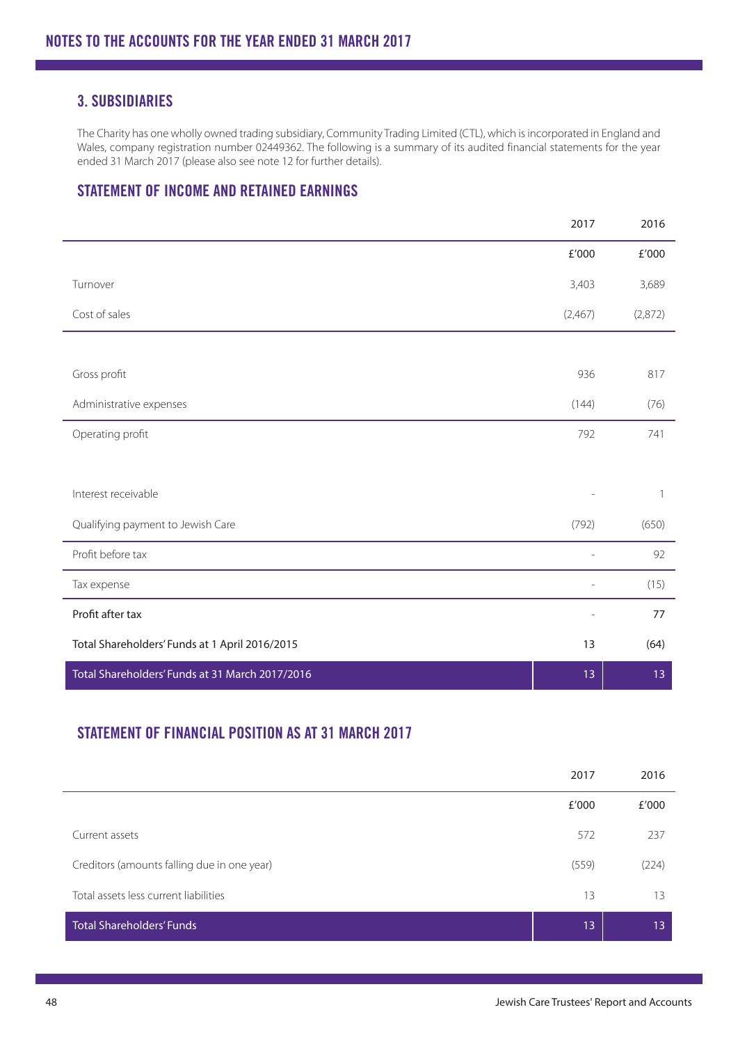## NOTES TO THE ACCOUNTS FOR THE YEAR ENDED 31 MARCH 2017

### 3. SUBSIDIARIES

The Charity has one wholly owned trading subsidiary, Community Trading Limited (CTL), which is incorporated in England and Wales, company registration number 02449362. The following is a summary of its audited financial statements for the year ended 31 March 2017 (please also see note 12 for further details).

### STATEMENT OF INCOME AND RETAINED EARNINGS

| | 2017 | 2016 |
|---|---|---|
| | £'000 | £'000 |
| Turnover | 3,403 | 3,689 |
| Cost of sales | (2,467) | (2,872) |
| Gross profit | 936 | 817 |
| Administrative expenses | (144) | (76) |
| Operating profit | 792 | 741 |
| Interest receivable | - | 1 |
| Qualifying payment to Jewish Care | (792) | (650) |
| Profit before tax | - | 92 |
| Tax expense | - | (15) |
| **Profit after tax** | - | **77** |
| **Total Shareholders' Funds at 1 April 2016/2015** | **13** | **(64)** |
| **Total Shareholders' Funds at 31 March 2017/2016** | **13** | **13** |

### STATEMENT OF FINANCIAL POSITION AS AT 31 MARCH 2017

| | 2017 | 2016 |
|---|---|---|
| | £'000 | £'000 |
| Current assets | 572 | 237 |
| Creditors (amounts falling due in one year) | (559) | (224) |
| Total assets less current liabilities | 13 | 13 |
| **Total Shareholders' Funds** | **13** | **13** |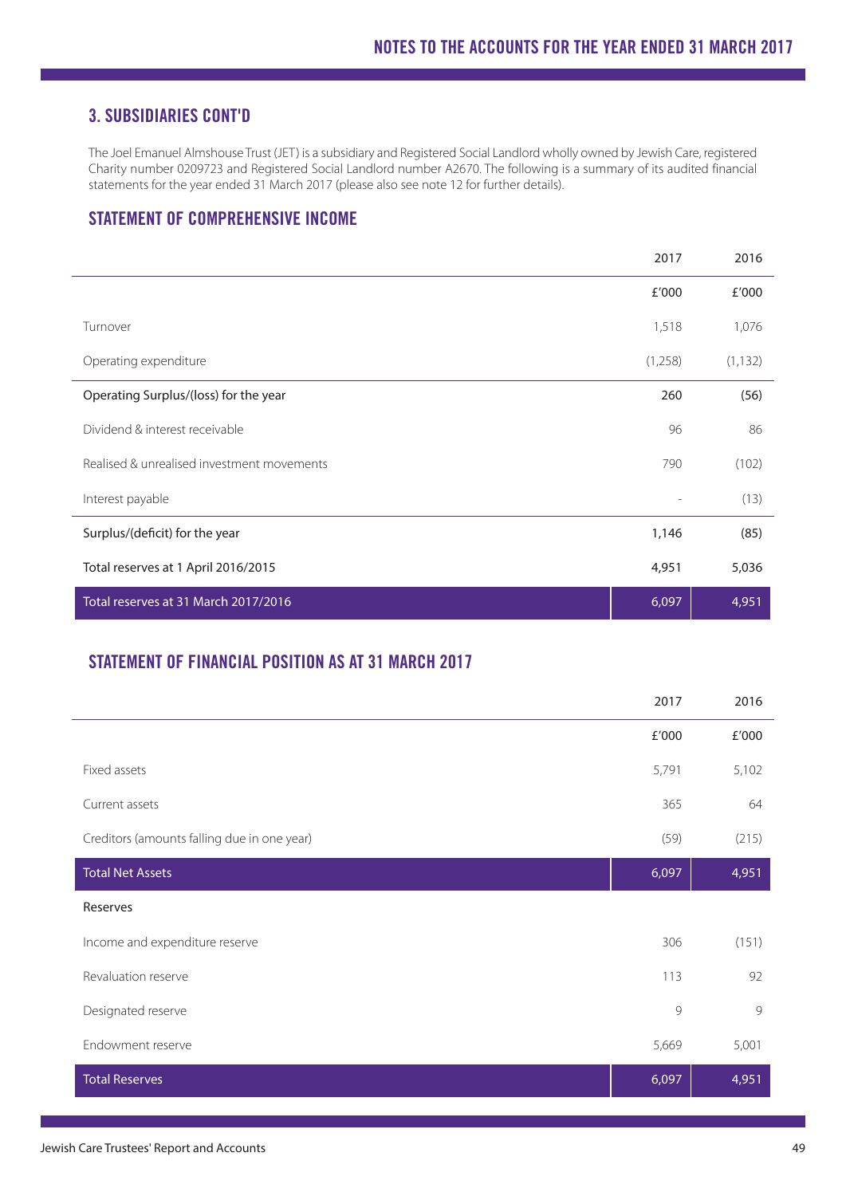## 3. SUBSIDIARIES CONT'D

The Joel Emanuel Almshouse Trust (JET) is a subsidiary and Registered Social Landlord wholly owned by Jewish Care, registered Charity number 0209723 and Registered Social Landlord number A2670. The following is a summary of its audited financial statements for the year ended 31 March 2017 (please also see note 12 for further details).

### STATEMENT OF COMPREHENSIVE INCOME

| | 2017 | 2016 |
|---|---|---|
| | £'000 | £'000 |
| Turnover | 1,518 | 1,076 |
| Operating expenditure | (1,258) | (1,132) |
| Operating Surplus/(loss) for the year | 260 | (56) |
| Dividend & interest receivable | 96 | 86 |
| Realised & unrealised investment movements | 790 | (102) |
| Interest payable | - | (13) |
| Surplus/(deficit) for the year | 1,146 | (85) |
| Total reserves at 1 April 2016/2015 | 4,951 | 5,036 |
| Total reserves at 31 March 2017/2016 | 6,097 | 4,951 |

### STATEMENT OF FINANCIAL POSITION AS AT 31 MARCH 2017

| | 2017 | 2016 |
|---|---|---|
| | £'000 | £'000 |
| Fixed assets | 5,791 | 5,102 |
| Current assets | 365 | 64 |
| Creditors (amounts falling due in one year) | (59) | (215) |
| Total Net Assets | 6,097 | 4,951 |
| Reserves | | |
| Income and expenditure reserve | 306 | (151) |
| Revaluation reserve | 113 | 92 |
| Designated reserve | 9 | 9 |
| Endowment reserve | 5,669 | 5,001 |
| Total Reserves | 6,097 | 4,951 |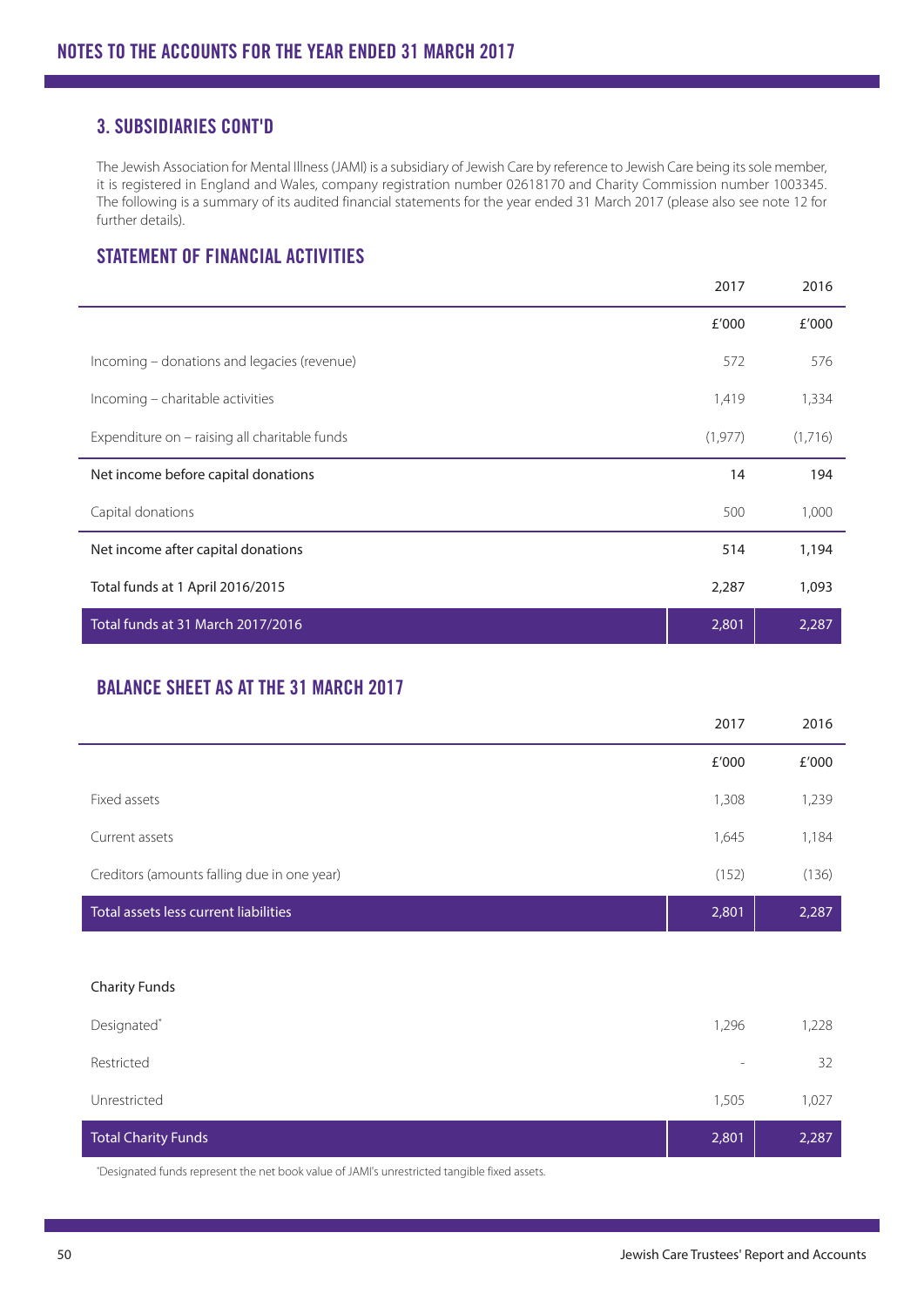# NOTES TO THE ACCOUNTS FOR THE YEAR ENDED 31 MARCH 2017

## 3. SUBSIDIARIES CONT'D

The Jewish Association for Mental Illness (JAMI) is a subsidiary of Jewish Care by reference to Jewish Care being its sole member, it is registered in England and Wales, company registration number 02618170 and Charity Commission number 1003345. The following is a summary of its audited financial statements for the year ended 31 March 2017 (please also see note 12 for further details).

## STATEMENT OF FINANCIAL ACTIVITIES

| | 2017 | 2016 |
|---|---|---|
| | £'000 | £'000 |
| Incoming – donations and legacies (revenue) | 572 | 576 |
| Incoming – charitable activities | 1,419 | 1,334 |
| Expenditure on – raising all charitable funds | (1,977) | (1,716) |
| Net income before capital donations | 14 | 194 |
| Capital donations | 500 | 1,000 |
| Net income after capital donations | 514 | 1,194 |
| Total funds at 1 April 2016/2015 | 2,287 | 1,093 |
| Total funds at 31 March 2017/2016 | 2,801 | 2,287 |

## BALANCE SHEET AS AT THE 31 MARCH 2017

| | 2017 | 2016 |
|---|---|---|
| | £'000 | £'000 |
| Fixed assets | 1,308 | 1,239 |
| Current assets | 1,645 | 1,184 |
| Creditors (amounts falling due in one year) | (152) | (136) |
| Total assets less current liabilities | 2,801 | 2,287 |
| | | |
| Charity Funds | | |
| Designated* | 1,296 | 1,228 |
| Restricted | - | 32 |
| Unrestricted | 1,505 | 1,027 |
| Total Charity Funds | 2,801 | 2,287 |

*Designated funds represent the net book value of JAMI's unrestricted tangible fixed assets.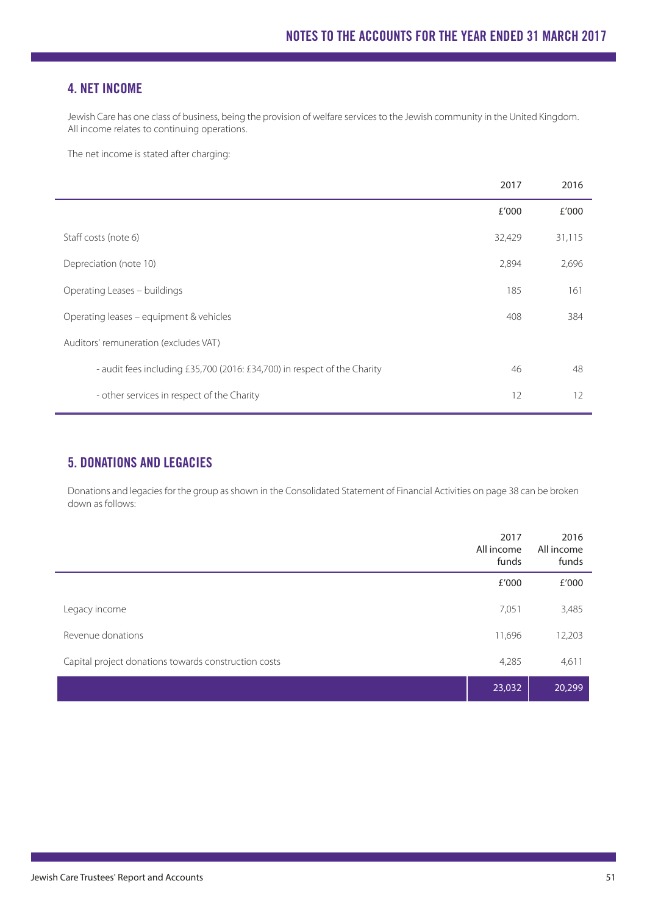## 4. NET INCOME

Jewish Care has one class of business, being the provision of welfare services to the Jewish community in the United Kingdom. All income relates to continuing operations.

The net income is stated after charging:

| | 2017 | 2016 |
|---|---|---|
| | £'000 | £'000 |
| Staff costs (note 6) | 32,429 | 31,115 |
| Depreciation (note 10) | 2,894 | 2,696 |
| Operating Leases – buildings | 185 | 161 |
| Operating leases – equipment & vehicles | 408 | 384 |
| Auditors' remuneration (excludes VAT) | | |
| - audit fees including £35,700 (2016: £34,700) in respect of the Charity | 46 | 48 |
| - other services in respect of the Charity | 12 | 12 |

## 5. DONATIONS AND LEGACIES

Donations and legacies for the group as shown in the Consolidated Statement of Financial Activities on page 38 can be broken down as follows:

| | 2017 All income funds | 2016 All income funds |
|---|---|---|
| | £'000 | £'000 |
| Legacy income | 7,051 | 3,485 |
| Revenue donations | 11,696 | 12,203 |
| Capital project donations towards construction costs | 4,285 | 4,611 |
| | 23,032 | 20,299 |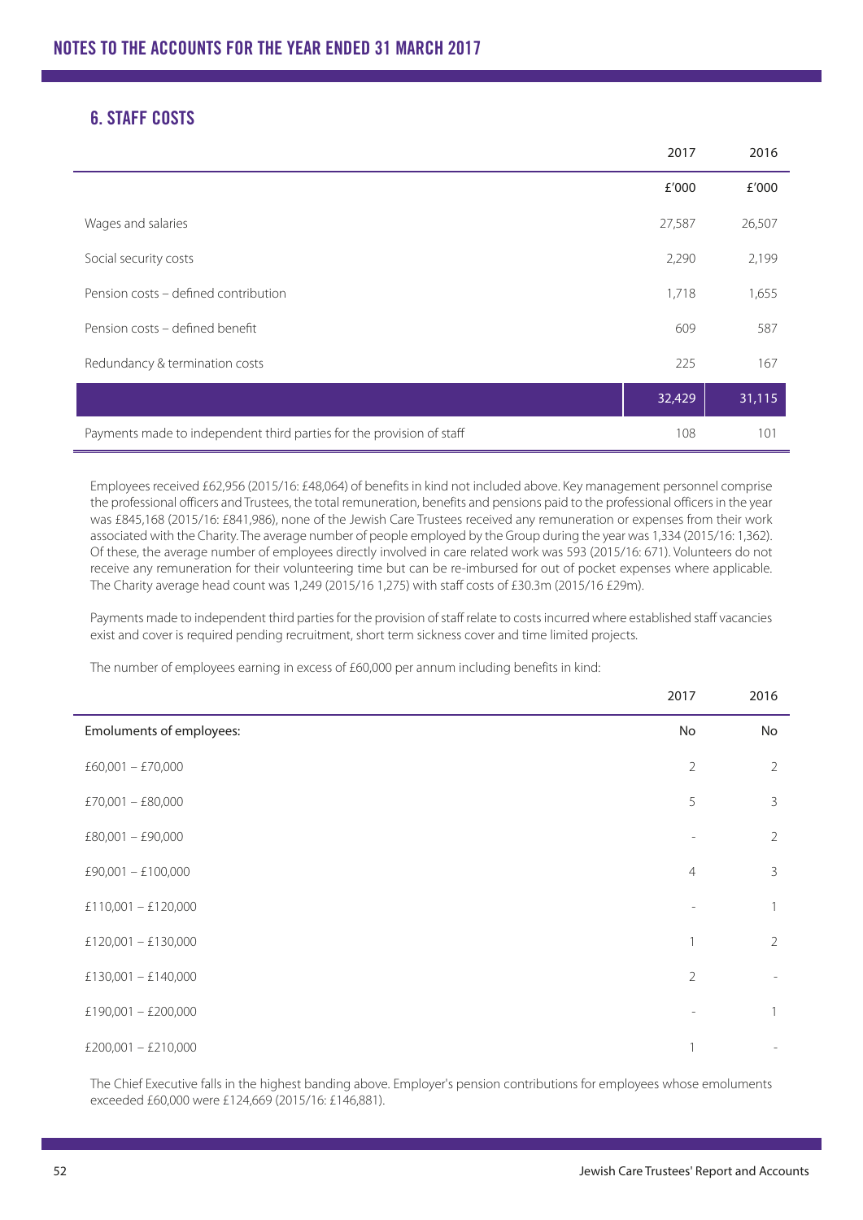# NOTES TO THE ACCOUNTS FOR THE YEAR ENDED 31 MARCH 2017

## 6. STAFF COSTS

| | 2017 | 2016 |
|---|---|---|
| | £'000 | £'000 |
| Wages and salaries | 27,587 | 26,507 |
| Social security costs | 2,290 | 2,199 |
| Pension costs – defined contribution | 1,718 | 1,655 |
| Pension costs – defined benefit | 609 | 587 |
| Redundancy & termination costs | 225 | 167 |
| | 32,429 | 31,115 |
| Payments made to independent third parties for the provision of staff | 108 | 101 |

Employees received £62,956 (2015/16: £48,064) of benefits in kind not included above. Key management personnel comprise the professional officers and Trustees, the total remuneration, benefits and pensions paid to the professional officers in the year was £845,168 (2015/16: £841,986), none of the Jewish Care Trustees received any remuneration or expenses from their work associated with the Charity. The average number of people employed by the Group during the year was 1,334 (2015/16: 1,362). Of these, the average number of employees directly involved in care related work was 593 (2015/16: 671). Volunteers do not receive any remuneration for their volunteering time but can be re-imbursed for out of pocket expenses where applicable. The Charity average head count was 1,249 (2015/16 1,275) with staff costs of £30.3m (2015/16 £29m).

Payments made to independent third parties for the provision of staff relate to costs incurred where established staff vacancies exist and cover is required pending recruitment, short term sickness cover and time limited projects.

The number of employees earning in excess of £60,000 per annum including benefits in kind:

| | 2017 | 2016 |
|---|---|---|
| Emoluments of employees: | No | No |
| £60,001 – £70,000 | 2 | 2 |
| £70,001 – £80,000 | 5 | 3 |
| £80,001 – £90,000 | - | 2 |
| £90,001 – £100,000 | 4 | 3 |
| £110,001 – £120,000 | - | 1 |
| £120,001 – £130,000 | 1 | 2 |
| £130,001 – £140,000 | 2 | - |
| £190,001 – £200,000 | - | 1 |
| £200,001 – £210,000 | 1 | - |

The Chief Executive falls in the highest banding above. Employer's pension contributions for employees whose emoluments exceeded £60,000 were £124,669 (2015/16: £146,881).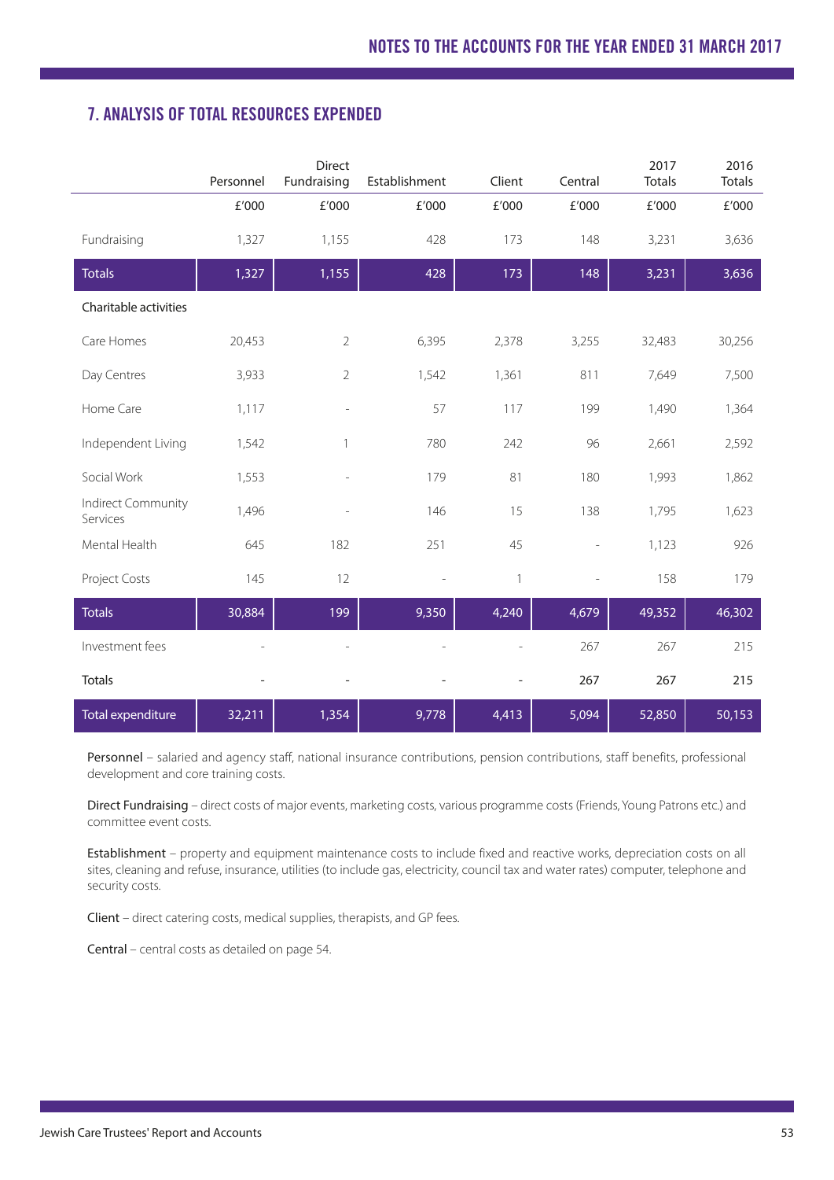## 7. ANALYSIS OF TOTAL RESOURCES EXPENDED

| | Personnel | Direct Fundraising | Establishment | Client | Central | 2017 Totals | 2016 Totals |
|---|---|---|---|---|---|---|---|
| | £'000 | £'000 | £'000 | £'000 | £'000 | £'000 | £'000 |
| Fundraising | 1,327 | 1,155 | 428 | 173 | 148 | 3,231 | 3,636 |
| **Totals** | **1,327** | **1,155** | **428** | **173** | **148** | **3,231** | **3,636** |
| Charitable activities | | | | | | | |
| Care Homes | 20,453 | 2 | 6,395 | 2,378 | 3,255 | 32,483 | 30,256 |
| Day Centres | 3,933 | 2 | 1,542 | 1,361 | 811 | 7,649 | 7,500 |
| Home Care | 1,117 | - | 57 | 117 | 199 | 1,490 | 1,364 |
| Independent Living | 1,542 | 1 | 780 | 242 | 96 | 2,661 | 2,592 |
| Social Work | 1,553 | - | 179 | 81 | 180 | 1,993 | 1,862 |
| Indirect Community Services | 1,496 | - | 146 | 15 | 138 | 1,795 | 1,623 |
| Mental Health | 645 | 182 | 251 | 45 | - | 1,123 | 926 |
| Project Costs | 145 | 12 | - | 1 | - | 158 | 179 |
| **Totals** | **30,884** | **199** | **9,350** | **4,240** | **4,679** | **49,352** | **46,302** |
| Investment fees | - | - | - | - | 267 | 267 | 215 |
| **Totals** | - | - | - | - | **267** | **267** | **215** |
| **Total expenditure** | **32,211** | **1,354** | **9,778** | **4,413** | **5,094** | **52,850** | **50,153** |

**Personnel** – salaried and agency staff, national insurance contributions, pension contributions, staff benefits, professional development and core training costs.

**Direct Fundraising** – direct costs of major events, marketing costs, various programme costs (Friends, Young Patrons etc.) and committee event costs.

**Establishment** – property and equipment maintenance costs to include fixed and reactive works, depreciation costs on all sites, cleaning and refuse, insurance, utilities (to include gas, electricity, council tax and water rates) computer, telephone and security costs.

**Client** – direct catering costs, medical supplies, therapists, and GP fees.

**Central** – central costs as detailed on page 54.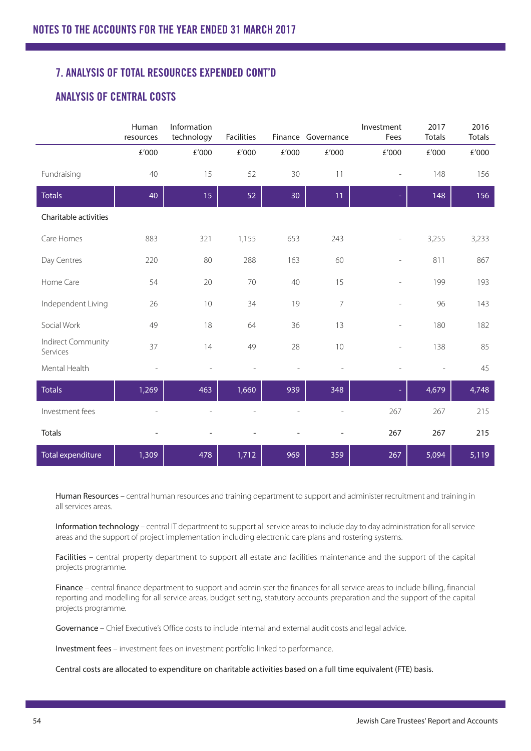## NOTES TO THE ACCOUNTS FOR THE YEAR ENDED 31 MARCH 2017

### 7. ANALYSIS OF TOTAL RESOURCES EXPENDED CONT'D

### ANALYSIS OF CENTRAL COSTS

| | Human resources | Information technology | Facilities | Finance | Governance | Investment Fees | 2017 Totals | 2016 Totals |
|---|---|---|---|---|---|---|---|---|
| | £'000 | £'000 | £'000 | £'000 | £'000 | £'000 | £'000 | £'000 |
| Fundraising | 40 | 15 | 52 | 30 | 11 | - | 148 | 156 |
| **Totals** | 40 | 15 | 52 | 30 | 11 | - | 148 | 156 |
| Charitable activities | | | | | | | | |
| Care Homes | 883 | 321 | 1,155 | 653 | 243 | - | 3,255 | 3,233 |
| Day Centres | 220 | 80 | 288 | 163 | 60 | - | 811 | 867 |
| Home Care | 54 | 20 | 70 | 40 | 15 | - | 199 | 193 |
| Independent Living | 26 | 10 | 34 | 19 | 7 | - | 96 | 143 |
| Social Work | 49 | 18 | 64 | 36 | 13 | - | 180 | 182 |
| Indirect Community Services | 37 | 14 | 49 | 28 | 10 | - | 138 | 85 |
| Mental Health | - | - | - | - | - | - | - | 45 |
| **Totals** | 1,269 | 463 | 1,660 | 939 | 348 | - | 4,679 | 4,748 |
| Investment fees | - | - | - | - | - | 267 | 267 | 215 |
| **Totals** | - | - | - | - | - | **267** | **267** | **215** |
| **Total expenditure** | 1,309 | 478 | 1,712 | 969 | 359 | 267 | 5,094 | 5,119 |

Human Resources – central human resources and training department to support and administer recruitment and training in all services areas.

Information technology – central IT department to support all service areas to include day to day administration for all service areas and the support of project implementation including electronic care plans and rostering systems.

Facilities – central property department to support all estate and facilities maintenance and the support of the capital projects programme.

Finance – central finance department to support and administer the finances for all service areas to include billing, financial reporting and modelling for all service areas, budget setting, statutory accounts preparation and the support of the capital projects programme.

Governance – Chief Executive's Office costs to include internal and external audit costs and legal advice.

Investment fees – investment fees on investment portfolio linked to performance.

Central costs are allocated to expenditure on charitable activities based on a full time equivalent (FTE) basis.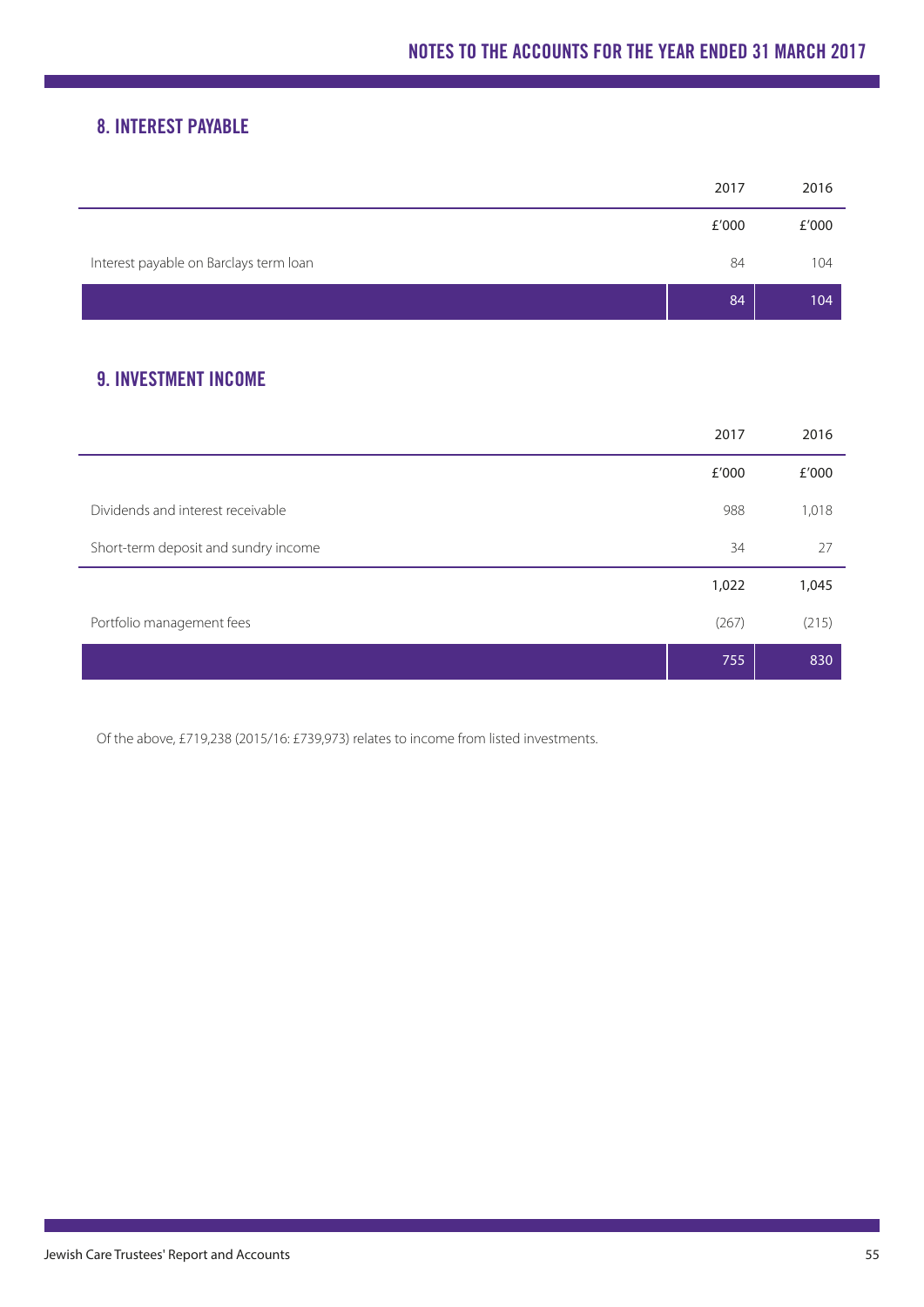## 8. INTEREST PAYABLE

| | 2017 | 2016 |
|---|---|---|
| | £'000 | £'000 |
| Interest payable on Barclays term loan | 84 | 104 |
| | 84 | 104 |

## 9. INVESTMENT INCOME

| | 2017 | 2016 |
|---|---|---|
| | £'000 | £'000 |
| Dividends and interest receivable | 988 | 1,018 |
| Short-term deposit and sundry income | 34 | 27 |
| | 1,022 | 1,045 |
| Portfolio management fees | (267) | (215) |
| | 755 | 830 |

Of the above, £719,238 (2015/16: £739,973) relates to income from listed investments.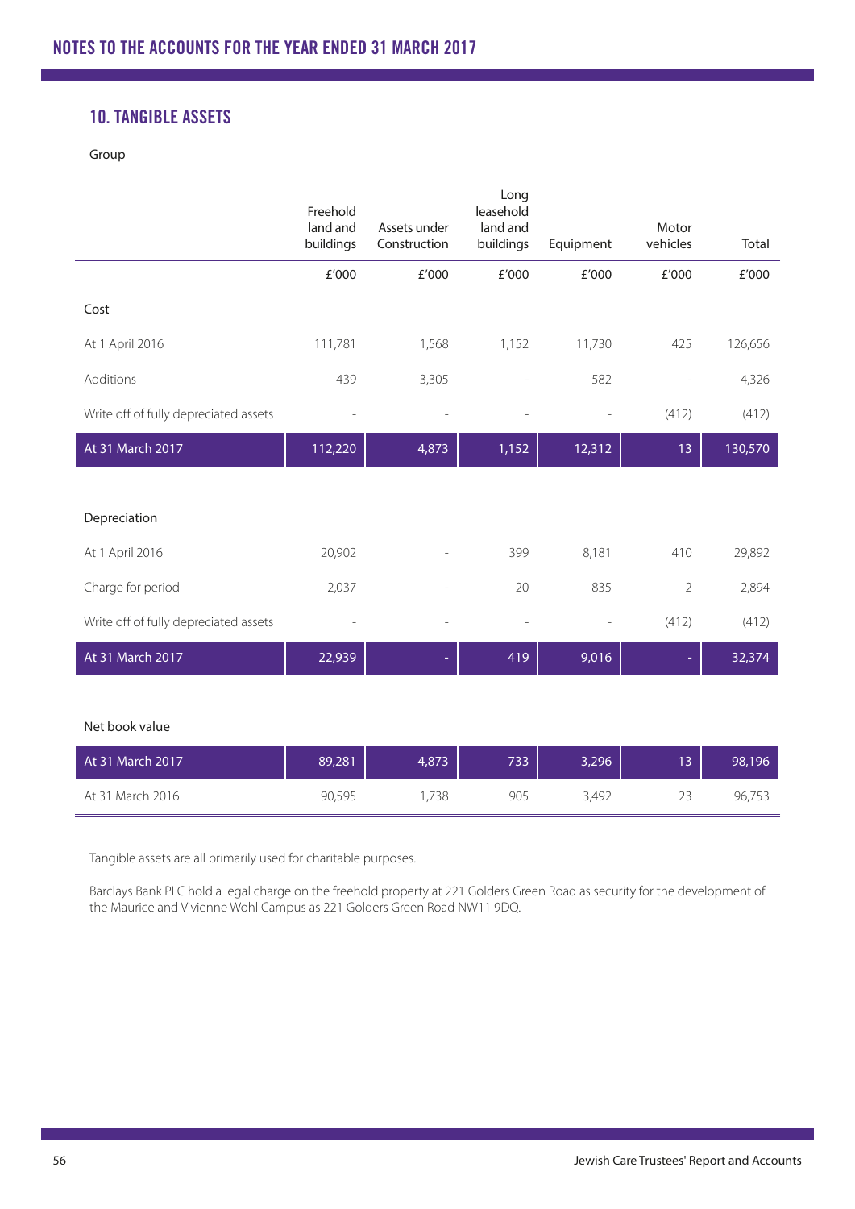# NOTES TO THE ACCOUNTS FOR THE YEAR ENDED 31 MARCH 2017

## 10. TANGIBLE ASSETS

Group

| | Freehold land and buildings | Assets under Construction | Long leasehold land and buildings | Equipment | Motor vehicles | Total |
|---|---|---|---|---|---|---|
| | £'000 | £'000 | £'000 | £'000 | £'000 | £'000 |
| **Cost** | | | | | | |
| At 1 April 2016 | 111,781 | 1,568 | 1,152 | 11,730 | 425 | 126,656 |
| Additions | 439 | 3,305 | - | 582 | - | 4,326 |
| Write off of fully depreciated assets | - | - | - | - | (412) | (412) |
| **At 31 March 2017** | **112,220** | **4,873** | **1,152** | **12,312** | **13** | **130,570** |
| **Depreciation** | | | | | | |
| At 1 April 2016 | 20,902 | - | 399 | 8,181 | 410 | 29,892 |
| Charge for period | 2,037 | - | 20 | 835 | 2 | 2,894 |
| Write off of fully depreciated assets | - | - | - | - | (412) | (412) |
| **At 31 March 2017** | **22,939** | **-** | **419** | **9,016** | **-** | **32,374** |
| **Net book value** | | | | | | |
| **At 31 March 2017** | **89,281** | **4,873** | **733** | **3,296** | **13** | **98,196** |
| At 31 March 2016 | 90,595 | 1,738 | 905 | 3,492 | 23 | 96,753 |

Tangible assets are all primarily used for charitable purposes.

Barclays Bank PLC hold a legal charge on the freehold property at 221 Golders Green Road as security for the development of the Maurice and Vivienne Wohl Campus as 221 Golders Green Road NW11 9DQ.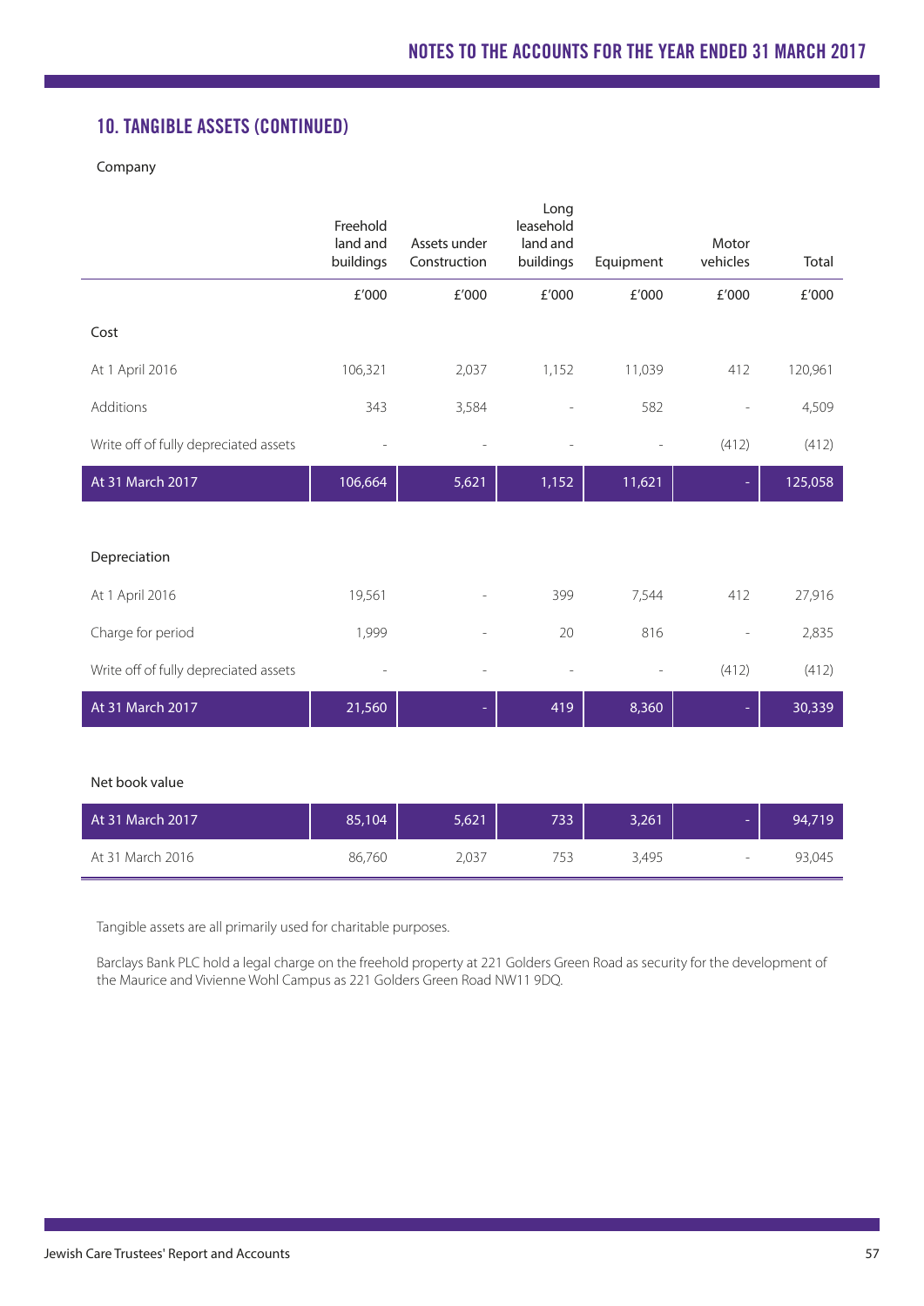## 10. TANGIBLE ASSETS (CONTINUED)

Company

| | Freehold land and buildings | Assets under Construction | Long leasehold land and buildings | Equipment | Motor vehicles | Total |
|---|---|---|---|---|---|---|
| | £'000 | £'000 | £'000 | £'000 | £'000 | £'000 |
| **Cost** | | | | | | |
| At 1 April 2016 | 106,321 | 2,037 | 1,152 | 11,039 | 412 | 120,961 |
| Additions | 343 | 3,584 | - | 582 | - | 4,509 |
| Write off of fully depreciated assets | - | - | - | - | (412) | (412) |
| **At 31 March 2017** | **106,664** | **5,621** | **1,152** | **11,621** | **-** | **125,058** |
| **Depreciation** | | | | | | |
| At 1 April 2016 | 19,561 | - | 399 | 7,544 | 412 | 27,916 |
| Charge for period | 1,999 | - | 20 | 816 | - | 2,835 |
| Write off of fully depreciated assets | - | - | - | - | (412) | (412) |
| **At 31 March 2017** | **21,560** | **-** | **419** | **8,360** | **-** | **30,339** |
| **Net book value** | | | | | | |
| **At 31 March 2017** | **85,104** | **5,621** | **733** | **3,261** | **-** | **94,719** |
| At 31 March 2016 | 86,760 | 2,037 | 753 | 3,495 | - | 93,045 |

Tangible assets are all primarily used for charitable purposes.

Barclays Bank PLC hold a legal charge on the freehold property at 221 Golders Green Road as security for the development of the Maurice and Vivienne Wohl Campus as 221 Golders Green Road NW11 9DQ.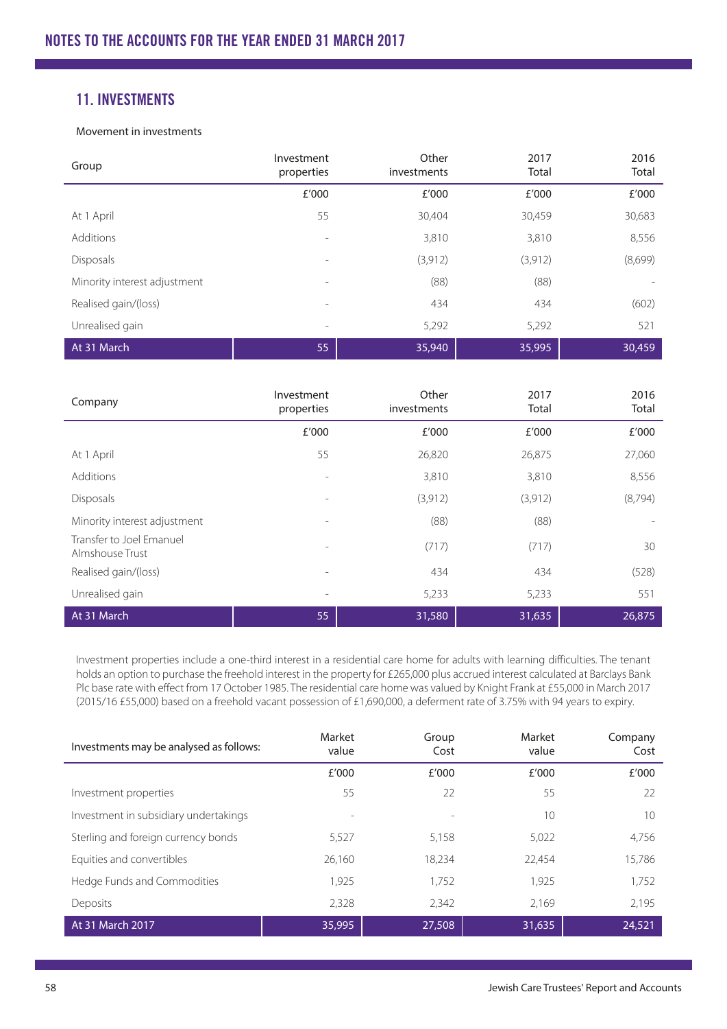## 11. INVESTMENTS

Movement in investments

| Group | Investment properties | Other investments | 2017 Total | 2016 Total |
|---|---|---|---|---|
| | £'000 | £'000 | £'000 | £'000 |
| At 1 April | 55 | 30,404 | 30,459 | 30,683 |
| Additions | - | 3,810 | 3,810 | 8,556 |
| Disposals | - | (3,912) | (3,912) | (8,699) |
| Minority interest adjustment | - | (88) | (88) | - |
| Realised gain/(loss) | - | 434 | 434 | (602) |
| Unrealised gain | - | 5,292 | 5,292 | 521 |
| At 31 March | 55 | 35,940 | 35,995 | 30,459 |

| Company | Investment properties | Other investments | 2017 Total | 2016 Total |
|---|---|---|---|---|
| | £'000 | £'000 | £'000 | £'000 |
| At 1 April | 55 | 26,820 | 26,875 | 27,060 |
| Additions | - | 3,810 | 3,810 | 8,556 |
| Disposals | - | (3,912) | (3,912) | (8,794) |
| Minority interest adjustment | - | (88) | (88) | - |
| Transfer to Joel Emanuel Almshouse Trust | - | (717) | (717) | 30 |
| Realised gain/(loss) | - | 434 | 434 | (528) |
| Unrealised gain | - | 5,233 | 5,233 | 551 |
| At 31 March | 55 | 31,580 | 31,635 | 26,875 |

Investment properties include a one-third interest in a residential care home for adults with learning difficulties. The tenant holds an option to purchase the freehold interest in the property for £265,000 plus accrued interest calculated at Barclays Bank Plc base rate with effect from 17 October 1985. The residential care home was valued by Knight Frank at £55,000 in March 2017 (2015/16 £55,000) based on a freehold vacant possession of £1,690,000, a deferment rate of 3.75% with 94 years to expiry.

| Investments may be analysed as follows: | Market value | Group Cost | Market value | Company Cost |
|---|---|---|---|---|
| | £'000 | £'000 | £'000 | £'000 |
| Investment properties | 55 | 22 | 55 | 22 |
| Investment in subsidiary undertakings | - | - | 10 | 10 |
| Sterling and foreign currency bonds | 5,527 | 5,158 | 5,022 | 4,756 |
| Equities and convertibles | 26,160 | 18,234 | 22,454 | 15,786 |
| Hedge Funds and Commodities | 1,925 | 1,752 | 1,925 | 1,752 |
| Deposits | 2,328 | 2,342 | 2,169 | 2,195 |
| At 31 March 2017 | 35,995 | 27,508 | 31,635 | 24,521 |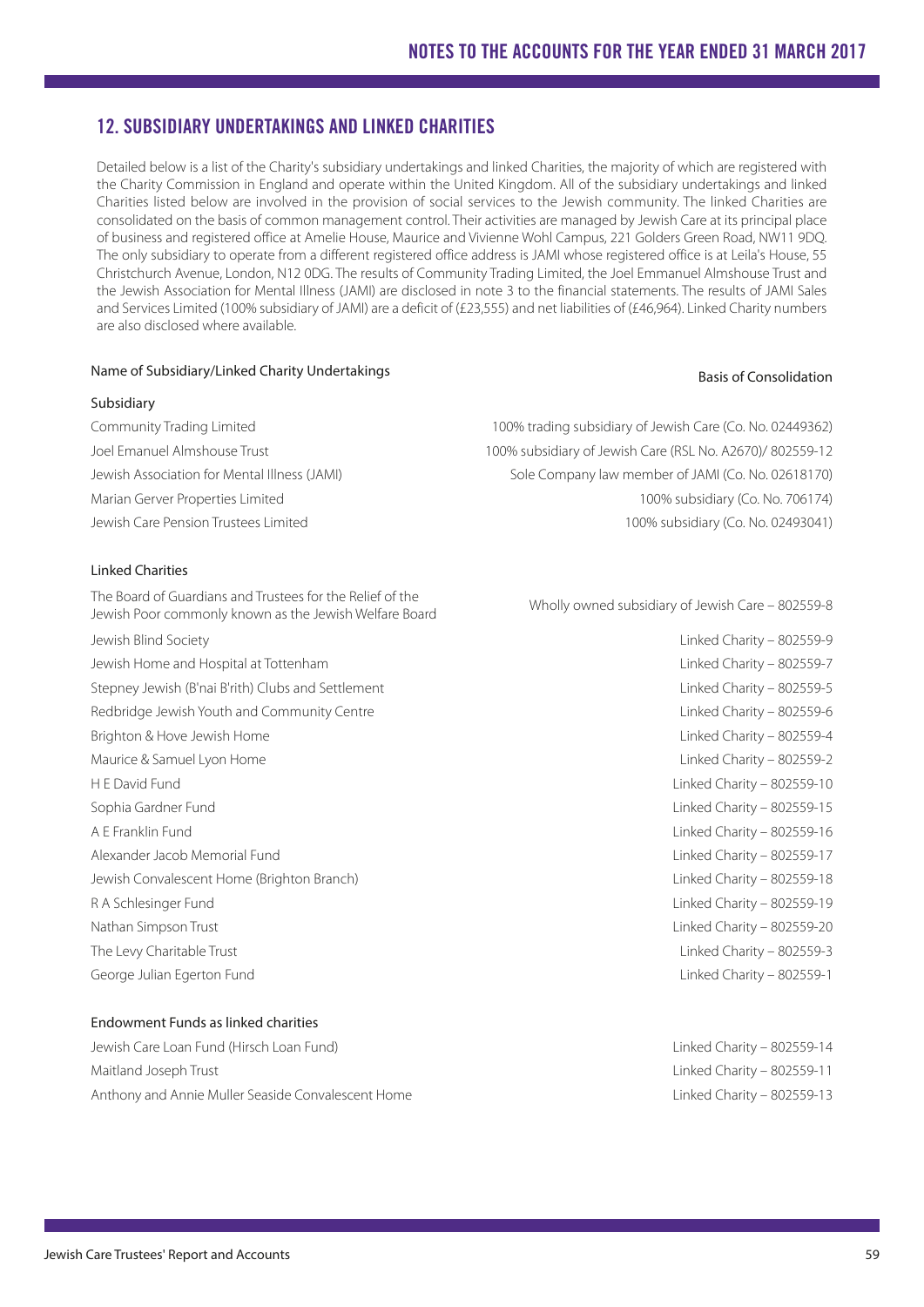## 12. SUBSIDIARY UNDERTAKINGS AND LINKED CHARITIES

Detailed below is a list of the Charity's subsidiary undertakings and linked Charities, the majority of which are registered with the Charity Commission in England and operate within the United Kingdom. All of the subsidiary undertakings and linked Charities listed below are involved in the provision of social services to the Jewish community. The linked Charities are consolidated on the basis of common management control. Their activities are managed by Jewish Care at its principal place of business and registered office at Amelie House, Maurice and Vivienne Wohl Campus, 221 Golders Green Road, NW11 9DQ. The only subsidiary to operate from a different registered office address is JAMI whose registered office is at Leila's House, 55 Christchurch Avenue, London, N12 0DG. The results of Community Trading Limited, the Joel Emmanuel Almshouse Trust and the Jewish Association for Mental Illness (JAMI) are disclosed in note 3 to the financial statements. The results of JAMI Sales and Services Limited (100% subsidiary of JAMI) are a deficit of (£23,555) and net liabilities of (£46,964). Linked Charity numbers are also disclosed where available.

| Name of Subsidiary/Linked Charity Undertakings | Basis of Consolidation |
|---|---|
| **Subsidiary** | |
| Community Trading Limited | 100% trading subsidiary of Jewish Care (Co. No. 02449362) |
| Joel Emanuel Almshouse Trust | 100% subsidiary of Jewish Care (RSL No. A2670)/ 802559-12 |
| Jewish Association for Mental Illness (JAMI) | Sole Company law member of JAMI (Co. No. 02618170) |
| Marian Gerver Properties Limited | 100% subsidiary (Co. No. 706174) |
| Jewish Care Pension Trustees Limited | 100% subsidiary (Co. No. 02493041) |
| **Linked Charities** | |
| The Board of Guardians and Trustees for the Relief of the Jewish Poor commonly known as the Jewish Welfare Board | Wholly owned subsidiary of Jewish Care – 802559-8 |
| Jewish Blind Society | Linked Charity – 802559-9 |
| Jewish Home and Hospital at Tottenham | Linked Charity – 802559-7 |
| Stepney Jewish (B'nai B'rith) Clubs and Settlement | Linked Charity – 802559-5 |
| Redbridge Jewish Youth and Community Centre | Linked Charity – 802559-6 |
| Brighton & Hove Jewish Home | Linked Charity – 802559-4 |
| Maurice & Samuel Lyon Home | Linked Charity – 802559-2 |
| H E David Fund | Linked Charity – 802559-10 |
| Sophia Gardner Fund | Linked Charity – 802559-15 |
| A E Franklin Fund | Linked Charity – 802559-16 |
| Alexander Jacob Memorial Fund | Linked Charity – 802559-17 |
| Jewish Convalescent Home (Brighton Branch) | Linked Charity – 802559-18 |
| R A Schlesinger Fund | Linked Charity – 802559-19 |
| Nathan Simpson Trust | Linked Charity – 802559-20 |
| The Levy Charitable Trust | Linked Charity – 802559-3 |
| George Julian Egerton Fund | Linked Charity – 802559-1 |
| **Endowment Funds as linked charities** | |
| Jewish Care Loan Fund (Hirsch Loan Fund) | Linked Charity – 802559-14 |
| Maitland Joseph Trust | Linked Charity – 802559-11 |
| Anthony and Annie Muller Seaside Convalescent Home | Linked Charity – 802559-13 |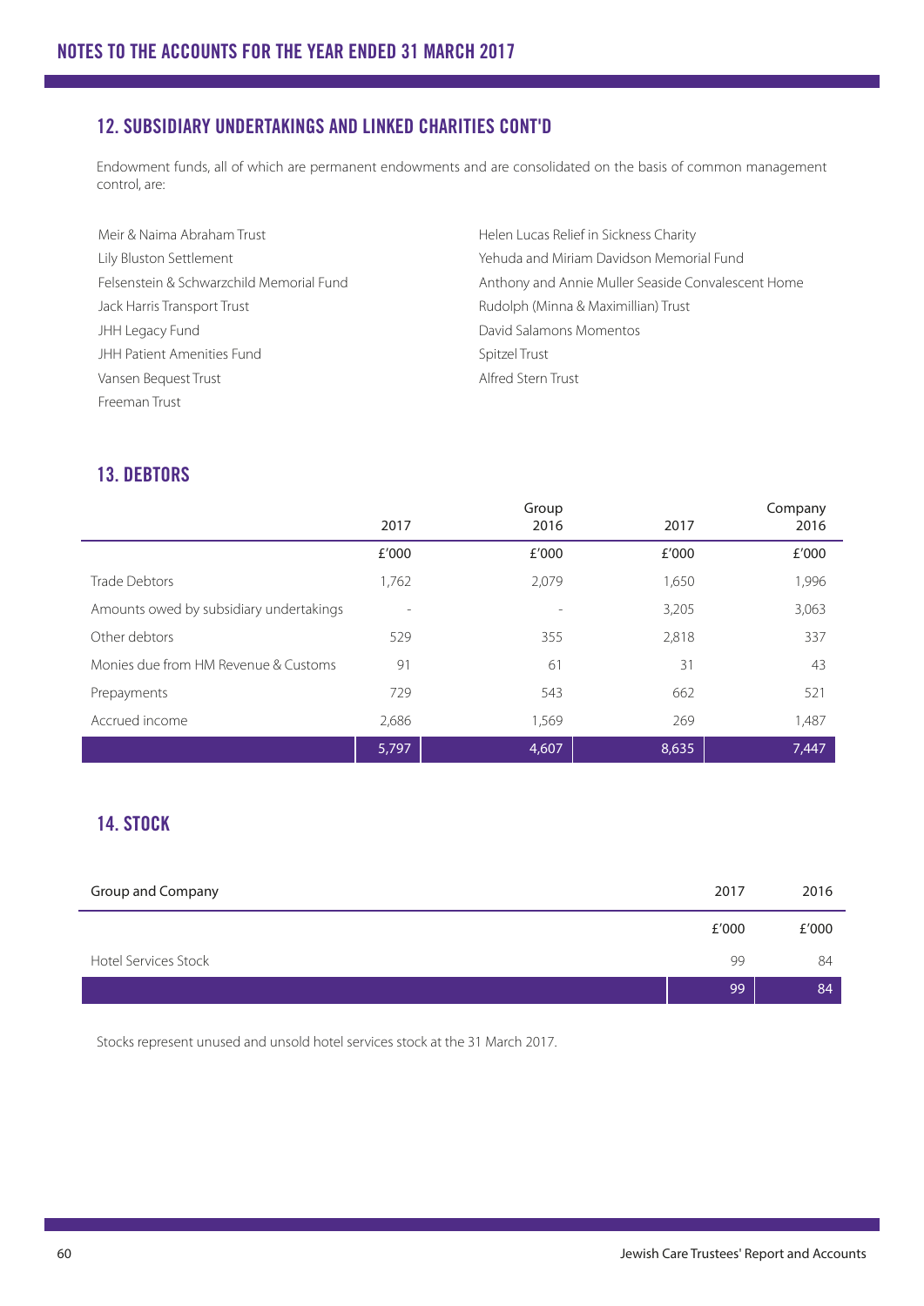## 12. SUBSIDIARY UNDERTAKINGS AND LINKED CHARITIES CONT'D

Endowment funds, all of which are permanent endowments and are consolidated on the basis of common management control, are:

Meir & Naima Abraham Trust
Lily Bluston Settlement
Felsenstein & Schwarzchild Memorial Fund
Jack Harris Transport Trust
JHH Legacy Fund
JHH Patient Amenities Fund
Vansen Bequest Trust
Freeman Trust
Helen Lucas Relief in Sickness Charity
Yehuda and Miriam Davidson Memorial Fund
Anthony and Annie Muller Seaside Convalescent Home
Rudolph (Minna & Maximillian) Trust
David Salamons Momentos
Spitzel Trust
Alfred Stern Trust

## 13. DEBTORS

| | Group | | Company | |
|---|---|---|---|---|
| | 2017 | 2016 | 2017 | 2016 |
| | £'000 | £'000 | £'000 | £'000 |
| Trade Debtors | 1,762 | 2,079 | 1,650 | 1,996 |
| Amounts owed by subsidiary undertakings | - | - | 3,205 | 3,063 |
| Other debtors | 529 | 355 | 2,818 | 337 |
| Monies due from HM Revenue & Customs | 91 | 61 | 31 | 43 |
| Prepayments | 729 | 543 | 662 | 521 |
| Accrued income | 2,686 | 1,569 | 269 | 1,487 |
| | 5,797 | 4,607 | 8,635 | 7,447 |

## 14. STOCK

| Group and Company | 2017 | 2016 |
|---|---|---|
| | £'000 | £'000 |
| Hotel Services Stock | 99 | 84 |
| | 99 | 84 |

Stocks represent unused and unsold hotel services stock at the 31 March 2017.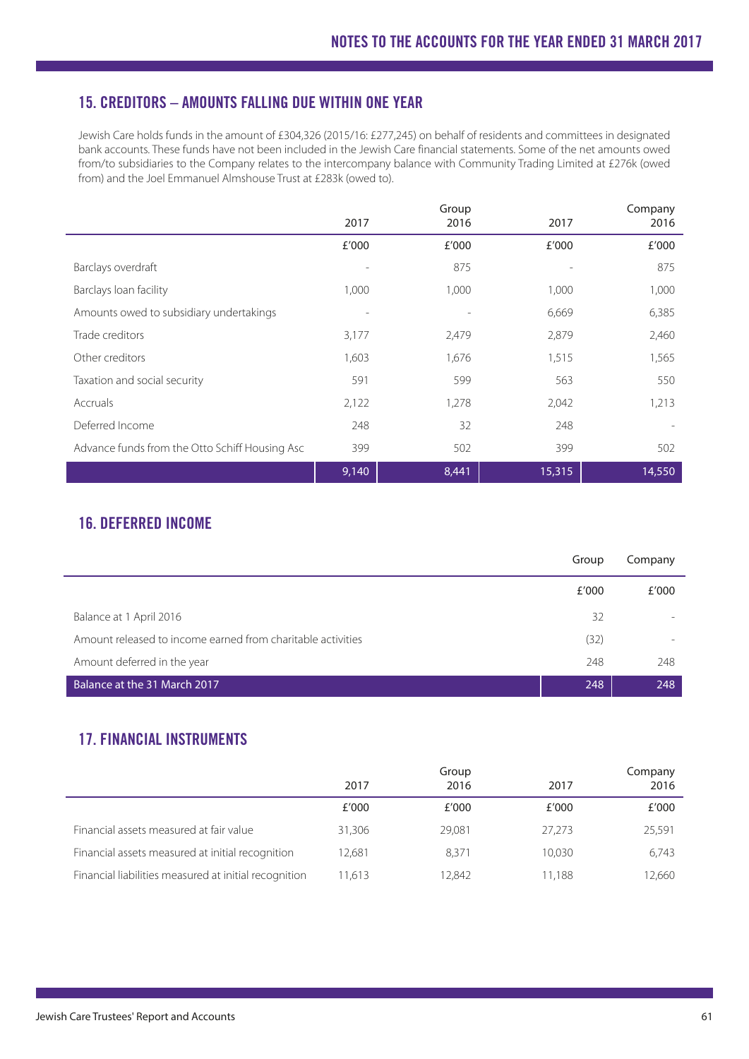## 15. CREDITORS – AMOUNTS FALLING DUE WITHIN ONE YEAR

Jewish Care holds funds in the amount of £304,326 (2015/16: £277,245) on behalf of residents and committees in designated bank accounts. These funds have not been included in the Jewish Care financial statements. Some of the net amounts owed from/to subsidiaries to the Company relates to the intercompany balance with Community Trading Limited at £276k (owed from) and the Joel Emmanuel Almshouse Trust at £283k (owed to).

| | Group 2017 | Group 2016 | Company 2017 | Company 2016 |
|---|---|---|---|---|
| | £'000 | £'000 | £'000 | £'000 |
| Barclays overdraft | - | 875 | - | 875 |
| Barclays loan facility | 1,000 | 1,000 | 1,000 | 1,000 |
| Amounts owed to subsidiary undertakings | - | - | 6,669 | 6,385 |
| Trade creditors | 3,177 | 2,479 | 2,879 | 2,460 |
| Other creditors | 1,603 | 1,676 | 1,515 | 1,565 |
| Taxation and social security | 591 | 599 | 563 | 550 |
| Accruals | 2,122 | 1,278 | 2,042 | 1,213 |
| Deferred Income | 248 | 32 | 248 | - |
| Advance funds from the Otto Schiff Housing Asc | 399 | 502 | 399 | 502 |
| | 9,140 | 8,441 | 15,315 | 14,550 |

## 16. DEFERRED INCOME

| | Group | Company |
|---|---|---|
| | £'000 | £'000 |
| Balance at 1 April 2016 | 32 | - |
| Amount released to income earned from charitable activities | (32) | - |
| Amount deferred in the year | 248 | 248 |
| Balance at the 31 March 2017 | 248 | 248 |

## 17. FINANCIAL INSTRUMENTS

| | Group 2017 | Group 2016 | Company 2017 | Company 2016 |
|---|---|---|---|---|
| | £'000 | £'000 | £'000 | £'000 |
| Financial assets measured at fair value | 31,306 | 29,081 | 27,273 | 25,591 |
| Financial assets measured at initial recognition | 12,681 | 8,371 | 10,030 | 6,743 |
| Financial liabilities measured at initial recognition | 11,613 | 12,842 | 11,188 | 12,660 |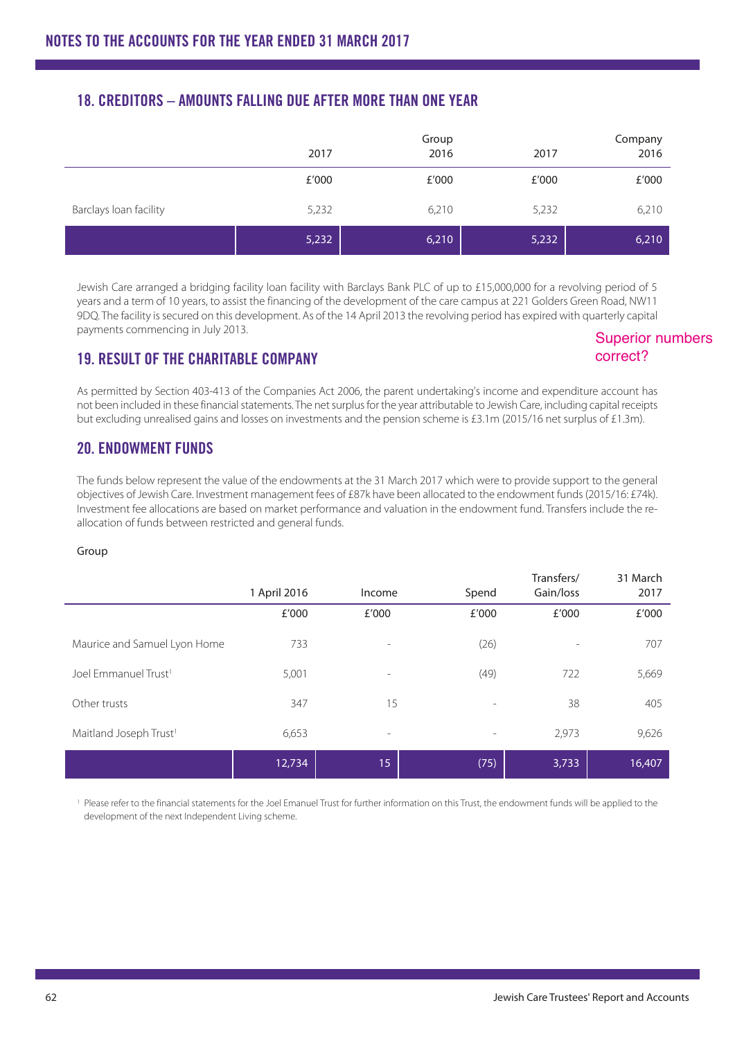# NOTES TO THE ACCOUNTS FOR THE YEAR ENDED 31 MARCH 2017

## 18. CREDITORS – AMOUNTS FALLING DUE AFTER MORE THAN ONE YEAR

| | Group | | Company | |
|---|---|---|---|---|
| | 2017 | 2016 | 2017 | 2016 |
| | £'000 | £'000 | £'000 | £'000 |
| Barclays loan facility | 5,232 | 6,210 | 5,232 | 6,210 |
| | 5,232 | 6,210 | 5,232 | 6,210 |

Jewish Care arranged a bridging facility loan facility with Barclays Bank PLC of up to £15,000,000 for a revolving period of 5 years and a term of 10 years, to assist the financing of the development of the care campus at 221 Golders Green Road, NW11 9DQ. The facility is secured on this development. As of the 14 April 2013 the revolving period has expired with quarterly capital payments commencing in July 2013.

Superior numbers correct?

## 19. RESULT OF THE CHARITABLE COMPANY

As permitted by Section 403-413 of the Companies Act 2006, the parent undertaking's income and expenditure account has not been included in these financial statements. The net surplus for the year attributable to Jewish Care, including capital receipts but excluding unrealised gains and losses on investments and the pension scheme is £3.1m (2015/16 net surplus of £1.3m).

## 20. ENDOWMENT FUNDS

The funds below represent the value of the endowments at the 31 March 2017 which were to provide support to the general objectives of Jewish Care. Investment management fees of £87k have been allocated to the endowment funds (2015/16: £74k). Investment fee allocations are based on market performance and valuation in the endowment fund. Transfers include the re-allocation of funds between restricted and general funds.

Group

| | 1 April 2016 | Income | Spend | Transfers/ Gain/loss | 31 March 2017 |
|---|---|---|---|---|---|
| | £'000 | £'000 | £'000 | £'000 | £'000 |
| Maurice and Samuel Lyon Home | 733 | - | (26) | - | 707 |
| Joel Emmanuel Trust[1] | 5,001 | - | (49) | 722 | 5,669 |
| Other trusts | 347 | 15 | - | 38 | 405 |
| Maitland Joseph Trust[1] | 6,653 | - | - | 2,973 | 9,626 |
| | 12,734 | 15 | (75) | 3,733 | 16,407 |

[1] Please refer to the financial statements for the Joel Emanuel Trust for further information on this Trust, the endowment funds will be applied to the development of the next Independent Living scheme.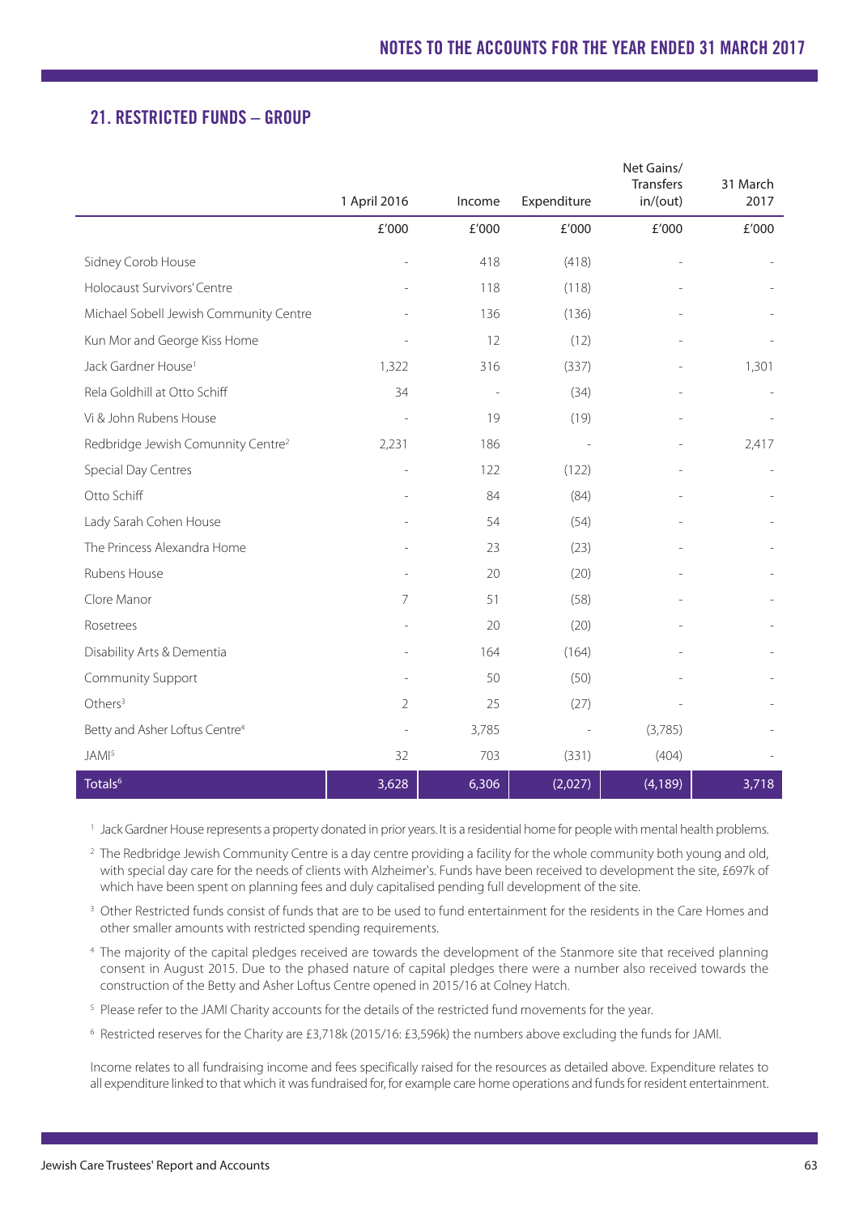## 21. RESTRICTED FUNDS – GROUP

| | 1 April 2016 | Income | Expenditure | Net Gains/ Transfers in/(out) | 31 March 2017 |
|---|---|---|---|---|---|
| | £'000 | £'000 | £'000 | £'000 | £'000 |
| Sidney Corob House | - | 418 | (418) | - | - |
| Holocaust Survivors' Centre | - | 118 | (118) | - | - |
| Michael Sobell Jewish Community Centre | - | 136 | (136) | - | - |
| Kun Mor and George Kiss Home | - | 12 | (12) | - | - |
| Jack Gardner House[1] | 1,322 | 316 | (337) | - | 1,301 |
| Rela Goldhill at Otto Schiff | 34 | - | (34) | - | - |
| Vi & John Rubens House | - | 19 | (19) | - | - |
| Redbridge Jewish Comunnity Centre[2] | 2,231 | 186 | - | - | 2,417 |
| Special Day Centres | - | 122 | (122) | - | - |
| Otto Schiff | - | 84 | (84) | - | - |
| Lady Sarah Cohen House | - | 54 | (54) | - | - |
| The Princess Alexandra Home | - | 23 | (23) | - | - |
| Rubens House | - | 20 | (20) | - | - |
| Clore Manor | 7 | 51 | (58) | - | - |
| Rosetrees | - | 20 | (20) | - | - |
| Disability Arts & Dementia | - | 164 | (164) | - | - |
| Community Support | - | 50 | (50) | - | - |
| Others[3] | 2 | 25 | (27) | - | - |
| Betty and Asher Loftus Centre[4] | - | 3,785 | - | (3,785) | - |
| JAMI[5] | 32 | 703 | (331) | (404) | - |
| Totals[6] | 3,628 | 6,306 | (2,027) | (4,189) | 3,718 |

[1] Jack Gardner House represents a property donated in prior years. It is a residential home for people with mental health problems.

[2] The Redbridge Jewish Community Centre is a day centre providing a facility for the whole community both young and old, with special day care for the needs of clients with Alzheimer's. Funds have been received to development the site, £697k of which have been spent on planning fees and duly capitalised pending full development of the site.

[3] Other Restricted funds consist of funds that are to be used to fund entertainment for the residents in the Care Homes and other smaller amounts with restricted spending requirements.

[4] The majority of the capital pledges received are towards the development of the Stanmore site that received planning consent in August 2015. Due to the phased nature of capital pledges there were a number also received towards the construction of the Betty and Asher Loftus Centre opened in 2015/16 at Colney Hatch.

[5] Please refer to the JAMI Charity accounts for the details of the restricted fund movements for the year.

[6] Restricted reserves for the Charity are £3,718k (2015/16: £3,596k) the numbers above excluding the funds for JAMI.

Income relates to all fundraising income and fees specifically raised for the resources as detailed above. Expenditure relates to all expenditure linked to that which it was fundraised for, for example care home operations and funds for resident entertainment.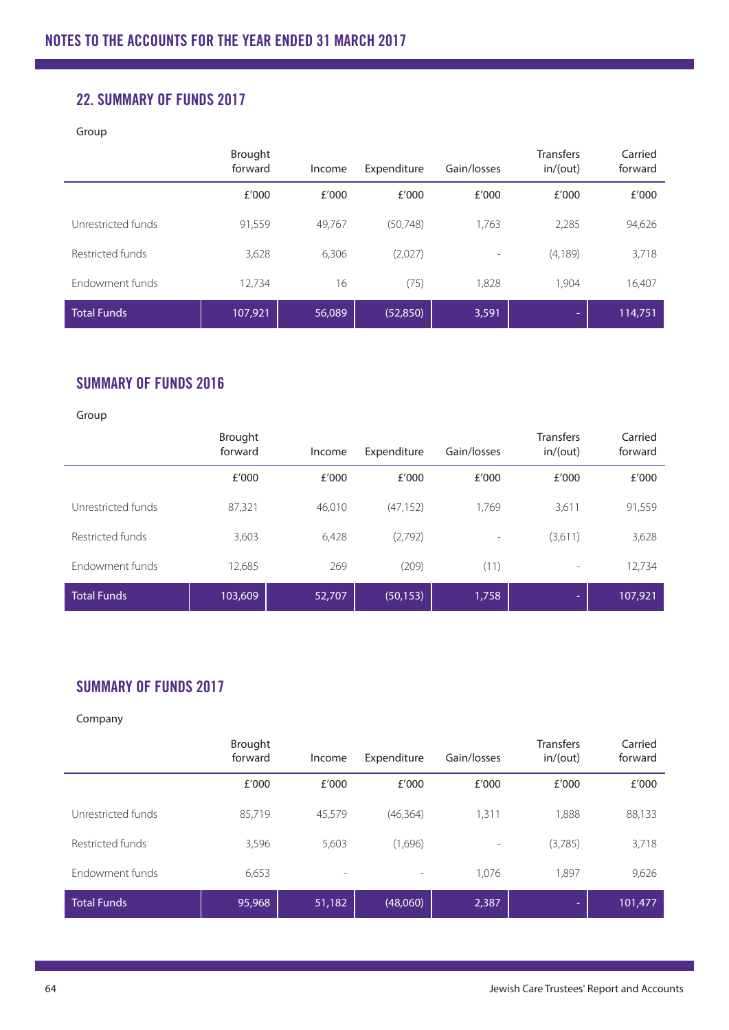## NOTES TO THE ACCOUNTS FOR THE YEAR ENDED 31 MARCH 2017

### 22. SUMMARY OF FUNDS 2017

Group

| | Brought forward | Income | Expenditure | Gain/losses | Transfers in/(out) | Carried forward |
|---|---|---|---|---|---|---|
| | £'000 | £'000 | £'000 | £'000 | £'000 | £'000 |
| Unrestricted funds | 91,559 | 49,767 | (50,748) | 1,763 | 2,285 | 94,626 |
| Restricted funds | 3,628 | 6,306 | (2,027) | - | (4,189) | 3,718 |
| Endowment funds | 12,734 | 16 | (75) | 1,828 | 1,904 | 16,407 |
| **Total Funds** | **107,921** | **56,089** | **(52,850)** | **3,591** | **-** | **114,751** |

### SUMMARY OF FUNDS 2016

Group

| | Brought forward | Income | Expenditure | Gain/losses | Transfers in/(out) | Carried forward |
|---|---|---|---|---|---|---|
| | £'000 | £'000 | £'000 | £'000 | £'000 | £'000 |
| Unrestricted funds | 87,321 | 46,010 | (47,152) | 1,769 | 3,611 | 91,559 |
| Restricted funds | 3,603 | 6,428 | (2,792) | - | (3,611) | 3,628 |
| Endowment funds | 12,685 | 269 | (209) | (11) | - | 12,734 |
| **Total Funds** | **103,609** | **52,707** | **(50,153)** | **1,758** | **-** | **107,921** |

### SUMMARY OF FUNDS 2017

Company

| | Brought forward | Income | Expenditure | Gain/losses | Transfers in/(out) | Carried forward |
|---|---|---|---|---|---|---|
| | £'000 | £'000 | £'000 | £'000 | £'000 | £'000 |
| Unrestricted funds | 85,719 | 45,579 | (46,364) | 1,311 | 1,888 | 88,133 |
| Restricted funds | 3,596 | 5,603 | (1,696) | - | (3,785) | 3,718 |
| Endowment funds | 6,653 | - | - | 1,076 | 1,897 | 9,626 |
| **Total Funds** | **95,968** | **51,182** | **(48,060)** | **2,387** | **-** | **101,477** |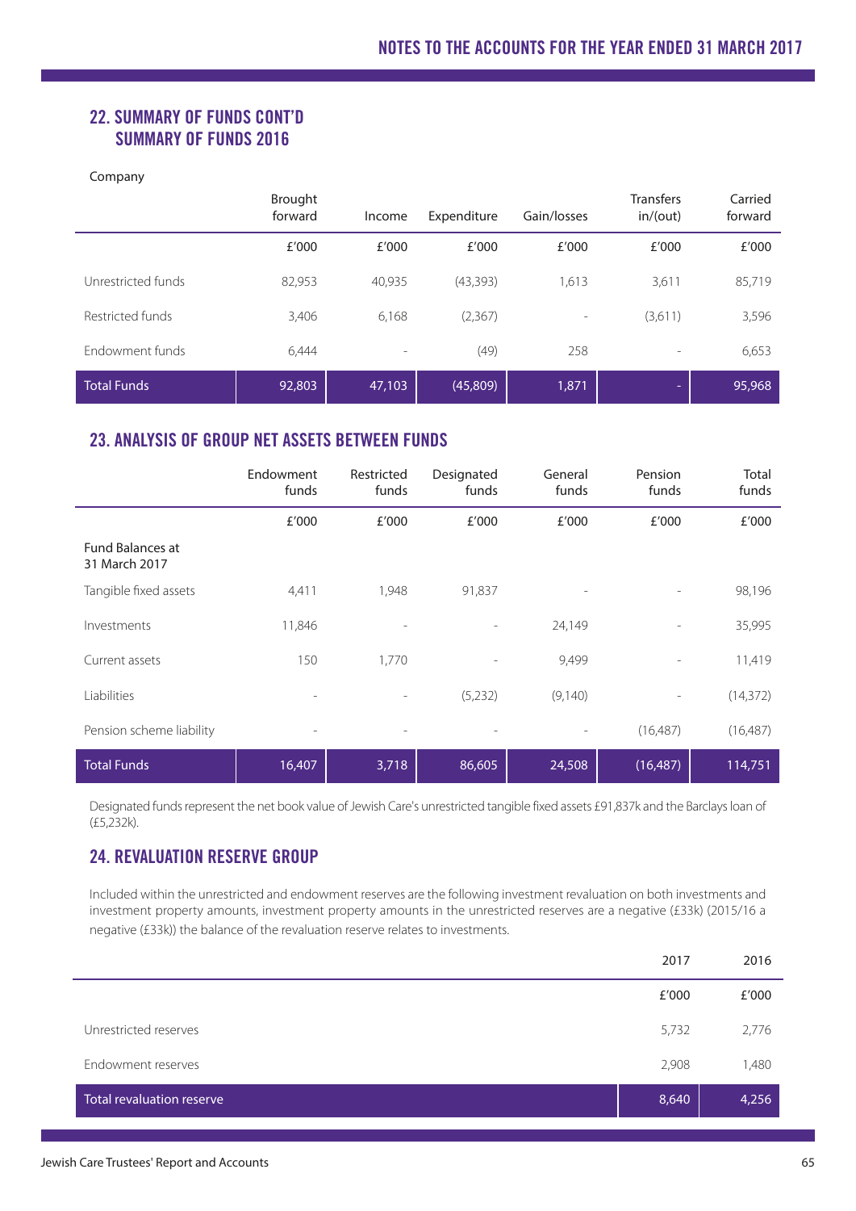## 22. SUMMARY OF FUNDS CONT'D
## SUMMARY OF FUNDS 2016

Company

| | Brought forward | Income | Expenditure | Gain/losses | Transfers in/(out) | Carried forward |
|---|---|---|---|---|---|---|
| | £'000 | £'000 | £'000 | £'000 | £'000 | £'000 |
| Unrestricted funds | 82,953 | 40,935 | (43,393) | 1,613 | 3,611 | 85,719 |
| Restricted funds | 3,406 | 6,168 | (2,367) | - | (3,611) | 3,596 |
| Endowment funds | 6,444 | - | (49) | 258 | - | 6,653 |
| Total Funds | 92,803 | 47,103 | (45,809) | 1,871 | - | 95,968 |

## 23. ANALYSIS OF GROUP NET ASSETS BETWEEN FUNDS

| | Endowment funds | Restricted funds | Designated funds | General funds | Pension funds | Total funds |
|---|---|---|---|---|---|---|
| | £'000 | £'000 | £'000 | £'000 | £'000 | £'000 |
| Fund Balances at 31 March 2017 | | | | | | |
| Tangible fixed assets | 4,411 | 1,948 | 91,837 | - | - | 98,196 |
| Investments | 11,846 | - | - | 24,149 | - | 35,995 |
| Current assets | 150 | 1,770 | - | 9,499 | - | 11,419 |
| Liabilities | - | - | (5,232) | (9,140) | - | (14,372) |
| Pension scheme liability | - | - | - | - | (16,487) | (16,487) |
| Total Funds | 16,407 | 3,718 | 86,605 | 24,508 | (16,487) | 114,751 |

Designated funds represent the net book value of Jewish Care's unrestricted tangible fixed assets £91,837k and the Barclays loan of (£5,232k).

## 24. REVALUATION RESERVE GROUP

Included within the unrestricted and endowment reserves are the following investment revaluation on both investments and investment property amounts, investment property amounts in the unrestricted reserves are a negative (£33k) (2015/16 a negative (£33k)) the balance of the revaluation reserve relates to investments.

| | 2017 | 2016 |
|---|---|---|
| | £'000 | £'000 |
| Unrestricted reserves | 5,732 | 2,776 |
| Endowment reserves | 2,908 | 1,480 |
| Total revaluation reserve | 8,640 | 4,256 |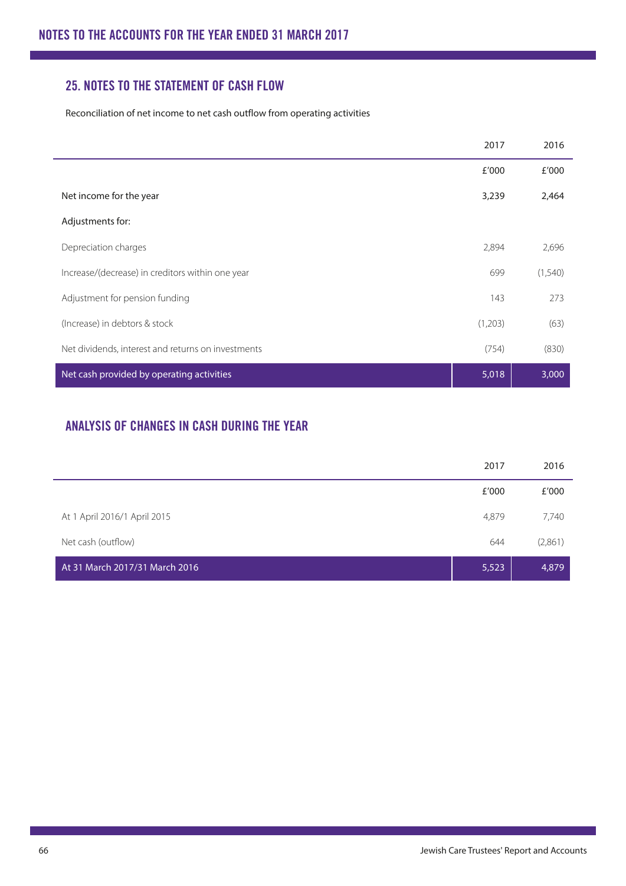# NOTES TO THE ACCOUNTS FOR THE YEAR ENDED 31 MARCH 2017

## 25. NOTES TO THE STATEMENT OF CASH FLOW

Reconciliation of net income to net cash outflow from operating activities

| | 2017 | 2016 |
|---|---|---|
| | £'000 | £'000 |
| Net income for the year | 3,239 | 2,464 |
| Adjustments for: | | |
| Depreciation charges | 2,894 | 2,696 |
| Increase/(decrease) in creditors within one year | 699 | (1,540) |
| Adjustment for pension funding | 143 | 273 |
| (Increase) in debtors & stock | (1,203) | (63) |
| Net dividends, interest and returns on investments | (754) | (830) |
| **Net cash provided by operating activities** | **5,018** | **3,000** |

## ANALYSIS OF CHANGES IN CASH DURING THE YEAR

| | 2017 | 2016 |
|---|---|---|
| | £'000 | £'000 |
| At 1 April 2016/1 April 2015 | 4,879 | 7,740 |
| Net cash (outflow) | 644 | (2,861) |
| **At 31 March 2017/31 March 2016** | **5,523** | **4,879** |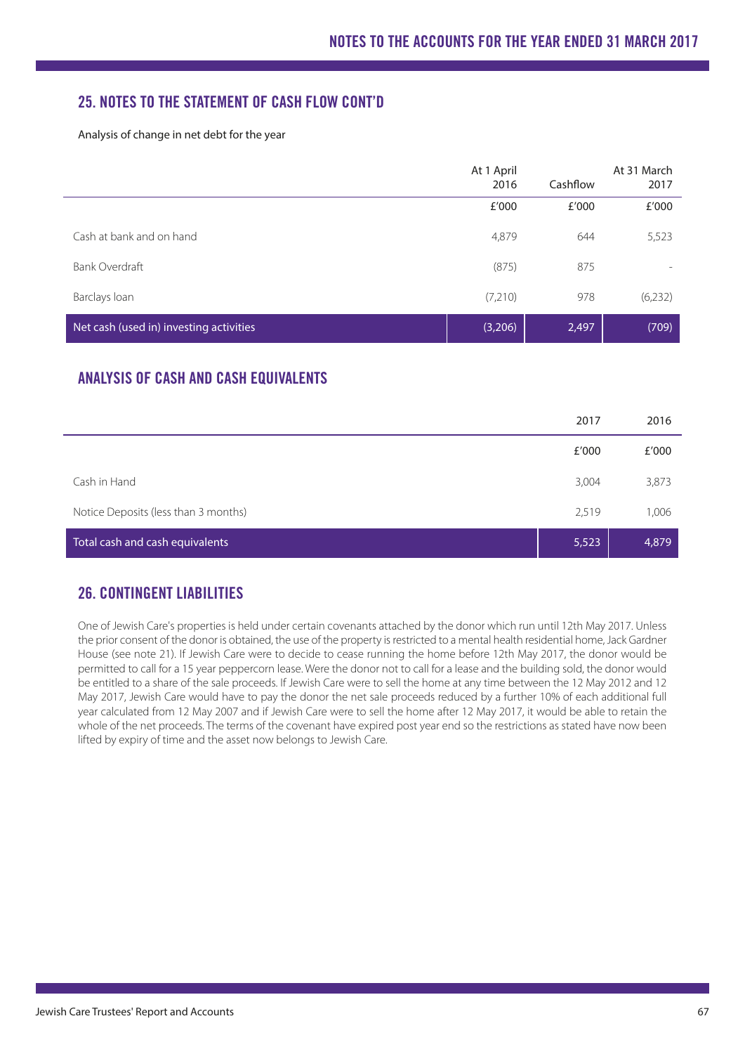## 25. NOTES TO THE STATEMENT OF CASH FLOW CONT'D

Analysis of change in net debt for the year

| | At 1 April 2016 | Cashflow | At 31 March 2017 |
|---|---|---|---|
| | £'000 | £'000 | £'000 |
| Cash at bank and on hand | 4,879 | 644 | 5,523 |
| Bank Overdraft | (875) | 875 | - |
| Barclays loan | (7,210) | 978 | (6,232) |
| Net cash (used in) investing activities | (3,206) | 2,497 | (709) |

## ANALYSIS OF CASH AND CASH EQUIVALENTS

| | 2017 | 2016 |
|---|---|---|
| | £'000 | £'000 |
| Cash in Hand | 3,004 | 3,873 |
| Notice Deposits (less than 3 months) | 2,519 | 1,006 |
| Total cash and cash equivalents | 5,523 | 4,879 |

## 26. CONTINGENT LIABILITIES

One of Jewish Care's properties is held under certain covenants attached by the donor which run until 12th May 2017. Unless the prior consent of the donor is obtained, the use of the property is restricted to a mental health residential home, Jack Gardner House (see note 21). If Jewish Care were to decide to cease running the home before 12th May 2017, the donor would be permitted to call for a 15 year peppercorn lease. Were the donor not to call for a lease and the building sold, the donor would be entitled to a share of the sale proceeds. If Jewish Care were to sell the home at any time between the 12 May 2012 and 12 May 2017, Jewish Care would have to pay the donor the net sale proceeds reduced by a further 10% of each additional full year calculated from 12 May 2007 and if Jewish Care were to sell the home after 12 May 2017, it would be able to retain the whole of the net proceeds. The terms of the covenant have expired post year end so the restrictions as stated have now been lifted by expiry of time and the asset now belongs to Jewish Care.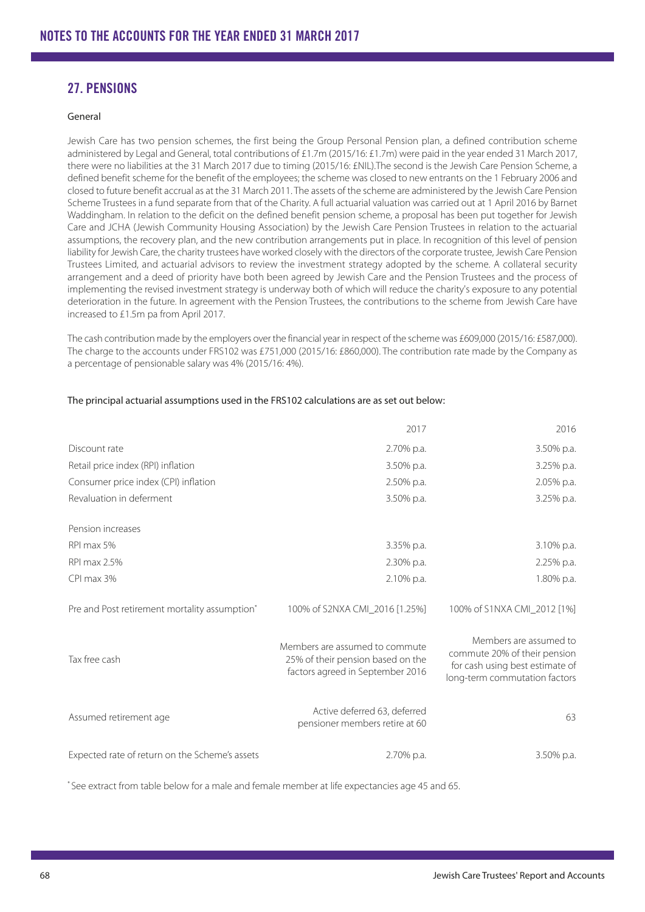## 27. PENSIONS

### General

Jewish Care has two pension schemes, the first being the Group Personal Pension plan, a defined contribution scheme administered by Legal and General, total contributions of £1.7m (2015/16: £1.7m) were paid in the year ended 31 March 2017, there were no liabilities at the 31 March 2017 due to timing (2015/16: £NIL).The second is the Jewish Care Pension Scheme, a defined benefit scheme for the benefit of the employees; the scheme was closed to new entrants on the 1 February 2006 and closed to future benefit accrual as at the 31 March 2011. The assets of the scheme are administered by the Jewish Care Pension Scheme Trustees in a fund separate from that of the Charity. A full actuarial valuation was carried out at 1 April 2016 by Barnet Waddingham. In relation to the deficit on the defined benefit pension scheme, a proposal has been put together for Jewish Care and JCHA (Jewish Community Housing Association) by the Jewish Care Pension Trustees in relation to the actuarial assumptions, the recovery plan, and the new contribution arrangements put in place. In recognition of this level of pension liability for Jewish Care, the charity trustees have worked closely with the directors of the corporate trustee, Jewish Care Pension Trustees Limited, and actuarial advisors to review the investment strategy adopted by the scheme. A collateral security arrangement and a deed of priority have both been agreed by Jewish Care and the Pension Trustees and the process of implementing the revised investment strategy is underway both of which will reduce the charity's exposure to any potential deterioration in the future. In agreement with the Pension Trustees, the contributions to the scheme from Jewish Care have increased to £1.5m pa from April 2017.

The cash contribution made by the employers over the financial year in respect of the scheme was £609,000 (2015/16: £587,000). The charge to the accounts under FRS102 was £751,000 (2015/16: £860,000). The contribution rate made by the Company as a percentage of pensionable salary was 4% (2015/16: 4%).

The principal actuarial assumptions used in the FRS102 calculations are as set out below:

| | 2017 | 2016 |
|---|---|---|
| Discount rate | 2.70% p.a. | 3.50% p.a. |
| Retail price index (RPI) inflation | 3.50% p.a. | 3.25% p.a. |
| Consumer price index (CPI) inflation | 2.50% p.a. | 2.05% p.a. |
| Revaluation in deferment | 3.50% p.a. | 3.25% p.a. |
| Pension increases | | |
| RPI max 5% | 3.35% p.a. | 3.10% p.a. |
| RPI max 2.5% | 2.30% p.a. | 2.25% p.a. |
| CPI max 3% | 2.10% p.a. | 1.80% p.a. |
| Pre and Post retirement mortality assumption* | 100% of S2NXA CMI_2016 [1.25%] | 100% of S1NXA CMI_2012 [1%] |
| Tax free cash | Members are assumed to commute 25% of their pension based on the factors agreed in September 2016 | Members are assumed to commute 20% of their pension for cash using best estimate of long-term commutation factors |
| Assumed retirement age | Active deferred 63, deferred pensioner members retire at 60 | 63 |
| Expected rate of return on the Scheme's assets | 2.70% p.a. | 3.50% p.a. |

* See extract from table below for a male and female member at life expectancies age 45 and 65.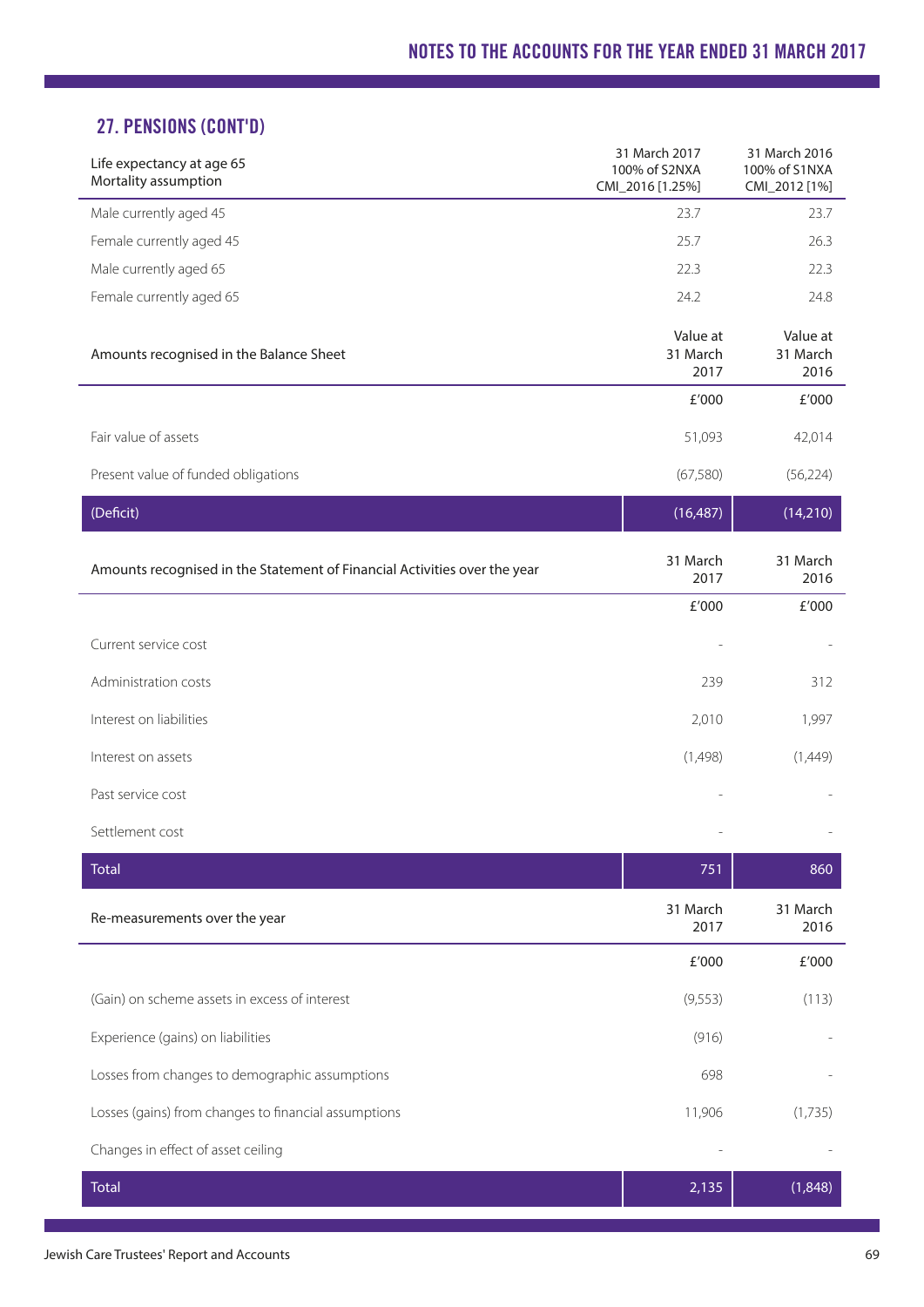## 27. PENSIONS (CONT'D)

| Life expectancy at age 65<br>Mortality assumption | 31 March 2017<br>100% of S2NXA<br>CMI_2016 [1.25%] | 31 March 2016<br>100% of S1NXA<br>CMI_2012 [1%] |
|---|---|---|
| Male currently aged 45 | 23.7 | 23.7 |
| Female currently aged 45 | 25.7 | 26.3 |
| Male currently aged 65 | 22.3 | 22.3 |
| Female currently aged 65 | 24.2 | 24.8 |

| Amounts recognised in the Balance Sheet | Value at 31 March 2017 | Value at 31 March 2016 |
|---|---|---|
| | £'000 | £'000 |
| Fair value of assets | 51,093 | 42,014 |
| Present value of funded obligations | (67,580) | (56,224) |
| (Deficit) | (16,487) | (14,210) |

| Amounts recognised in the Statement of Financial Activities over the year | 31 March 2017 | 31 March 2016 |
|---|---|---|
| | £'000 | £'000 |
| Current service cost | - | - |
| Administration costs | 239 | 312 |
| Interest on liabilities | 2,010 | 1,997 |
| Interest on assets | (1,498) | (1,449) |
| Past service cost | - | - |
| Settlement cost | - | - |
| Total | 751 | 860 |

| Re-measurements over the year | 31 March 2017 | 31 March 2016 |
|---|---|---|
| | £'000 | £'000 |
| (Gain) on scheme assets in excess of interest | (9,553) | (113) |
| Experience (gains) on liabilities | (916) | - |
| Losses from changes to demographic assumptions | 698 | - |
| Losses (gains) from changes to financial assumptions | 11,906 | (1,735) |
| Changes in effect of asset ceiling | - | - |
| Total | 2,135 | (1,848) |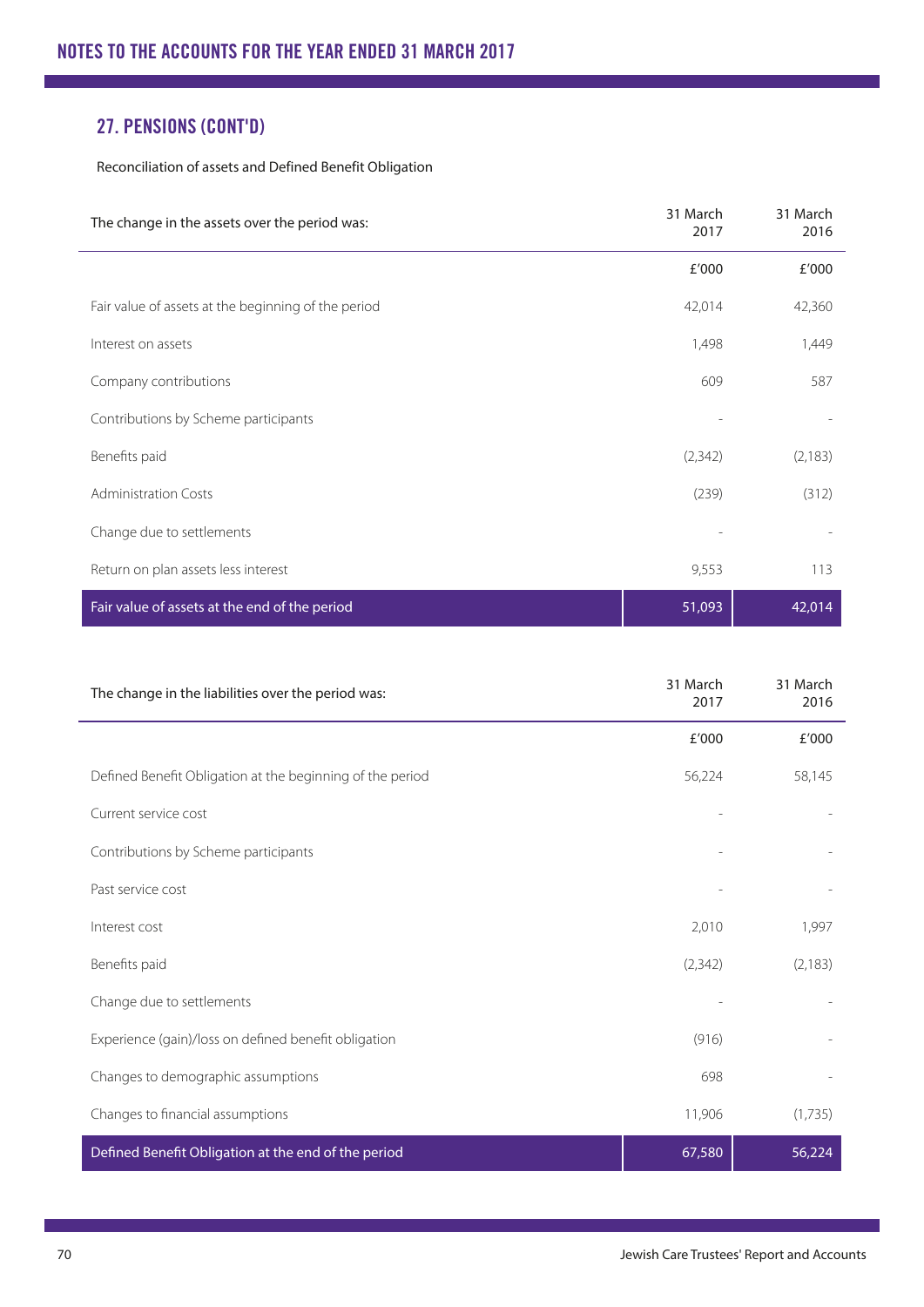# NOTES TO THE ACCOUNTS FOR THE YEAR ENDED 31 MARCH 2017

## 27. PENSIONS (CONT'D)

Reconciliation of assets and Defined Benefit Obligation

| The change in the assets over the period was: | 31 March 2017 | 31 March 2016 |
|---|---|---|
| | £'000 | £'000 |
| Fair value of assets at the beginning of the period | 42,014 | 42,360 |
| Interest on assets | 1,498 | 1,449 |
| Company contributions | 609 | 587 |
| Contributions by Scheme participants | - | - |
| Benefits paid | (2,342) | (2,183) |
| Administration Costs | (239) | (312) |
| Change due to settlements | - | - |
| Return on plan assets less interest | 9,553 | 113 |
| Fair value of assets at the end of the period | 51,093 | 42,014 |

| The change in the liabilities over the period was: | 31 March 2017 | 31 March 2016 |
|---|---|---|
| | £'000 | £'000 |
| Defined Benefit Obligation at the beginning of the period | 56,224 | 58,145 |
| Current service cost | - | - |
| Contributions by Scheme participants | - | - |
| Past service cost | - | - |
| Interest cost | 2,010 | 1,997 |
| Benefits paid | (2,342) | (2,183) |
| Change due to settlements | - | - |
| Experience (gain)/loss on defined benefit obligation | (916) | - |
| Changes to demographic assumptions | 698 | - |
| Changes to financial assumptions | 11,906 | (1,735) |
| Defined Benefit Obligation at the end of the period | 67,580 | 56,224 |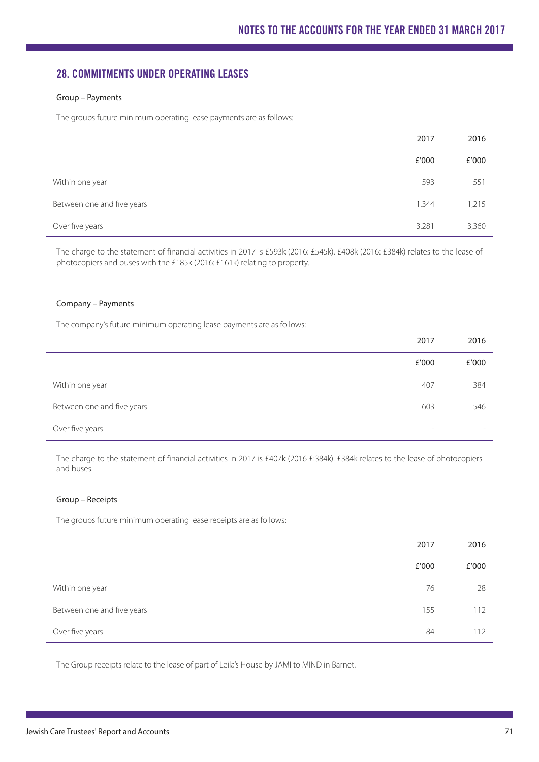## 28. COMMITMENTS UNDER OPERATING LEASES

Group – Payments

The groups future minimum operating lease payments are as follows:

| | 2017 | 2016 |
|---|---|---|
| | £'000 | £'000 |
| Within one year | 593 | 551 |
| Between one and five years | 1,344 | 1,215 |
| Over five years | 3,281 | 3,360 |

The charge to the statement of financial activities in 2017 is £593k (2016: £545k). £408k (2016: £384k) relates to the lease of photocopiers and buses with the £185k (2016: £161k) relating to property.

Company – Payments

The company's future minimum operating lease payments are as follows:

| | 2017 | 2016 |
|---|---|---|
| | £'000 | £'000 |
| Within one year | 407 | 384 |
| Between one and five years | 603 | 546 |
| Over five years | - | - |

The charge to the statement of financial activities in 2017 is £407k (2016 £:384k). £384k relates to the lease of photocopiers and buses.

Group – Receipts

The groups future minimum operating lease receipts are as follows:

| | 2017 | 2016 |
|---|---|---|
| | £'000 | £'000 |
| Within one year | 76 | 28 |
| Between one and five years | 155 | 112 |
| Over five years | 84 | 112 |

The Group receipts relate to the lease of part of Leila's House by JAMI to MIND in Barnet.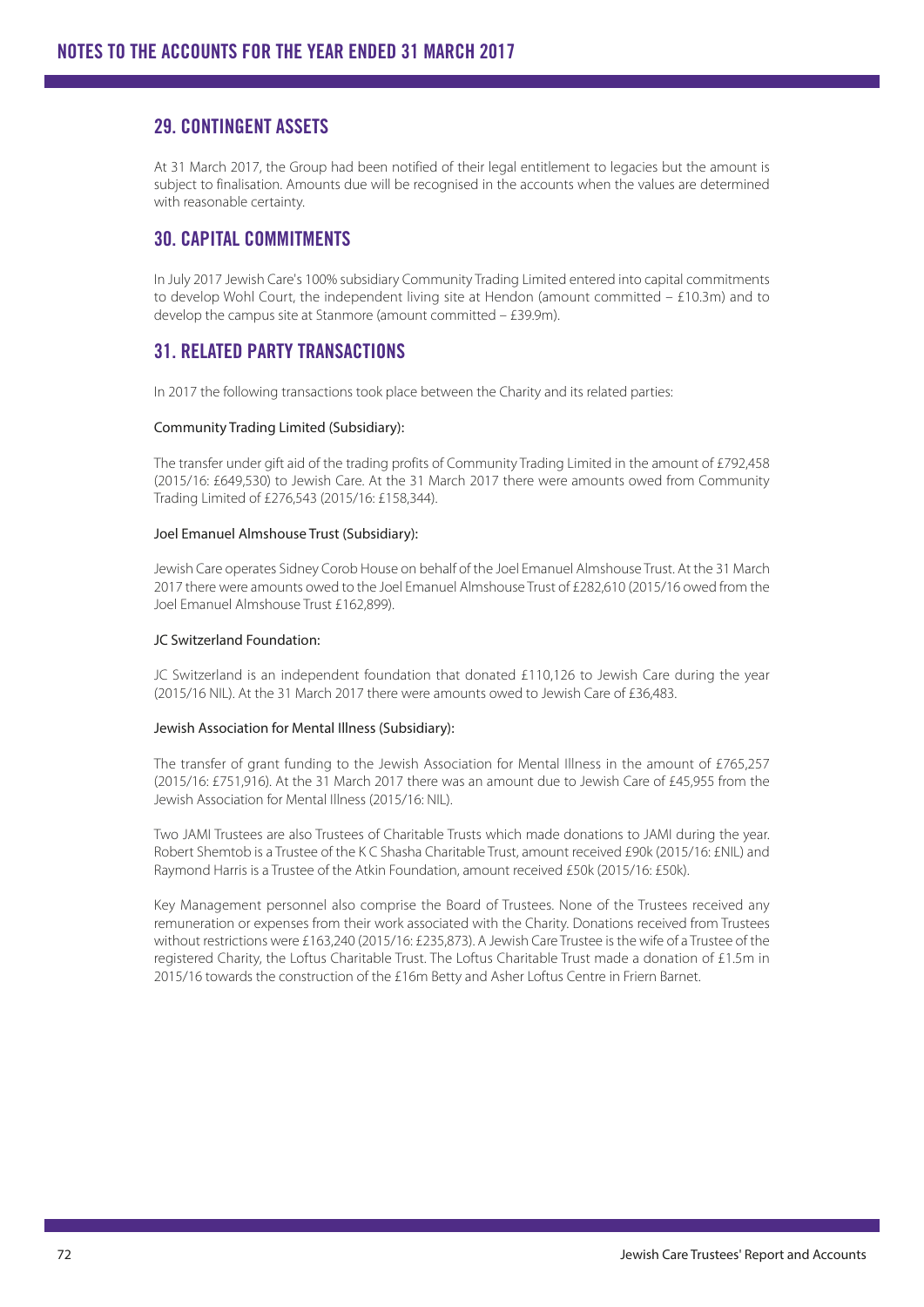# NOTES TO THE ACCOUNTS FOR THE YEAR ENDED 31 MARCH 2017

## 29. CONTINGENT ASSETS

At 31 March 2017, the Group had been notified of their legal entitlement to legacies but the amount is subject to finalisation. Amounts due will be recognised in the accounts when the values are determined with reasonable certainty.

## 30. CAPITAL COMMITMENTS

In July 2017 Jewish Care's 100% subsidiary Community Trading Limited entered into capital commitments to develop Wohl Court, the independent living site at Hendon (amount committed – £10.3m) and to develop the campus site at Stanmore (amount committed – £39.9m).

## 31. RELATED PARTY TRANSACTIONS

In 2017 the following transactions took place between the Charity and its related parties:

Community Trading Limited (Subsidiary):

The transfer under gift aid of the trading profits of Community Trading Limited in the amount of £792,458 (2015/16: £649,530) to Jewish Care. At the 31 March 2017 there were amounts owed from Community Trading Limited of £276,543 (2015/16: £158,344).

Joel Emanuel Almshouse Trust (Subsidiary):

Jewish Care operates Sidney Corob House on behalf of the Joel Emanuel Almshouse Trust. At the 31 March 2017 there were amounts owed to the Joel Emanuel Almshouse Trust of £282,610 (2015/16 owed from the Joel Emanuel Almshouse Trust £162,899).

JC Switzerland Foundation:

JC Switzerland is an independent foundation that donated £110,126 to Jewish Care during the year (2015/16 NIL). At the 31 March 2017 there were amounts owed to Jewish Care of £36,483.

Jewish Association for Mental Illness (Subsidiary):

The transfer of grant funding to the Jewish Association for Mental Illness in the amount of £765,257 (2015/16: £751,916). At the 31 March 2017 there was an amount due to Jewish Care of £45,955 from the Jewish Association for Mental Illness (2015/16: NIL).

Two JAMI Trustees are also Trustees of Charitable Trusts which made donations to JAMI during the year. Robert Shemtob is a Trustee of the K C Shasha Charitable Trust, amount received £90k (2015/16: £NIL) and Raymond Harris is a Trustee of the Atkin Foundation, amount received £50k (2015/16: £50k).

Key Management personnel also comprise the Board of Trustees. None of the Trustees received any remuneration or expenses from their work associated with the Charity. Donations received from Trustees without restrictions were £163,240 (2015/16: £235,873). A Jewish Care Trustee is the wife of a Trustee of the registered Charity, the Loftus Charitable Trust. The Loftus Charitable Trust made a donation of £1.5m in 2015/16 towards the construction of the £16m Betty and Asher Loftus Centre in Friern Barnet.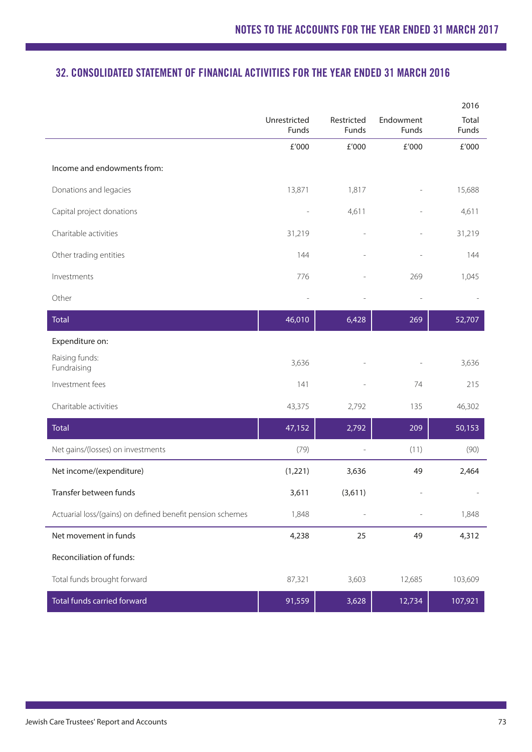## 32. CONSOLIDATED STATEMENT OF FINANCIAL ACTIVITIES FOR THE YEAR ENDED 31 MARCH 2016

| | Unrestricted Funds | Restricted Funds | Endowment Funds | 2016 Total Funds |
|---|---|---|---|---|
| | £'000 | £'000 | £'000 | £'000 |
| Income and endowments from: | | | | |
| Donations and legacies | 13,871 | 1,817 | - | 15,688 |
| Capital project donations | - | 4,611 | - | 4,611 |
| Charitable activities | 31,219 | - | - | 31,219 |
| Other trading entities | 144 | - | - | 144 |
| Investments | 776 | - | 269 | 1,045 |
| Other | - | - | - | - |
| Total | 46,010 | 6,428 | 269 | 52,707 |
| Expenditure on: | | | | |
| Raising funds: Fundraising | 3,636 | - | - | 3,636 |
| Investment fees | 141 | - | 74 | 215 |
| Charitable activities | 43,375 | 2,792 | 135 | 46,302 |
| Total | 47,152 | 2,792 | 209 | 50,153 |
| Net gains/(losses) on investments | (79) | - | (11) | (90) |
| **Net income/(expenditure)** | **(1,221)** | **3,636** | **49** | **2,464** |
| **Transfer between funds** | **3,611** | **(3,611)** | - | - |
| Actuarial loss/(gains) on defined benefit pension schemes | 1,848 | - | - | 1,848 |
| **Net movement in funds** | **4,238** | **25** | **49** | **4,312** |
| Reconciliation of funds: | | | | |
| Total funds brought forward | 87,321 | 3,603 | 12,685 | 103,609 |
| Total funds carried forward | 91,559 | 3,628 | 12,734 | 107,921 |